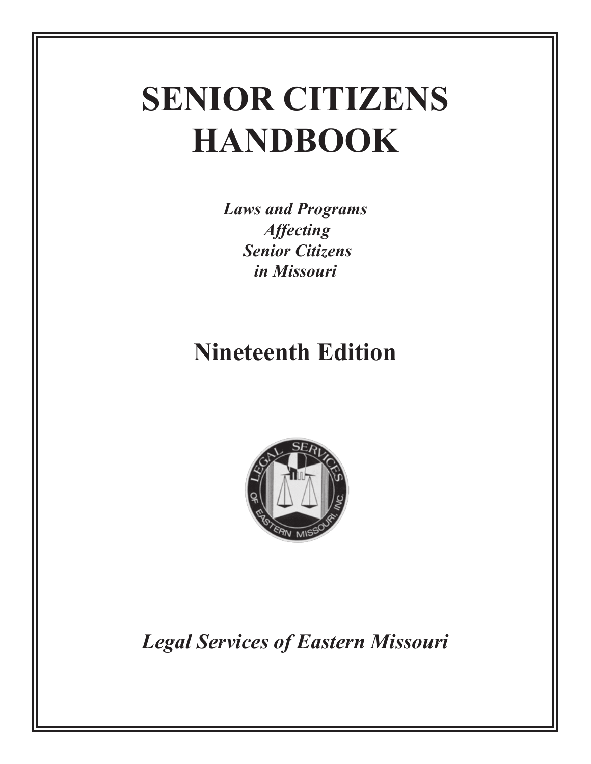# SENIOR CITIZENS HANDBOOK

***Laws and Programs Affecting Senior Citizens in Missouri***

## Nineteenth Edition

***Legal Services of Eastern Missouri***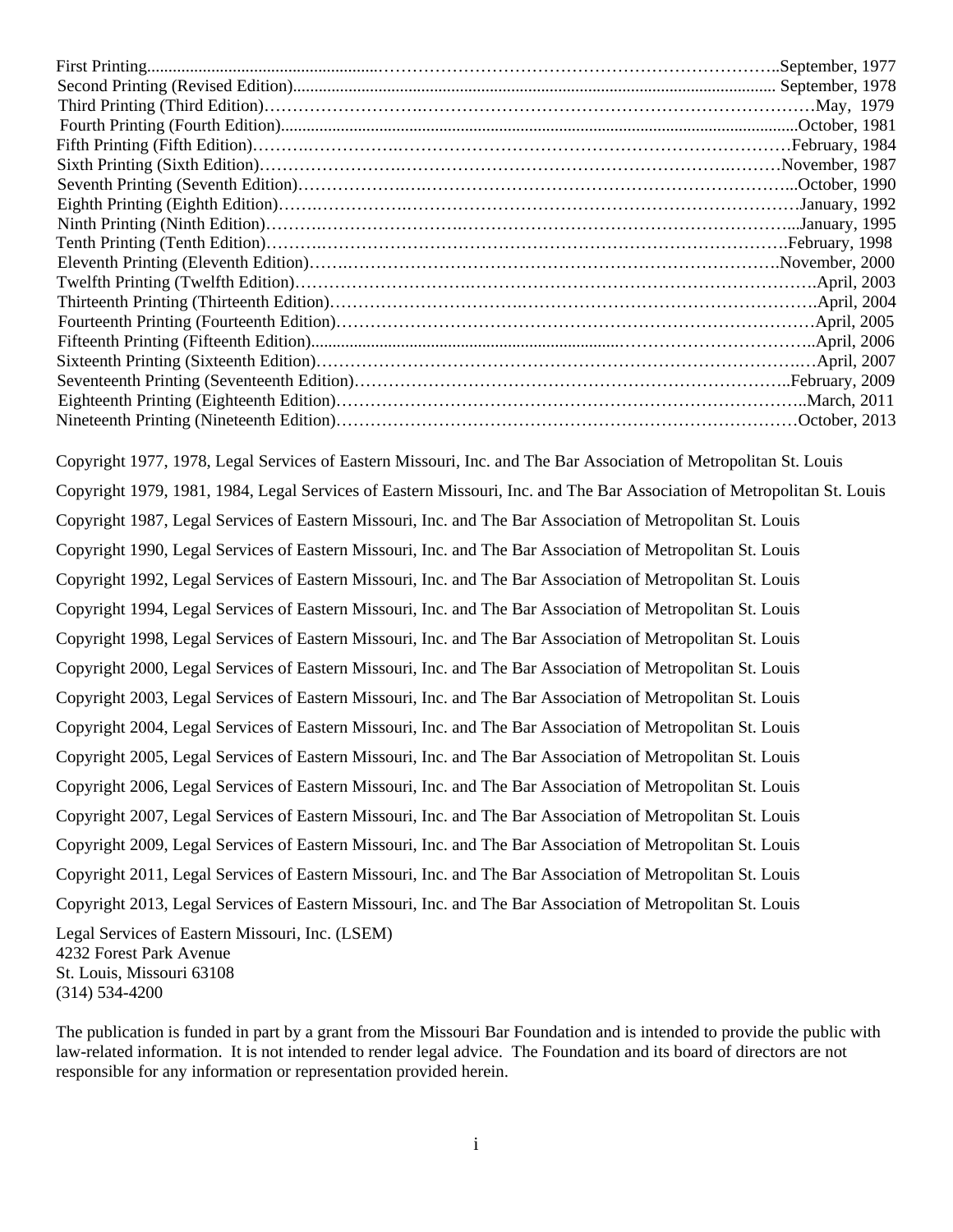First Printing............................................................................................................................September, 1977
Second Printing (Revised Edition).......................................................................................................... September, 1978
Third Printing (Third Edition)……………………………………………………………………………………May, 1979
Fourth Printing (Fourth Edition).........................................................................................................................October, 1981
Fifth Printing (Fifth Edition)……………………………………………………………………………………February, 1984
Sixth Printing (Sixth Edition)…………………………………………………………………………………November, 1987
Seventh Printing (Seventh Edition)……………………………………………………………………………...October, 1990
Eighth Printing (Eighth Edition)……………………………………………………………………………….January, 1992
Ninth Printing (Ninth Edition)…………………………………………………………………………………...January, 1995
Tenth Printing (Tenth Edition)……………………………………………………………………………….February, 1998
Eleventh Printing (Eleventh Edition)………………………………………………………………………….November, 2000
Twelfth Printing (Twelfth Edition)………………………………………………………………………………….April, 2003
Thirteenth Printing (Thirteenth Edition)………………………………………………………………………….April, 2004
Fourteenth Printing (Fourteenth Edition)…………………………………………………………………………April, 2005
Fifteenth Printing (Fifteenth Edition)................................................................................…………………………..April, 2006
Sixteenth Printing (Sixteenth Edition)……………………………………………………………………………April, 2007
Seventeenth Printing (Seventeenth Edition)…………………………………………………………………..February, 2009
Eighteenth Printing (Eighteenth Edition)………………………………………………………………………..March, 2011
Nineteenth Printing (Nineteenth Edition)……………………………………………………………………October, 2013

Copyright 1977, 1978, Legal Services of Eastern Missouri, Inc. and The Bar Association of Metropolitan St. Louis

Copyright 1979, 1981, 1984, Legal Services of Eastern Missouri, Inc. and The Bar Association of Metropolitan St. Louis

Copyright 1987, Legal Services of Eastern Missouri, Inc. and The Bar Association of Metropolitan St. Louis

Copyright 1990, Legal Services of Eastern Missouri, Inc. and The Bar Association of Metropolitan St. Louis

Copyright 1992, Legal Services of Eastern Missouri, Inc. and The Bar Association of Metropolitan St. Louis

Copyright 1994, Legal Services of Eastern Missouri, Inc. and The Bar Association of Metropolitan St. Louis

Copyright 1998, Legal Services of Eastern Missouri, Inc. and The Bar Association of Metropolitan St. Louis

Copyright 2000, Legal Services of Eastern Missouri, Inc. and The Bar Association of Metropolitan St. Louis

Copyright 2003, Legal Services of Eastern Missouri, Inc. and The Bar Association of Metropolitan St. Louis

Copyright 2004, Legal Services of Eastern Missouri, Inc. and The Bar Association of Metropolitan St. Louis

Copyright 2005, Legal Services of Eastern Missouri, Inc. and The Bar Association of Metropolitan St. Louis

Copyright 2006, Legal Services of Eastern Missouri, Inc. and The Bar Association of Metropolitan St. Louis

Copyright 2007, Legal Services of Eastern Missouri, Inc. and The Bar Association of Metropolitan St. Louis

Copyright 2009, Legal Services of Eastern Missouri, Inc. and The Bar Association of Metropolitan St. Louis

Copyright 2011, Legal Services of Eastern Missouri, Inc. and The Bar Association of Metropolitan St. Louis

Copyright 2013, Legal Services of Eastern Missouri, Inc. and The Bar Association of Metropolitan St. Louis

Legal Services of Eastern Missouri, Inc. (LSEM)
4232 Forest Park Avenue
St. Louis, Missouri 63108
(314) 534-4200

The publication is funded in part by a grant from the Missouri Bar Foundation and is intended to provide the public with law-related information. It is not intended to render legal advice. The Foundation and its board of directors are not responsible for any information or representation provided herein.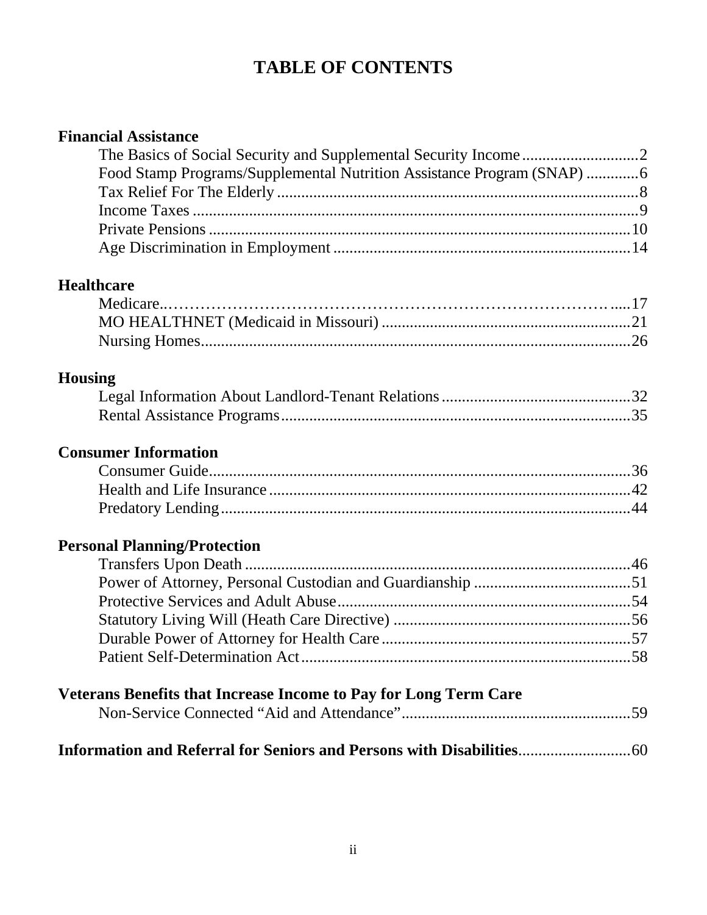# TABLE OF CONTENTS

**Financial Assistance**

- The Basics of Social Security and Supplemental Security Income............................2
- Food Stamp Programs/Supplemental Nutrition Assistance Program (SNAP) .............6
- Tax Relief For The Elderly.........................................................................................8
- Income Taxes ............................................................................................................9
- Private Pensions.......................................................................................................10
- Age Discrimination in Employment.........................................................................14

**Healthcare**

- Medicare..………………………………………………………………………….....17
- MO HEALTHNET (Medicaid in Missouri) .............................................................21
- Nursing Homes..........................................................................................................26

**Housing**

- Legal Information About Landlord-Tenant Relations...............................................32
- Rental Assistance Programs......................................................................................35

**Consumer Information**

- Consumer Guide........................................................................................................36
- Health and Life Insurance.........................................................................................42
- Predatory Lending.....................................................................................................44

**Personal Planning/Protection**

- Transfers Upon Death ...............................................................................................46
- Power of Attorney, Personal Custodian and Guardianship .......................................51
- Protective Services and Adult Abuse........................................................................54
- Statutory Living Will (Heath Care Directive) ...........................................................56
- Durable Power of Attorney for Health Care..............................................................57
- Patient Self-Determination Act.................................................................................58

**Veterans Benefits that Increase Income to Pay for Long Term Care**

- Non-Service Connected “Aid and Attendance”.........................................................59

**Information and Referral for Seniors and Persons with Disabilities**............................60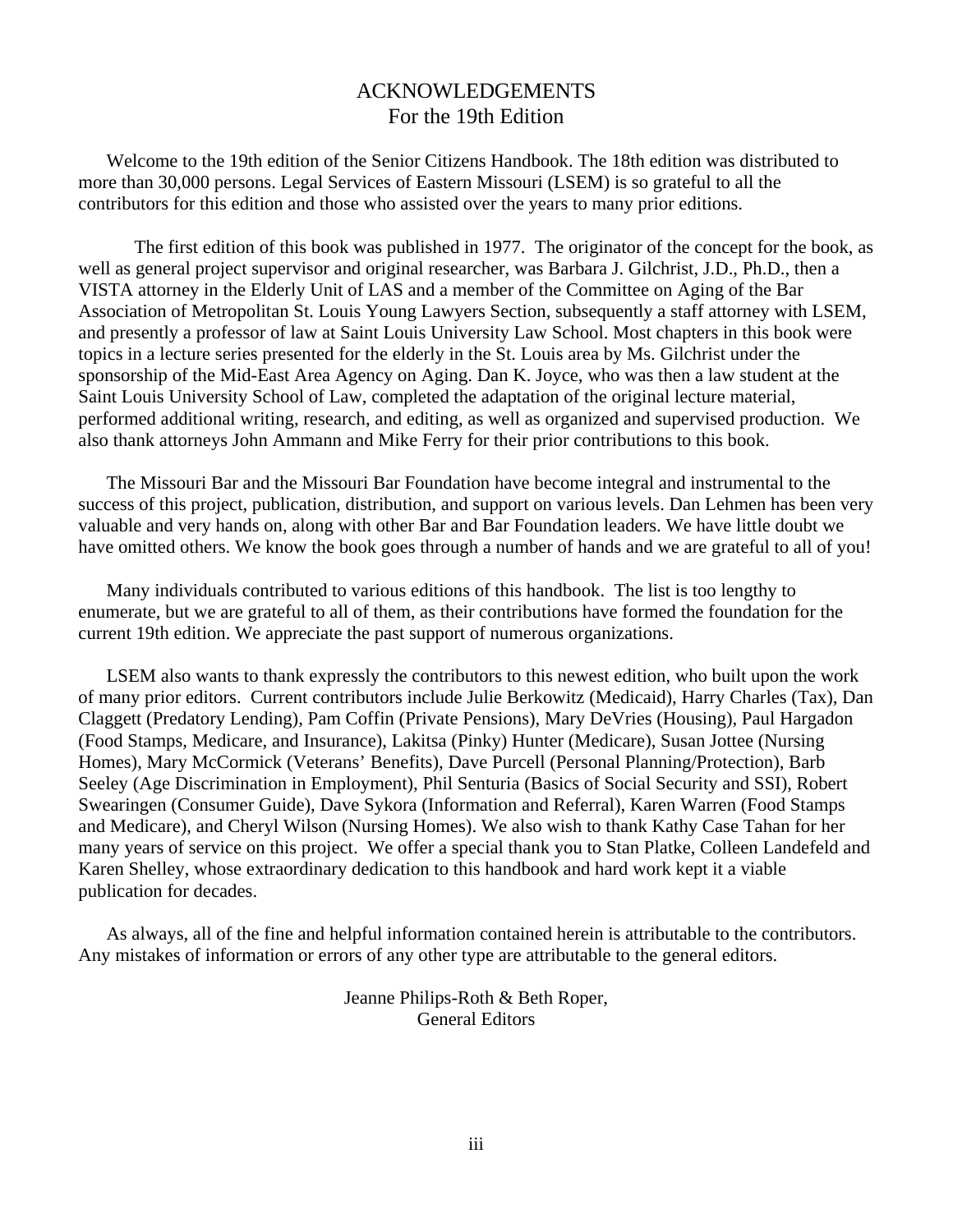# ACKNOWLEDGEMENTS
## For the 19th Edition

Welcome to the 19th edition of the Senior Citizens Handbook. The 18th edition was distributed to more than 30,000 persons. Legal Services of Eastern Missouri (LSEM) is so grateful to all the contributors for this edition and those who assisted over the years to many prior editions.

The first edition of this book was published in 1977. The originator of the concept for the book, as well as general project supervisor and original researcher, was Barbara J. Gilchrist, J.D., Ph.D., then a VISTA attorney in the Elderly Unit of LAS and a member of the Committee on Aging of the Bar Association of Metropolitan St. Louis Young Lawyers Section, subsequently a staff attorney with LSEM, and presently a professor of law at Saint Louis University Law School. Most chapters in this book were topics in a lecture series presented for the elderly in the St. Louis area by Ms. Gilchrist under the sponsorship of the Mid-East Area Agency on Aging. Dan K. Joyce, who was then a law student at the Saint Louis University School of Law, completed the adaptation of the original lecture material, performed additional writing, research, and editing, as well as organized and supervised production. We also thank attorneys John Ammann and Mike Ferry for their prior contributions to this book.

The Missouri Bar and the Missouri Bar Foundation have become integral and instrumental to the success of this project, publication, distribution, and support on various levels. Dan Lehmen has been very valuable and very hands on, along with other Bar and Bar Foundation leaders. We have little doubt we have omitted others. We know the book goes through a number of hands and we are grateful to all of you!

Many individuals contributed to various editions of this handbook. The list is too lengthy to enumerate, but we are grateful to all of them, as their contributions have formed the foundation for the current 19th edition. We appreciate the past support of numerous organizations.

LSEM also wants to thank expressly the contributors to this newest edition, who built upon the work of many prior editors. Current contributors include Julie Berkowitz (Medicaid), Harry Charles (Tax), Dan Claggett (Predatory Lending), Pam Coffin (Private Pensions), Mary DeVries (Housing), Paul Hargadon (Food Stamps, Medicare, and Insurance), Lakitsa (Pinky) Hunter (Medicare), Susan Jottee (Nursing Homes), Mary McCormick (Veterans' Benefits), Dave Purcell (Personal Planning/Protection), Barb Seeley (Age Discrimination in Employment), Phil Senturia (Basics of Social Security and SSI), Robert Swearingen (Consumer Guide), Dave Sykora (Information and Referral), Karen Warren (Food Stamps and Medicare), and Cheryl Wilson (Nursing Homes). We also wish to thank Kathy Case Tahan for her many years of service on this project. We offer a special thank you to Stan Platke, Colleen Landefeld and Karen Shelley, whose extraordinary dedication to this handbook and hard work kept it a viable publication for decades.

As always, all of the fine and helpful information contained herein is attributable to the contributors. Any mistakes of information or errors of any other type are attributable to the general editors.

Jeanne Philips-Roth & Beth Roper,
General Editors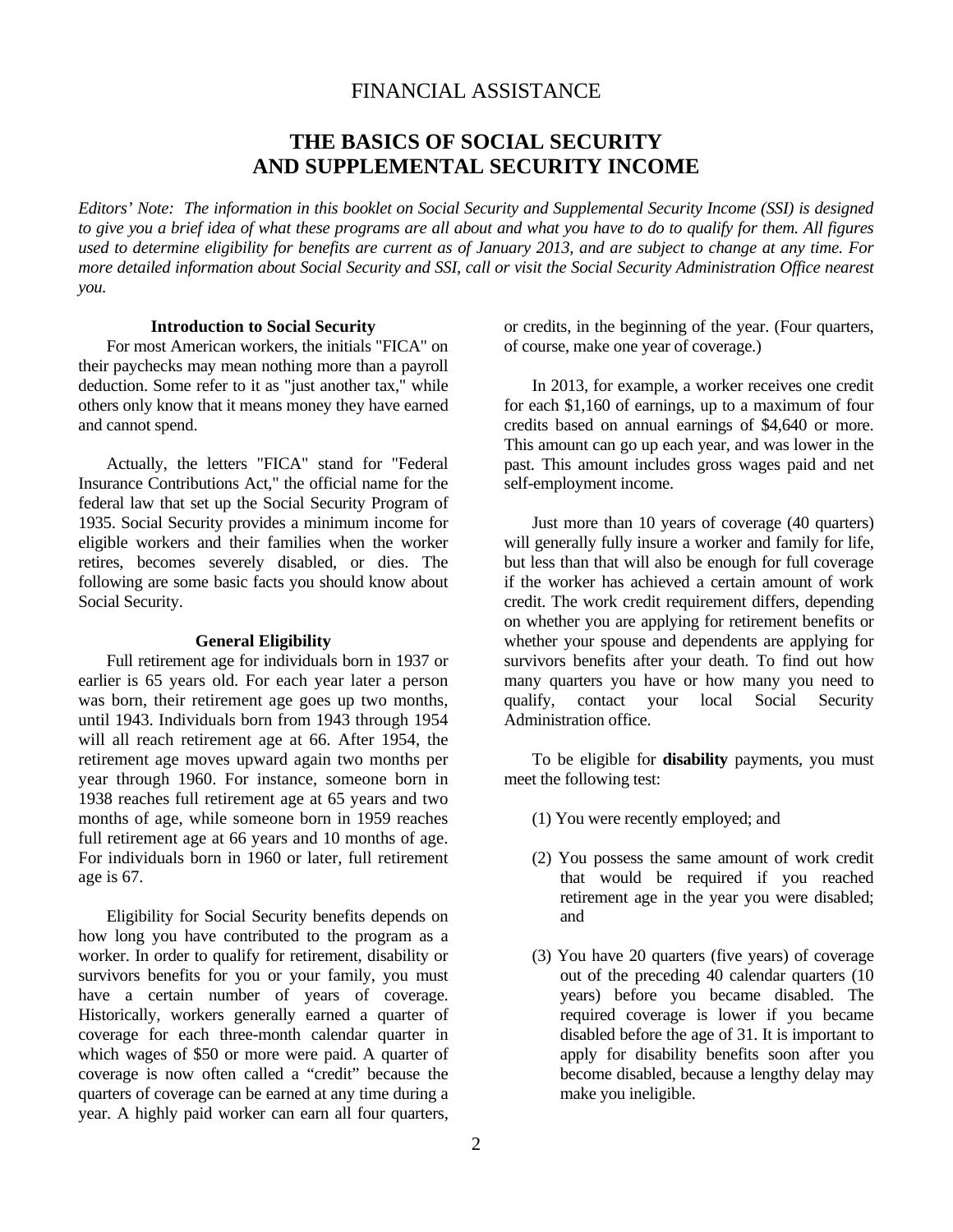# FINANCIAL ASSISTANCE

## THE BASICS OF SOCIAL SECURITY AND SUPPLEMENTAL SECURITY INCOME

*Editors' Note: The information in this booklet on Social Security and Supplemental Security Income (SSI) is designed to give you a brief idea of what these programs are all about and what you have to do to qualify for them. All figures used to determine eligibility for benefits are current as of January 2013, and are subject to change at any time. For more detailed information about Social Security and SSI, call or visit the Social Security Administration Office nearest you.*

### Introduction to Social Security

For most American workers, the initials "FICA" on their paychecks may mean nothing more than a payroll deduction. Some refer to it as "just another tax," while others only know that it means money they have earned and cannot spend.

Actually, the letters "FICA" stand for "Federal Insurance Contributions Act," the official name for the federal law that set up the Social Security Program of 1935. Social Security provides a minimum income for eligible workers and their families when the worker retires, becomes severely disabled, or dies. The following are some basic facts you should know about Social Security.

### General Eligibility

Full retirement age for individuals born in 1937 or earlier is 65 years old. For each year later a person was born, their retirement age goes up two months, until 1943. Individuals born from 1943 through 1954 will all reach retirement age at 66. After 1954, the retirement age moves upward again two months per year through 1960. For instance, someone born in 1938 reaches full retirement age at 65 years and two months of age, while someone born in 1959 reaches full retirement age at 66 years and 10 months of age. For individuals born in 1960 or later, full retirement age is 67.

Eligibility for Social Security benefits depends on how long you have contributed to the program as a worker. In order to qualify for retirement, disability or survivors benefits for you or your family, you must have a certain number of years of coverage. Historically, workers generally earned a quarter of coverage for each three-month calendar quarter in which wages of $50 or more were paid. A quarter of coverage is now often called a "credit" because the quarters of coverage can be earned at any time during a year. A highly paid worker can earn all four quarters, or credits, in the beginning of the year. (Four quarters, of course, make one year of coverage.)

In 2013, for example, a worker receives one credit for each $1,160 of earnings, up to a maximum of four credits based on annual earnings of $4,640 or more. This amount can go up each year, and was lower in the past. This amount includes gross wages paid and net self-employment income.

Just more than 10 years of coverage (40 quarters) will generally fully insure a worker and family for life, but less than that will also be enough for full coverage if the worker has achieved a certain amount of work credit. The work credit requirement differs, depending on whether you are applying for retirement benefits or whether your spouse and dependents are applying for survivors benefits after your death. To find out how many quarters you have or how many you need to qualify, contact your local Social Security Administration office.

To be eligible for **disability** payments, you must meet the following test:

(1) You were recently employed; and

(2) You possess the same amount of work credit that would be required if you reached retirement age in the year you were disabled; and

(3) You have 20 quarters (five years) of coverage out of the preceding 40 calendar quarters (10 years) before you became disabled. The required coverage is lower if you became disabled before the age of 31. It is important to apply for disability benefits soon after you become disabled, because a lengthy delay may make you ineligible.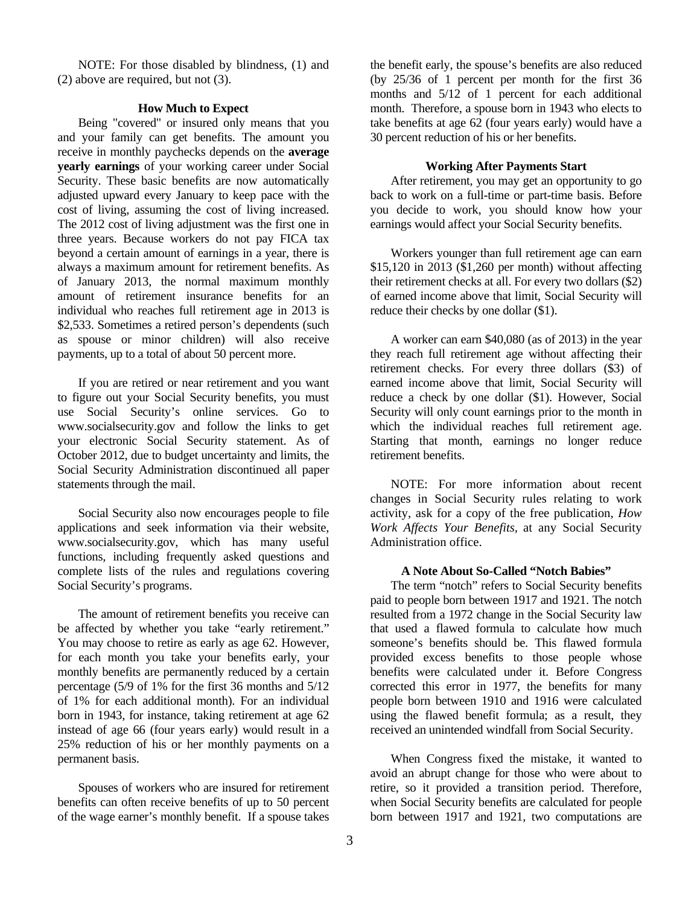NOTE: For those disabled by blindness, (1) and (2) above are required, but not (3).

### How Much to Expect

Being "covered" or insured only means that you and your family can get benefits. The amount you receive in monthly paychecks depends on the **average yearly earnings** of your working career under Social Security. These basic benefits are now automatically adjusted upward every January to keep pace with the cost of living, assuming the cost of living increased. The 2012 cost of living adjustment was the first one in three years. Because workers do not pay FICA tax beyond a certain amount of earnings in a year, there is always a maximum amount for retirement benefits. As of January 2013, the normal maximum monthly amount of retirement insurance benefits for an individual who reaches full retirement age in 2013 is $2,533. Sometimes a retired person's dependents (such as spouse or minor children) will also receive payments, up to a total of about 50 percent more.

If you are retired or near retirement and you want to figure out your Social Security benefits, you must use Social Security's online services. Go to www.socialsecurity.gov and follow the links to get your electronic Social Security statement. As of October 2012, due to budget uncertainty and limits, the Social Security Administration discontinued all paper statements through the mail.

Social Security also now encourages people to file applications and seek information via their website, www.socialsecurity.gov, which has many useful functions, including frequently asked questions and complete lists of the rules and regulations covering Social Security's programs.

The amount of retirement benefits you receive can be affected by whether you take "early retirement." You may choose to retire as early as age 62. However, for each month you take your benefits early, your monthly benefits are permanently reduced by a certain percentage (5/9 of 1% for the first 36 months and 5/12 of 1% for each additional month). For an individual born in 1943, for instance, taking retirement at age 62 instead of age 66 (four years early) would result in a 25% reduction of his or her monthly payments on a permanent basis.

Spouses of workers who are insured for retirement benefits can often receive benefits of up to 50 percent of the wage earner's monthly benefit. If a spouse takes the benefit early, the spouse's benefits are also reduced (by 25/36 of 1 percent per month for the first 36 months and 5/12 of 1 percent for each additional month. Therefore, a spouse born in 1943 who elects to take benefits at age 62 (four years early) would have a 30 percent reduction of his or her benefits.

### Working After Payments Start

After retirement, you may get an opportunity to go back to work on a full-time or part-time basis. Before you decide to work, you should know how your earnings would affect your Social Security benefits.

Workers younger than full retirement age can earn $15,120 in 2013 ($1,260 per month) without affecting their retirement checks at all. For every two dollars ($2) of earned income above that limit, Social Security will reduce their checks by one dollar ($1).

A worker can earn $40,080 (as of 2013) in the year they reach full retirement age without affecting their retirement checks. For every three dollars ($3) of earned income above that limit, Social Security will reduce a check by one dollar ($1). However, Social Security will only count earnings prior to the month in which the individual reaches full retirement age. Starting that month, earnings no longer reduce retirement benefits.

NOTE: For more information about recent changes in Social Security rules relating to work activity, ask for a copy of the free publication, *How Work Affects Your Benefits*, at any Social Security Administration office.

### A Note About So-Called "Notch Babies"

The term "notch" refers to Social Security benefits paid to people born between 1917 and 1921. The notch resulted from a 1972 change in the Social Security law that used a flawed formula to calculate how much someone's benefits should be. This flawed formula provided excess benefits to those people whose benefits were calculated under it. Before Congress corrected this error in 1977, the benefits for many people born between 1910 and 1916 were calculated using the flawed benefit formula; as a result, they received an unintended windfall from Social Security.

When Congress fixed the mistake, it wanted to avoid an abrupt change for those who were about to retire, so it provided a transition period. Therefore, when Social Security benefits are calculated for people born between 1917 and 1921, two computations are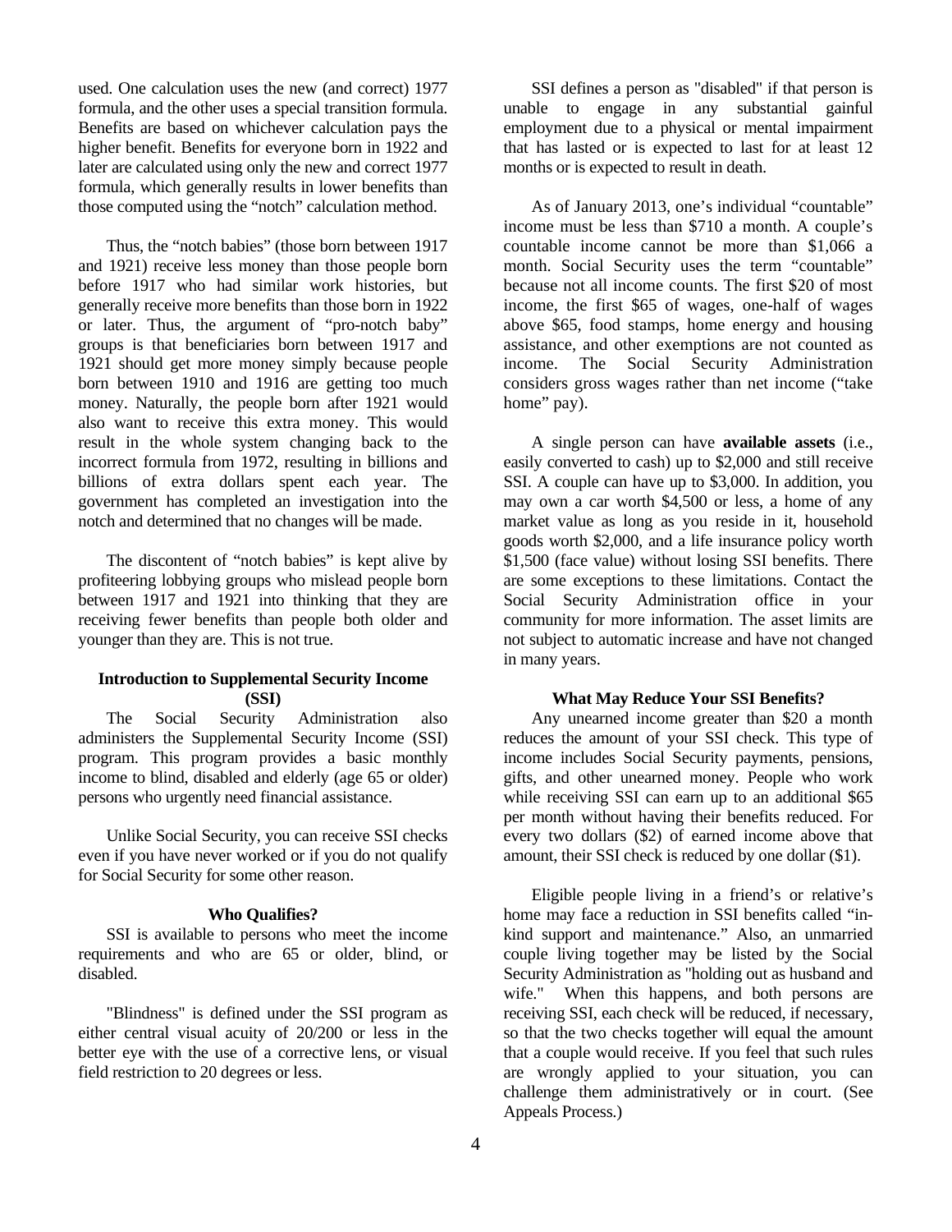used. One calculation uses the new (and correct) 1977 formula, and the other uses a special transition formula. Benefits are based on whichever calculation pays the higher benefit. Benefits for everyone born in 1922 and later are calculated using only the new and correct 1977 formula, which generally results in lower benefits than those computed using the "notch" calculation method.

Thus, the "notch babies" (those born between 1917 and 1921) receive less money than those people born before 1917 who had similar work histories, but generally receive more benefits than those born in 1922 or later. Thus, the argument of "pro-notch baby" groups is that beneficiaries born between 1917 and 1921 should get more money simply because people born between 1910 and 1916 are getting too much money. Naturally, the people born after 1921 would also want to receive this extra money. This would result in the whole system changing back to the incorrect formula from 1972, resulting in billions and billions of extra dollars spent each year. The government has completed an investigation into the notch and determined that no changes will be made.

The discontent of "notch babies" is kept alive by profiteering lobbying groups who mislead people born between 1917 and 1921 into thinking that they are receiving fewer benefits than people both older and younger than they are. This is not true.

### Introduction to Supplemental Security Income (SSI)

The Social Security Administration also administers the Supplemental Security Income (SSI) program. This program provides a basic monthly income to blind, disabled and elderly (age 65 or older) persons who urgently need financial assistance.

Unlike Social Security, you can receive SSI checks even if you have never worked or if you do not qualify for Social Security for some other reason.

### Who Qualifies?

SSI is available to persons who meet the income requirements and who are 65 or older, blind, or disabled.

"Blindness" is defined under the SSI program as either central visual acuity of 20/200 or less in the better eye with the use of a corrective lens, or visual field restriction to 20 degrees or less.

SSI defines a person as "disabled" if that person is unable to engage in any substantial gainful employment due to a physical or mental impairment that has lasted or is expected to last for at least 12 months or is expected to result in death.

As of January 2013, one's individual "countable" income must be less than $710 a month. A couple's countable income cannot be more than $1,066 a month. Social Security uses the term "countable" because not all income counts. The first $20 of most income, the first $65 of wages, one-half of wages above $65, food stamps, home energy and housing assistance, and other exemptions are not counted as income. The Social Security Administration considers gross wages rather than net income ("take home" pay).

A single person can have **available assets** (i.e., easily converted to cash) up to $2,000 and still receive SSI. A couple can have up to $3,000. In addition, you may own a car worth $4,500 or less, a home of any market value as long as you reside in it, household goods worth $2,000, and a life insurance policy worth $1,500 (face value) without losing SSI benefits. There are some exceptions to these limitations. Contact the Social Security Administration office in your community for more information. The asset limits are not subject to automatic increase and have not changed in many years.

### What May Reduce Your SSI Benefits?

Any unearned income greater than $20 a month reduces the amount of your SSI check. This type of income includes Social Security payments, pensions, gifts, and other unearned money. People who work while receiving SSI can earn up to an additional $65 per month without having their benefits reduced. For every two dollars ($2) of earned income above that amount, their SSI check is reduced by one dollar ($1).

Eligible people living in a friend's or relative's home may face a reduction in SSI benefits called "in-kind support and maintenance." Also, an unmarried couple living together may be listed by the Social Security Administration as "holding out as husband and wife." When this happens, and both persons are receiving SSI, each check will be reduced, if necessary, so that the two checks together will equal the amount that a couple would receive. If you feel that such rules are wrongly applied to your situation, you can challenge them administratively or in court. (See Appeals Process.)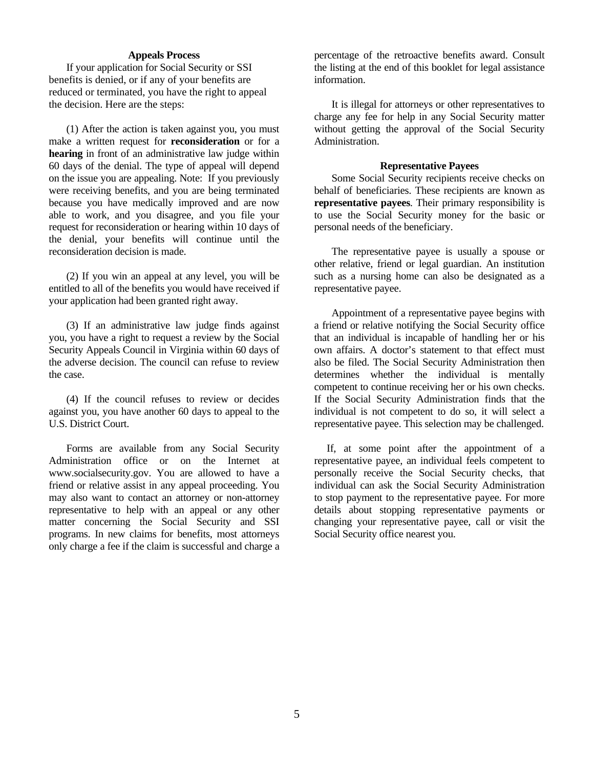### Appeals Process

If your application for Social Security or SSI benefits is denied, or if any of your benefits are reduced or terminated, you have the right to appeal the decision. Here are the steps:

(1) After the action is taken against you, you must make a written request for **reconsideration** or for a **hearing** in front of an administrative law judge within 60 days of the denial. The type of appeal will depend on the issue you are appealing. Note: If you previously were receiving benefits, and you are being terminated because you have medically improved and are now able to work, and you disagree, and you file your request for reconsideration or hearing within 10 days of the denial, your benefits will continue until the reconsideration decision is made.

(2) If you win an appeal at any level, you will be entitled to all of the benefits you would have received if your application had been granted right away.

(3) If an administrative law judge finds against you, you have a right to request a review by the Social Security Appeals Council in Virginia within 60 days of the adverse decision. The council can refuse to review the case.

(4) If the council refuses to review or decides against you, you have another 60 days to appeal to the U.S. District Court.

Forms are available from any Social Security Administration office or on the Internet at www.socialsecurity.gov. You are allowed to have a friend or relative assist in any appeal proceeding. You may also want to contact an attorney or non-attorney representative to help with an appeal or any other matter concerning the Social Security and SSI programs. In new claims for benefits, most attorneys only charge a fee if the claim is successful and charge a percentage of the retroactive benefits award. Consult the listing at the end of this booklet for legal assistance information.

It is illegal for attorneys or other representatives to charge any fee for help in any Social Security matter without getting the approval of the Social Security Administration.

### Representative Payees

Some Social Security recipients receive checks on behalf of beneficiaries. These recipients are known as **representative payees**. Their primary responsibility is to use the Social Security money for the basic or personal needs of the beneficiary.

The representative payee is usually a spouse or other relative, friend or legal guardian. An institution such as a nursing home can also be designated as a representative payee.

Appointment of a representative payee begins with a friend or relative notifying the Social Security office that an individual is incapable of handling her or his own affairs. A doctor's statement to that effect must also be filed. The Social Security Administration then determines whether the individual is mentally competent to continue receiving her or his own checks. If the Social Security Administration finds that the individual is not competent to do so, it will select a representative payee. This selection may be challenged.

If, at some point after the appointment of a representative payee, an individual feels competent to personally receive the Social Security checks, that individual can ask the Social Security Administration to stop payment to the representative payee. For more details about stopping representative payments or changing your representative payee, call or visit the Social Security office nearest you.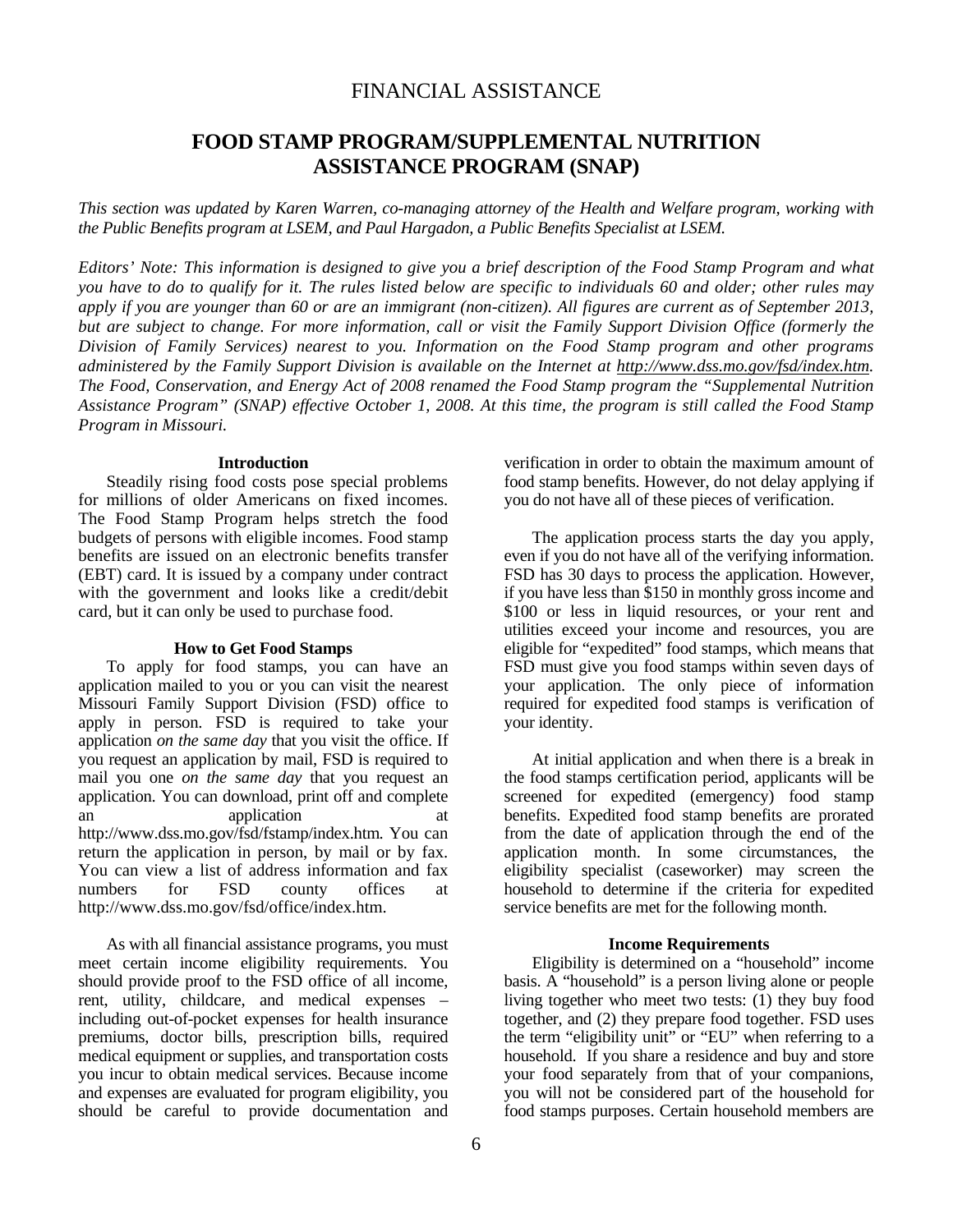# FINANCIAL ASSISTANCE

## FOOD STAMP PROGRAM/SUPPLEMENTAL NUTRITION ASSISTANCE PROGRAM (SNAP)

*This section was updated by Karen Warren, co-managing attorney of the Health and Welfare program, working with the Public Benefits program at LSEM, and Paul Hargadon, a Public Benefits Specialist at LSEM.*

*Editors' Note: This information is designed to give you a brief description of the Food Stamp Program and what you have to do to qualify for it. The rules listed below are specific to individuals 60 and older; other rules may apply if you are younger than 60 or are an immigrant (non-citizen). All figures are current as of September 2013, but are subject to change. For more information, call or visit the Family Support Division Office (formerly the Division of Family Services) nearest to you. Information on the Food Stamp program and other programs administered by the Family Support Division is available on the Internet at http://www.dss.mo.gov/fsd/index.htm. The Food, Conservation, and Energy Act of 2008 renamed the Food Stamp program the "Supplemental Nutrition Assistance Program" (SNAP) effective October 1, 2008. At this time, the program is still called the Food Stamp Program in Missouri.*

### Introduction

Steadily rising food costs pose special problems for millions of older Americans on fixed incomes. The Food Stamp Program helps stretch the food budgets of persons with eligible incomes. Food stamp benefits are issued on an electronic benefits transfer (EBT) card. It is issued by a company under contract with the government and looks like a credit/debit card, but it can only be used to purchase food.

### How to Get Food Stamps

To apply for food stamps, you can have an application mailed to you or you can visit the nearest Missouri Family Support Division (FSD) office to apply in person. FSD is required to take your application *on the same day* that you visit the office. If you request an application by mail, FSD is required to mail you one *on the same day* that you request an application. You can download, print off and complete an application at http://www.dss.mo.gov/fsd/fstamp/index.htm. You can return the application in person, by mail or by fax. You can view a list of address information and fax numbers for FSD county offices at http://www.dss.mo.gov/fsd/office/index.htm.

As with all financial assistance programs, you must meet certain income eligibility requirements. You should provide proof to the FSD office of all income, rent, utility, childcare, and medical expenses – including out-of-pocket expenses for health insurance premiums, doctor bills, prescription bills, required medical equipment or supplies, and transportation costs you incur to obtain medical services. Because income and expenses are evaluated for program eligibility, you should be careful to provide documentation and verification in order to obtain the maximum amount of food stamp benefits. However, do not delay applying if you do not have all of these pieces of verification.

The application process starts the day you apply, even if you do not have all of the verifying information. FSD has 30 days to process the application. However, if you have less than $150 in monthly gross income and $100 or less in liquid resources, or your rent and utilities exceed your income and resources, you are eligible for "expedited" food stamps, which means that FSD must give you food stamps within seven days of your application. The only piece of information required for expedited food stamps is verification of your identity.

At initial application and when there is a break in the food stamps certification period, applicants will be screened for expedited (emergency) food stamp benefits. Expedited food stamp benefits are prorated from the date of application through the end of the application month. In some circumstances, the eligibility specialist (caseworker) may screen the household to determine if the criteria for expedited service benefits are met for the following month.

### Income Requirements

Eligibility is determined on a "household" income basis. A "household" is a person living alone or people living together who meet two tests: (1) they buy food together, and (2) they prepare food together. FSD uses the term "eligibility unit" or "EU" when referring to a household. If you share a residence and buy and store your food separately from that of your companions, you will not be considered part of the household for food stamps purposes. Certain household members are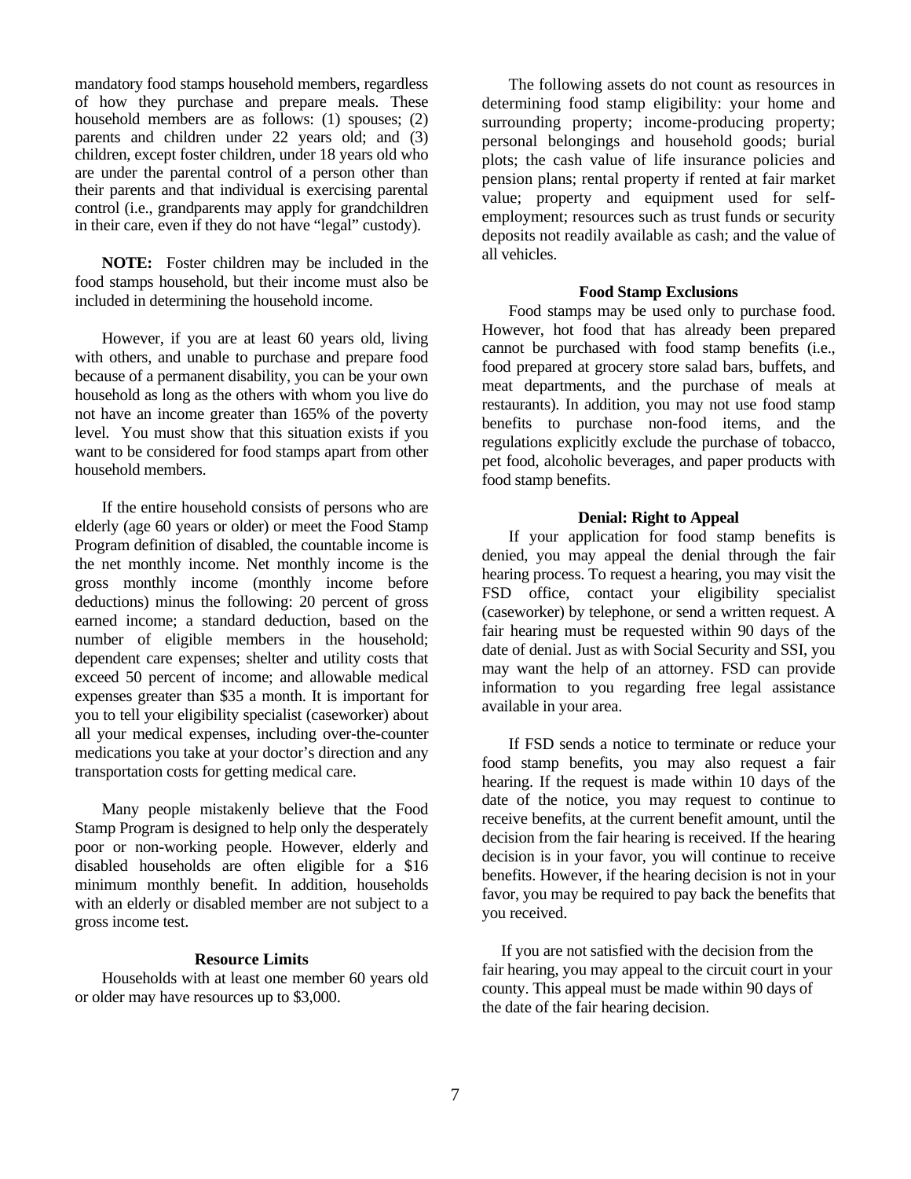mandatory food stamps household members, regardless of how they purchase and prepare meals. These household members are as follows: (1) spouses; (2) parents and children under 22 years old; and (3) children, except foster children, under 18 years old who are under the parental control of a person other than their parents and that individual is exercising parental control (i.e., grandparents may apply for grandchildren in their care, even if they do not have "legal" custody).

**NOTE:** Foster children may be included in the food stamps household, but their income must also be included in determining the household income.

However, if you are at least 60 years old, living with others, and unable to purchase and prepare food because of a permanent disability, you can be your own household as long as the others with whom you live do not have an income greater than 165% of the poverty level. You must show that this situation exists if you want to be considered for food stamps apart from other household members.

If the entire household consists of persons who are elderly (age 60 years or older) or meet the Food Stamp Program definition of disabled, the countable income is the net monthly income. Net monthly income is the gross monthly income (monthly income before deductions) minus the following: 20 percent of gross earned income; a standard deduction, based on the number of eligible members in the household; dependent care expenses; shelter and utility costs that exceed 50 percent of income; and allowable medical expenses greater than $35 a month. It is important for you to tell your eligibility specialist (caseworker) about all your medical expenses, including over-the-counter medications you take at your doctor's direction and any transportation costs for getting medical care.

Many people mistakenly believe that the Food Stamp Program is designed to help only the desperately poor or non-working people. However, elderly and disabled households are often eligible for a $16 minimum monthly benefit. In addition, households with an elderly or disabled member are not subject to a gross income test.

### Resource Limits

Households with at least one member 60 years old or older may have resources up to $3,000.

The following assets do not count as resources in determining food stamp eligibility: your home and surrounding property; income-producing property; personal belongings and household goods; burial plots; the cash value of life insurance policies and pension plans; rental property if rented at fair market value; property and equipment used for self-employment; resources such as trust funds or security deposits not readily available as cash; and the value of all vehicles.

### Food Stamp Exclusions

Food stamps may be used only to purchase food. However, hot food that has already been prepared cannot be purchased with food stamp benefits (i.e., food prepared at grocery store salad bars, buffets, and meat departments, and the purchase of meals at restaurants). In addition, you may not use food stamp benefits to purchase non-food items, and the regulations explicitly exclude the purchase of tobacco, pet food, alcoholic beverages, and paper products with food stamp benefits.

### Denial: Right to Appeal

If your application for food stamp benefits is denied, you may appeal the denial through the fair hearing process. To request a hearing, you may visit the FSD office, contact your eligibility specialist (caseworker) by telephone, or send a written request. A fair hearing must be requested within 90 days of the date of denial. Just as with Social Security and SSI, you may want the help of an attorney. FSD can provide information to you regarding free legal assistance available in your area.

If FSD sends a notice to terminate or reduce your food stamp benefits, you may also request a fair hearing. If the request is made within 10 days of the date of the notice, you may request to continue to receive benefits, at the current benefit amount, until the decision from the fair hearing is received. If the hearing decision is in your favor, you will continue to receive benefits. However, if the hearing decision is not in your favor, you may be required to pay back the benefits that you received.

If you are not satisfied with the decision from the fair hearing, you may appeal to the circuit court in your county. This appeal must be made within 90 days of the date of the fair hearing decision.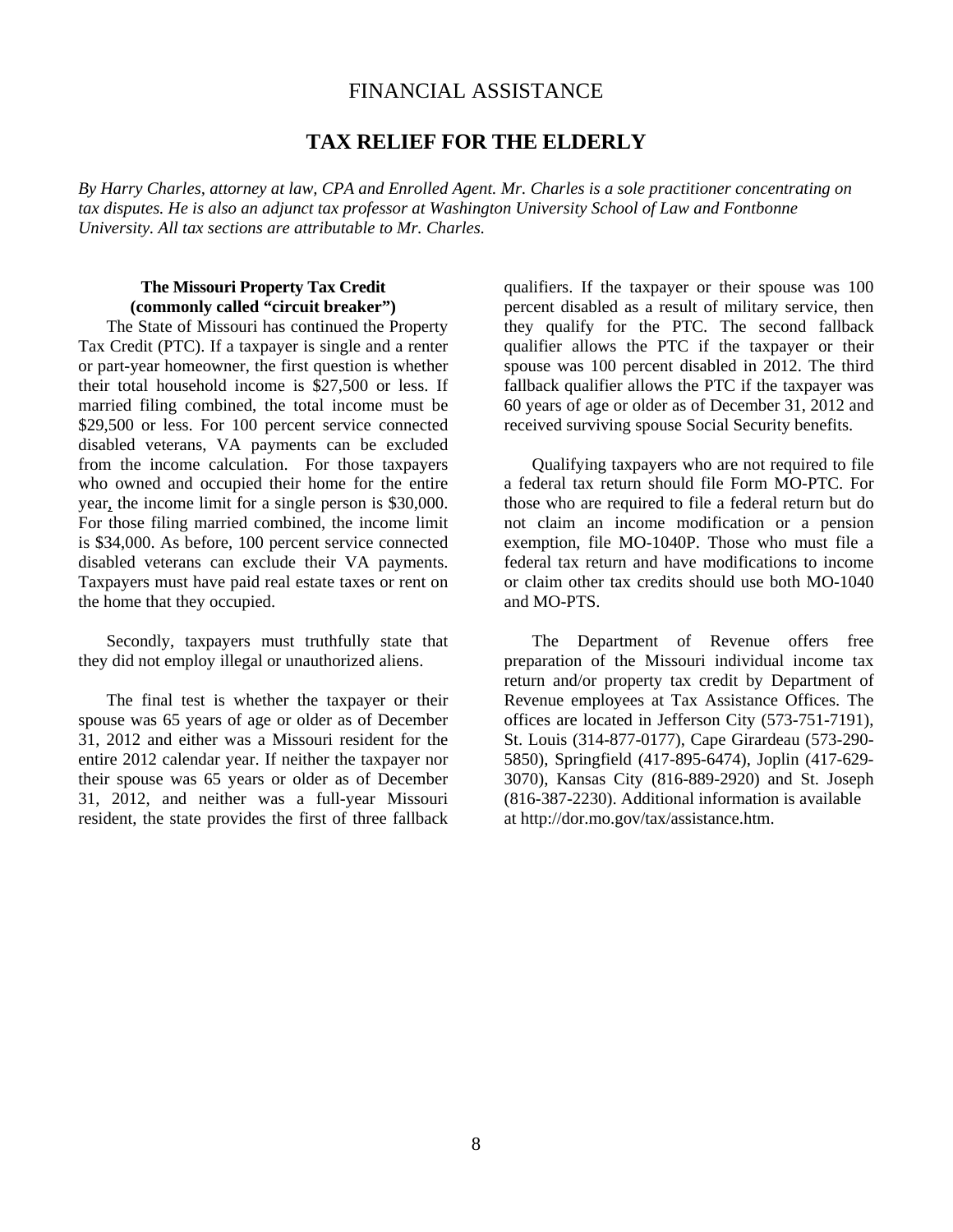# FINANCIAL ASSISTANCE

## TAX RELIEF FOR THE ELDERLY

*By Harry Charles, attorney at law, CPA and Enrolled Agent. Mr. Charles is a sole practitioner concentrating on tax disputes. He is also an adjunct tax professor at Washington University School of Law and Fontbonne University. All tax sections are attributable to Mr. Charles.*

### The Missouri Property Tax Credit (commonly called "circuit breaker")

The State of Missouri has continued the Property Tax Credit (PTC). If a taxpayer is single and a renter or part-year homeowner, the first question is whether their total household income is $27,500 or less. If married filing combined, the total income must be $29,500 or less. For 100 percent service connected disabled veterans, VA payments can be excluded from the income calculation. For those taxpayers who owned and occupied their home for the entire year, the income limit for a single person is $30,000. For those filing married combined, the income limit is $34,000. As before, 100 percent service connected disabled veterans can exclude their VA payments. Taxpayers must have paid real estate taxes or rent on the home that they occupied.

Secondly, taxpayers must truthfully state that they did not employ illegal or unauthorized aliens.

The final test is whether the taxpayer or their spouse was 65 years of age or older as of December 31, 2012 and either was a Missouri resident for the entire 2012 calendar year. If neither the taxpayer nor their spouse was 65 years or older as of December 31, 2012, and neither was a full-year Missouri resident, the state provides the first of three fallback qualifiers. If the taxpayer or their spouse was 100 percent disabled as a result of military service, then they qualify for the PTC. The second fallback qualifier allows the PTC if the taxpayer or their spouse was 100 percent disabled in 2012. The third fallback qualifier allows the PTC if the taxpayer was 60 years of age or older as of December 31, 2012 and received surviving spouse Social Security benefits.

Qualifying taxpayers who are not required to file a federal tax return should file Form MO-PTC. For those who are required to file a federal return but do not claim an income modification or a pension exemption, file MO-1040P. Those who must file a federal tax return and have modifications to income or claim other tax credits should use both MO-1040 and MO-PTS.

The Department of Revenue offers free preparation of the Missouri individual income tax return and/or property tax credit by Department of Revenue employees at Tax Assistance Offices. The offices are located in Jefferson City (573-751-7191), St. Louis (314-877-0177), Cape Girardeau (573-290-5850), Springfield (417-895-6474), Joplin (417-629-3070), Kansas City (816-889-2920) and St. Joseph (816-387-2230). Additional information is available at http://dor.mo.gov/tax/assistance.htm.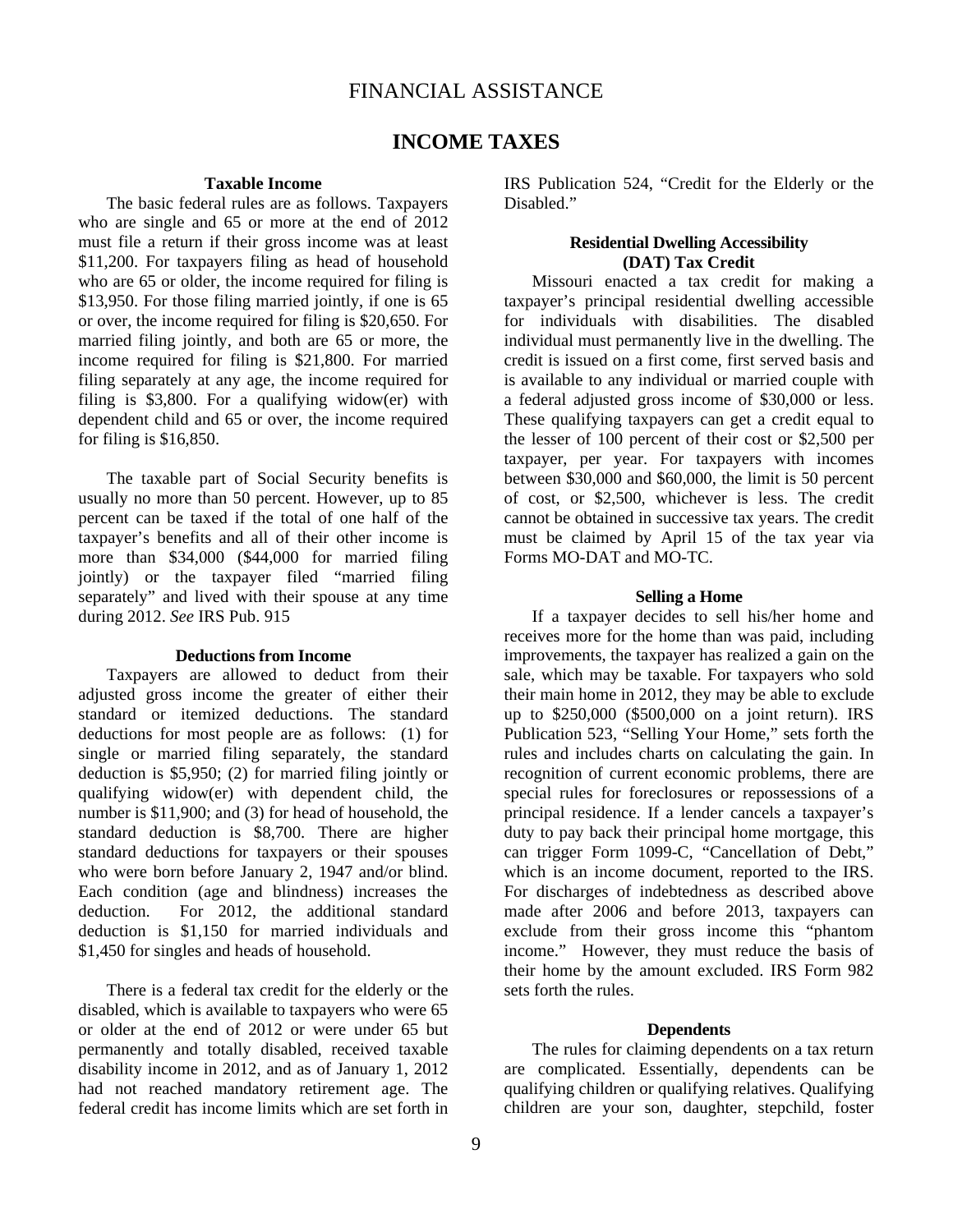# FINANCIAL ASSISTANCE

## INCOME TAXES

### Taxable Income

The basic federal rules are as follows. Taxpayers who are single and 65 or more at the end of 2012 must file a return if their gross income was at least $11,200. For taxpayers filing as head of household who are 65 or older, the income required for filing is $13,950. For those filing married jointly, if one is 65 or over, the income required for filing is $20,650. For married filing jointly, and both are 65 or more, the income required for filing is $21,800. For married filing separately at any age, the income required for filing is $3,800. For a qualifying widow(er) with dependent child and 65 or over, the income required for filing is $16,850.

The taxable part of Social Security benefits is usually no more than 50 percent. However, up to 85 percent can be taxed if the total of one half of the taxpayer's benefits and all of their other income is more than $34,000 ($44,000 for married filing jointly) or the taxpayer filed "married filing separately" and lived with their spouse at any time during 2012. *See* IRS Pub. 915

### Deductions from Income

Taxpayers are allowed to deduct from their adjusted gross income the greater of either their standard or itemized deductions. The standard deductions for most people are as follows: (1) for single or married filing separately, the standard deduction is $5,950; (2) for married filing jointly or qualifying widow(er) with dependent child, the number is $11,900; and (3) for head of household, the standard deduction is $8,700. There are higher standard deductions for taxpayers or their spouses who were born before January 2, 1947 and/or blind. Each condition (age and blindness) increases the deduction. For 2012, the additional standard deduction is $1,150 for married individuals and $1,450 for singles and heads of household.

There is a federal tax credit for the elderly or the disabled, which is available to taxpayers who were 65 or older at the end of 2012 or were under 65 but permanently and totally disabled, received taxable disability income in 2012, and as of January 1, 2012 had not reached mandatory retirement age. The federal credit has income limits which are set forth in IRS Publication 524, "Credit for the Elderly or the Disabled."

### Residential Dwelling Accessibility (DAT) Tax Credit

Missouri enacted a tax credit for making a taxpayer's principal residential dwelling accessible for individuals with disabilities. The disabled individual must permanently live in the dwelling. The credit is issued on a first come, first served basis and is available to any individual or married couple with a federal adjusted gross income of $30,000 or less. These qualifying taxpayers can get a credit equal to the lesser of 100 percent of their cost or $2,500 per taxpayer, per year. For taxpayers with incomes between $30,000 and $60,000, the limit is 50 percent of cost, or $2,500, whichever is less. The credit cannot be obtained in successive tax years. The credit must be claimed by April 15 of the tax year via Forms MO-DAT and MO-TC.

### Selling a Home

If a taxpayer decides to sell his/her home and receives more for the home than was paid, including improvements, the taxpayer has realized a gain on the sale, which may be taxable. For taxpayers who sold their main home in 2012, they may be able to exclude up to $250,000 ($500,000 on a joint return). IRS Publication 523, "Selling Your Home," sets forth the rules and includes charts on calculating the gain. In recognition of current economic problems, there are special rules for foreclosures or repossessions of a principal residence. If a lender cancels a taxpayer's duty to pay back their principal home mortgage, this can trigger Form 1099-C, "Cancellation of Debt," which is an income document, reported to the IRS. For discharges of indebtedness as described above made after 2006 and before 2013, taxpayers can exclude from their gross income this "phantom income." However, they must reduce the basis of their home by the amount excluded. IRS Form 982 sets forth the rules.

### Dependents

The rules for claiming dependents on a tax return are complicated. Essentially, dependents can be qualifying children or qualifying relatives. Qualifying children are your son, daughter, stepchild, foster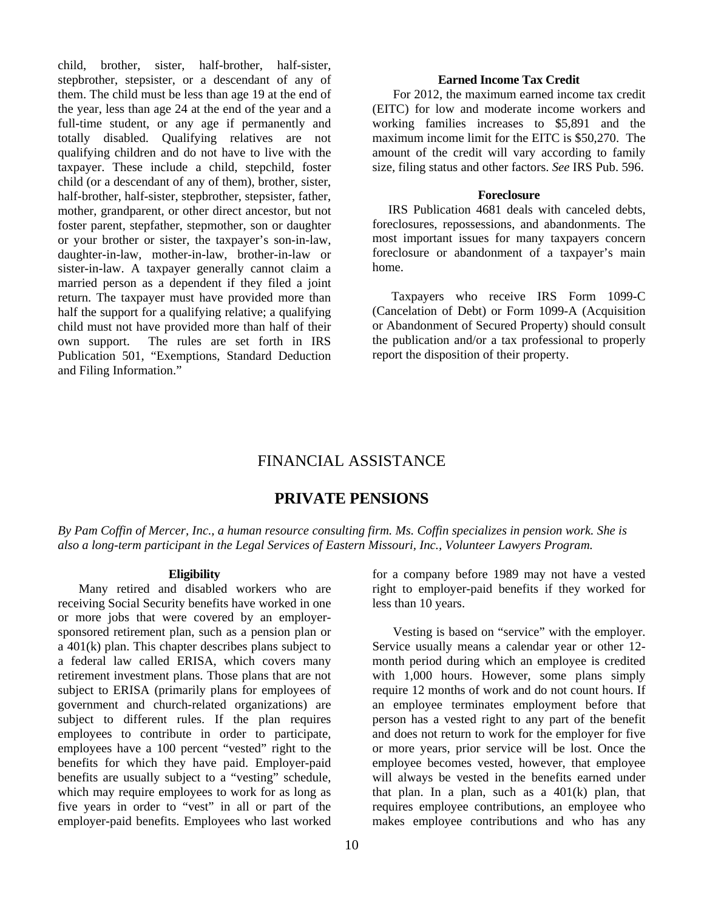child, brother, sister, half-brother, half-sister, stepbrother, stepsister, or a descendant of any of them. The child must be less than age 19 at the end of the year, less than age 24 at the end of the year and a full-time student, or any age if permanently and totally disabled. Qualifying relatives are not qualifying children and do not have to live with the taxpayer. These include a child, stepchild, foster child (or a descendant of any of them), brother, sister, half-brother, half-sister, stepbrother, stepsister, father, mother, grandparent, or other direct ancestor, but not foster parent, stepfather, stepmother, son or daughter or your brother or sister, the taxpayer's son-in-law, daughter-in-law, mother-in-law, brother-in-law or sister-in-law. A taxpayer generally cannot claim a married person as a dependent if they filed a joint return. The taxpayer must have provided more than half the support for a qualifying relative; a qualifying child must not have provided more than half of their own support. The rules are set forth in IRS Publication 501, "Exemptions, Standard Deduction and Filing Information."

#### Earned Income Tax Credit

For 2012, the maximum earned income tax credit (EITC) for low and moderate income workers and working families increases to $5,891 and the maximum income limit for the EITC is $50,270. The amount of the credit will vary according to family size, filing status and other factors. *See* IRS Pub. 596.

#### Foreclosure

IRS Publication 4681 deals with canceled debts, foreclosures, repossessions, and abandonments. The most important issues for many taxpayers concern foreclosure or abandonment of a taxpayer's main home.

Taxpayers who receive IRS Form 1099-C (Cancelation of Debt) or Form 1099-A (Acquisition or Abandonment of Secured Property) should consult the publication and/or a tax professional to properly report the disposition of their property.

# FINANCIAL ASSISTANCE

## PRIVATE PENSIONS

*By Pam Coffin of Mercer, Inc., a human resource consulting firm. Ms. Coffin specializes in pension work. She is also a long-term participant in the Legal Services of Eastern Missouri, Inc., Volunteer Lawyers Program.*

#### Eligibility

Many retired and disabled workers who are receiving Social Security benefits have worked in one or more jobs that were covered by an employer-sponsored retirement plan, such as a pension plan or a 401(k) plan. This chapter describes plans subject to a federal law called ERISA, which covers many retirement investment plans. Those plans that are not subject to ERISA (primarily plans for employees of government and church-related organizations) are subject to different rules. If the plan requires employees to contribute in order to participate, employees have a 100 percent "vested" right to the benefits for which they have paid. Employer-paid benefits are usually subject to a "vesting" schedule, which may require employees to work for as long as five years in order to "vest" in all or part of the employer-paid benefits. Employees who last worked for a company before 1989 may not have a vested right to employer-paid benefits if they worked for less than 10 years.

Vesting is based on "service" with the employer. Service usually means a calendar year or other 12-month period during which an employee is credited with 1,000 hours. However, some plans simply require 12 months of work and do not count hours. If an employee terminates employment before that person has a vested right to any part of the benefit and does not return to work for the employer for five or more years, prior service will be lost. Once the employee becomes vested, however, that employee will always be vested in the benefits earned under that plan. In a plan, such as a 401(k) plan, that requires employee contributions, an employee who makes employee contributions and who has any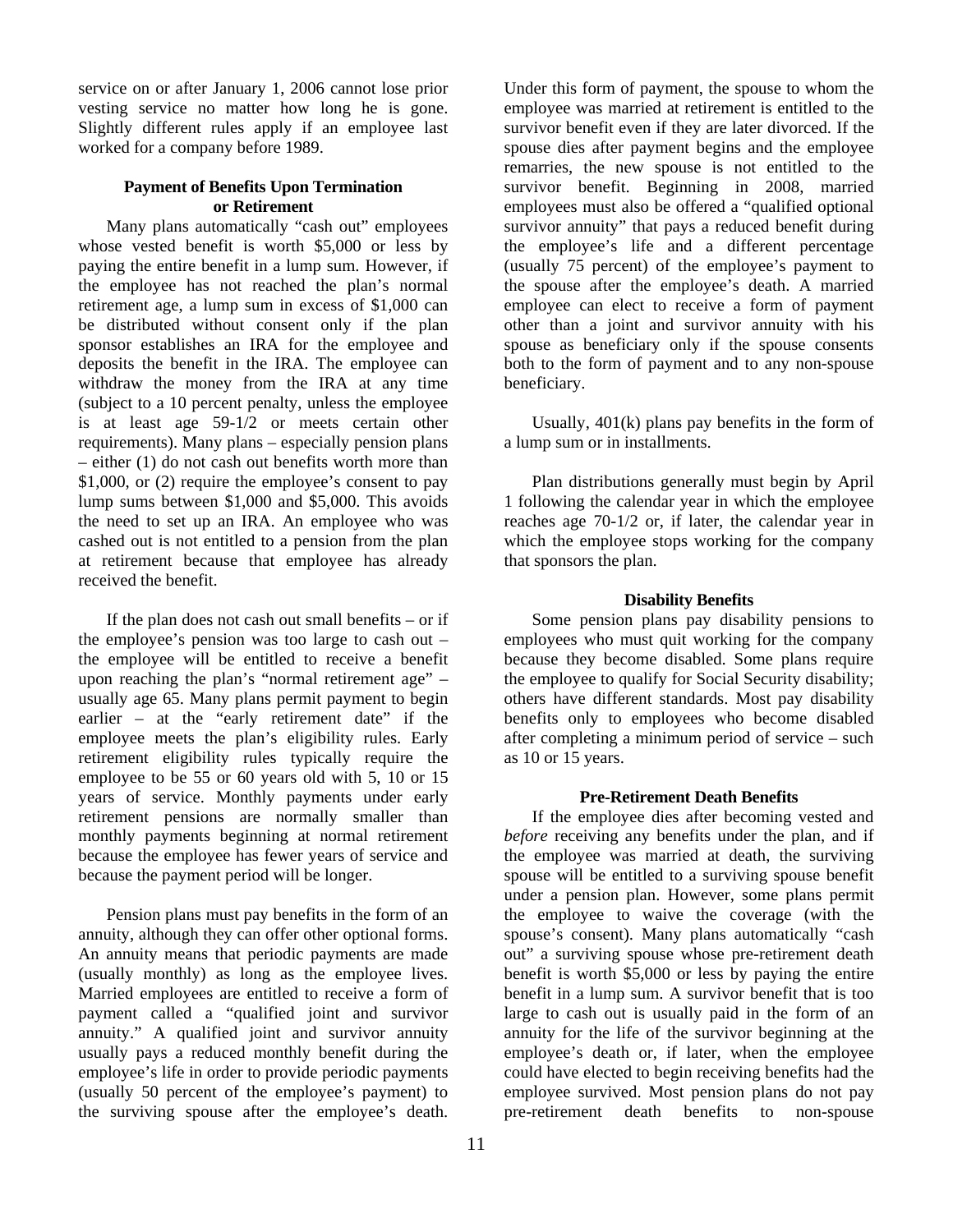service on or after January 1, 2006 cannot lose prior vesting service no matter how long he is gone. Slightly different rules apply if an employee last worked for a company before 1989.

### Payment of Benefits Upon Termination or Retirement

Many plans automatically "cash out" employees whose vested benefit is worth $5,000 or less by paying the entire benefit in a lump sum. However, if the employee has not reached the plan's normal retirement age, a lump sum in excess of $1,000 can be distributed without consent only if the plan sponsor establishes an IRA for the employee and deposits the benefit in the IRA. The employee can withdraw the money from the IRA at any time (subject to a 10 percent penalty, unless the employee is at least age 59-1/2 or meets certain other requirements). Many plans – especially pension plans – either (1) do not cash out benefits worth more than $1,000, or (2) require the employee's consent to pay lump sums between $1,000 and $5,000. This avoids the need to set up an IRA. An employee who was cashed out is not entitled to a pension from the plan at retirement because that employee has already received the benefit.

If the plan does not cash out small benefits – or if the employee's pension was too large to cash out – the employee will be entitled to receive a benefit upon reaching the plan's "normal retirement age" – usually age 65. Many plans permit payment to begin earlier – at the "early retirement date" if the employee meets the plan's eligibility rules. Early retirement eligibility rules typically require the employee to be 55 or 60 years old with 5, 10 or 15 years of service. Monthly payments under early retirement pensions are normally smaller than monthly payments beginning at normal retirement because the employee has fewer years of service and because the payment period will be longer.

Pension plans must pay benefits in the form of an annuity, although they can offer other optional forms. An annuity means that periodic payments are made (usually monthly) as long as the employee lives. Married employees are entitled to receive a form of payment called a "qualified joint and survivor annuity." A qualified joint and survivor annuity usually pays a reduced monthly benefit during the employee's life in order to provide periodic payments (usually 50 percent of the employee's payment) to the surviving spouse after the employee's death. Under this form of payment, the spouse to whom the employee was married at retirement is entitled to the survivor benefit even if they are later divorced. If the spouse dies after payment begins and the employee remarries, the new spouse is not entitled to the survivor benefit. Beginning in 2008, married employees must also be offered a "qualified optional survivor annuity" that pays a reduced benefit during the employee's life and a different percentage (usually 75 percent) of the employee's payment to the spouse after the employee's death. A married employee can elect to receive a form of payment other than a joint and survivor annuity with his spouse as beneficiary only if the spouse consents both to the form of payment and to any non-spouse beneficiary.

Usually, 401(k) plans pay benefits in the form of a lump sum or in installments.

Plan distributions generally must begin by April 1 following the calendar year in which the employee reaches age 70-1/2 or, if later, the calendar year in which the employee stops working for the company that sponsors the plan.

### Disability Benefits

Some pension plans pay disability pensions to employees who must quit working for the company because they become disabled. Some plans require the employee to qualify for Social Security disability; others have different standards. Most pay disability benefits only to employees who become disabled after completing a minimum period of service – such as 10 or 15 years.

### Pre-Retirement Death Benefits

If the employee dies after becoming vested and *before* receiving any benefits under the plan, and if the employee was married at death, the surviving spouse will be entitled to a surviving spouse benefit under a pension plan. However, some plans permit the employee to waive the coverage (with the spouse's consent). Many plans automatically "cash out" a surviving spouse whose pre-retirement death benefit is worth $5,000 or less by paying the entire benefit in a lump sum. A survivor benefit that is too large to cash out is usually paid in the form of an annuity for the life of the survivor beginning at the employee's death or, if later, when the employee could have elected to begin receiving benefits had the employee survived. Most pension plans do not pay pre-retirement death benefits to non-spouse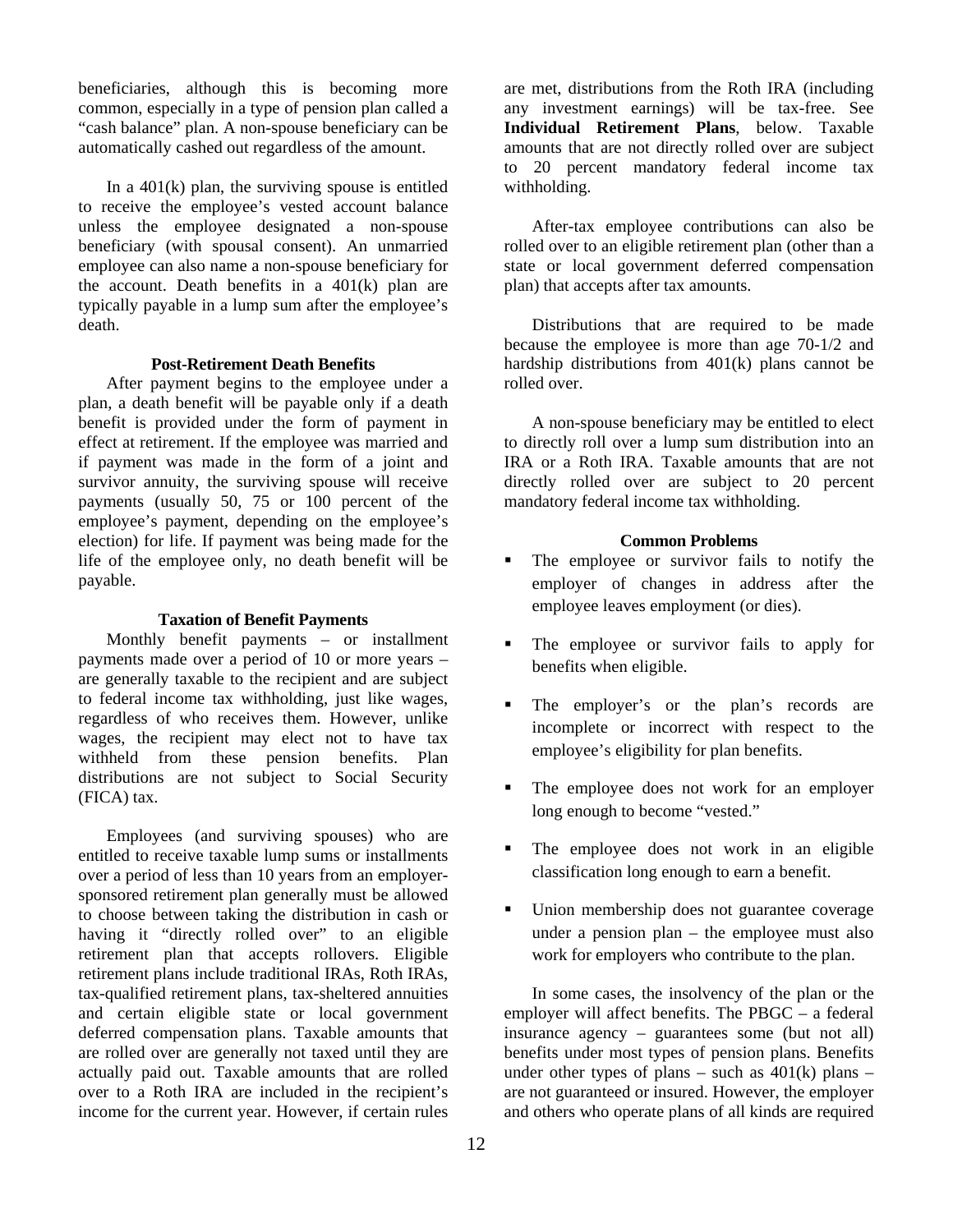beneficiaries, although this is becoming more common, especially in a type of pension plan called a "cash balance" plan. A non-spouse beneficiary can be automatically cashed out regardless of the amount.

In a 401(k) plan, the surviving spouse is entitled to receive the employee's vested account balance unless the employee designated a non-spouse beneficiary (with spousal consent). An unmarried employee can also name a non-spouse beneficiary for the account. Death benefits in a 401(k) plan are typically payable in a lump sum after the employee's death.

### Post-Retirement Death Benefits

After payment begins to the employee under a plan, a death benefit will be payable only if a death benefit is provided under the form of payment in effect at retirement. If the employee was married and if payment was made in the form of a joint and survivor annuity, the surviving spouse will receive payments (usually 50, 75 or 100 percent of the employee's payment, depending on the employee's election) for life. If payment was being made for the life of the employee only, no death benefit will be payable.

### Taxation of Benefit Payments

Monthly benefit payments – or installment payments made over a period of 10 or more years – are generally taxable to the recipient and are subject to federal income tax withholding, just like wages, regardless of who receives them. However, unlike wages, the recipient may elect not to have tax withheld from these pension benefits. Plan distributions are not subject to Social Security (FICA) tax.

Employees (and surviving spouses) who are entitled to receive taxable lump sums or installments over a period of less than 10 years from an employer-sponsored retirement plan generally must be allowed to choose between taking the distribution in cash or having it "directly rolled over" to an eligible retirement plan that accepts rollovers. Eligible retirement plans include traditional IRAs, Roth IRAs, tax-qualified retirement plans, tax-sheltered annuities and certain eligible state or local government deferred compensation plans. Taxable amounts that are rolled over are generally not taxed until they are actually paid out. Taxable amounts that are rolled over to a Roth IRA are included in the recipient's income for the current year. However, if certain rules are met, distributions from the Roth IRA (including any investment earnings) will be tax-free. See **Individual Retirement Plans**, below. Taxable amounts that are not directly rolled over are subject to 20 percent mandatory federal income tax withholding.

After-tax employee contributions can also be rolled over to an eligible retirement plan (other than a state or local government deferred compensation plan) that accepts after tax amounts.

Distributions that are required to be made because the employee is more than age 70-1/2 and hardship distributions from 401(k) plans cannot be rolled over.

A non-spouse beneficiary may be entitled to elect to directly roll over a lump sum distribution into an IRA or a Roth IRA. Taxable amounts that are not directly rolled over are subject to 20 percent mandatory federal income tax withholding.

### Common Problems

- The employee or survivor fails to notify the employer of changes in address after the employee leaves employment (or dies).
- The employee or survivor fails to apply for benefits when eligible.
- The employer's or the plan's records are incomplete or incorrect with respect to the employee's eligibility for plan benefits.
- The employee does not work for an employer long enough to become "vested."
- The employee does not work in an eligible classification long enough to earn a benefit.
- Union membership does not guarantee coverage under a pension plan – the employee must also work for employers who contribute to the plan.

In some cases, the insolvency of the plan or the employer will affect benefits. The PBGC – a federal insurance agency – guarantees some (but not all) benefits under most types of pension plans. Benefits under other types of plans – such as 401(k) plans – are not guaranteed or insured. However, the employer and others who operate plans of all kinds are required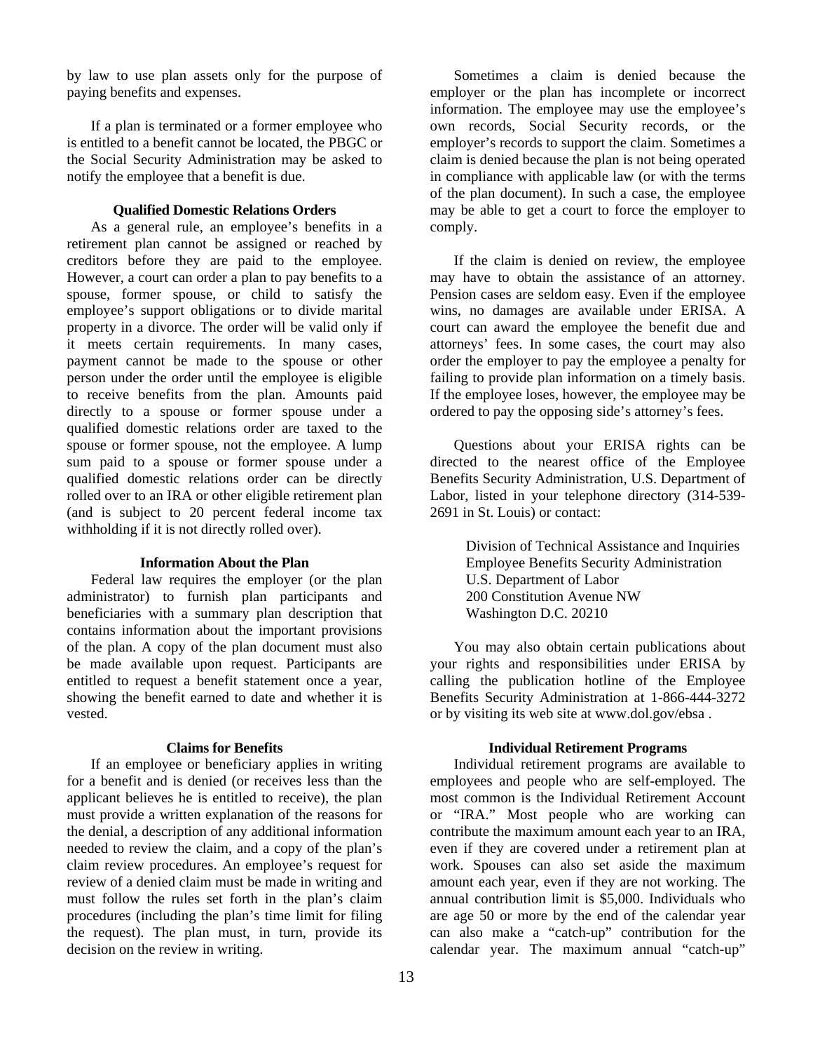by law to use plan assets only for the purpose of paying benefits and expenses.

If a plan is terminated or a former employee who is entitled to a benefit cannot be located, the PBGC or the Social Security Administration may be asked to notify the employee that a benefit is due.

### Qualified Domestic Relations Orders

As a general rule, an employee's benefits in a retirement plan cannot be assigned or reached by creditors before they are paid to the employee. However, a court can order a plan to pay benefits to a spouse, former spouse, or child to satisfy the employee's support obligations or to divide marital property in a divorce. The order will be valid only if it meets certain requirements. In many cases, payment cannot be made to the spouse or other person under the order until the employee is eligible to receive benefits from the plan. Amounts paid directly to a spouse or former spouse under a qualified domestic relations order are taxed to the spouse or former spouse, not the employee. A lump sum paid to a spouse or former spouse under a qualified domestic relations order can be directly rolled over to an IRA or other eligible retirement plan (and is subject to 20 percent federal income tax withholding if it is not directly rolled over).

### Information About the Plan

Federal law requires the employer (or the plan administrator) to furnish plan participants and beneficiaries with a summary plan description that contains information about the important provisions of the plan. A copy of the plan document must also be made available upon request. Participants are entitled to request a benefit statement once a year, showing the benefit earned to date and whether it is vested.

### Claims for Benefits

If an employee or beneficiary applies in writing for a benefit and is denied (or receives less than the applicant believes he is entitled to receive), the plan must provide a written explanation of the reasons for the denial, a description of any additional information needed to review the claim, and a copy of the plan's claim review procedures. An employee's request for review of a denied claim must be made in writing and must follow the rules set forth in the plan's claim procedures (including the plan's time limit for filing the request). The plan must, in turn, provide its decision on the review in writing.

Sometimes a claim is denied because the employer or the plan has incomplete or incorrect information. The employee may use the employee's own records, Social Security records, or the employer's records to support the claim. Sometimes a claim is denied because the plan is not being operated in compliance with applicable law (or with the terms of the plan document). In such a case, the employee may be able to get a court to force the employer to comply.

If the claim is denied on review, the employee may have to obtain the assistance of an attorney. Pension cases are seldom easy. Even if the employee wins, no damages are available under ERISA. A court can award the employee the benefit due and attorneys' fees. In some cases, the court may also order the employer to pay the employee a penalty for failing to provide plan information on a timely basis. If the employee loses, however, the employee may be ordered to pay the opposing side's attorney's fees.

Questions about your ERISA rights can be directed to the nearest office of the Employee Benefits Security Administration, U.S. Department of Labor, listed in your telephone directory (314-539-2691 in St. Louis) or contact:

Division of Technical Assistance and Inquiries
Employee Benefits Security Administration
U.S. Department of Labor
200 Constitution Avenue NW
Washington D.C. 20210

You may also obtain certain publications about your rights and responsibilities under ERISA by calling the publication hotline of the Employee Benefits Security Administration at 1-866-444-3272 or by visiting its web site at www.dol.gov/ebsa .

### Individual Retirement Programs

Individual retirement programs are available to employees and people who are self-employed. The most common is the Individual Retirement Account or "IRA." Most people who are working can contribute the maximum amount each year to an IRA, even if they are covered under a retirement plan at work. Spouses can also set aside the maximum amount each year, even if they are not working. The annual contribution limit is $5,000. Individuals who are age 50 or more by the end of the calendar year can also make a "catch-up" contribution for the calendar year. The maximum annual "catch-up"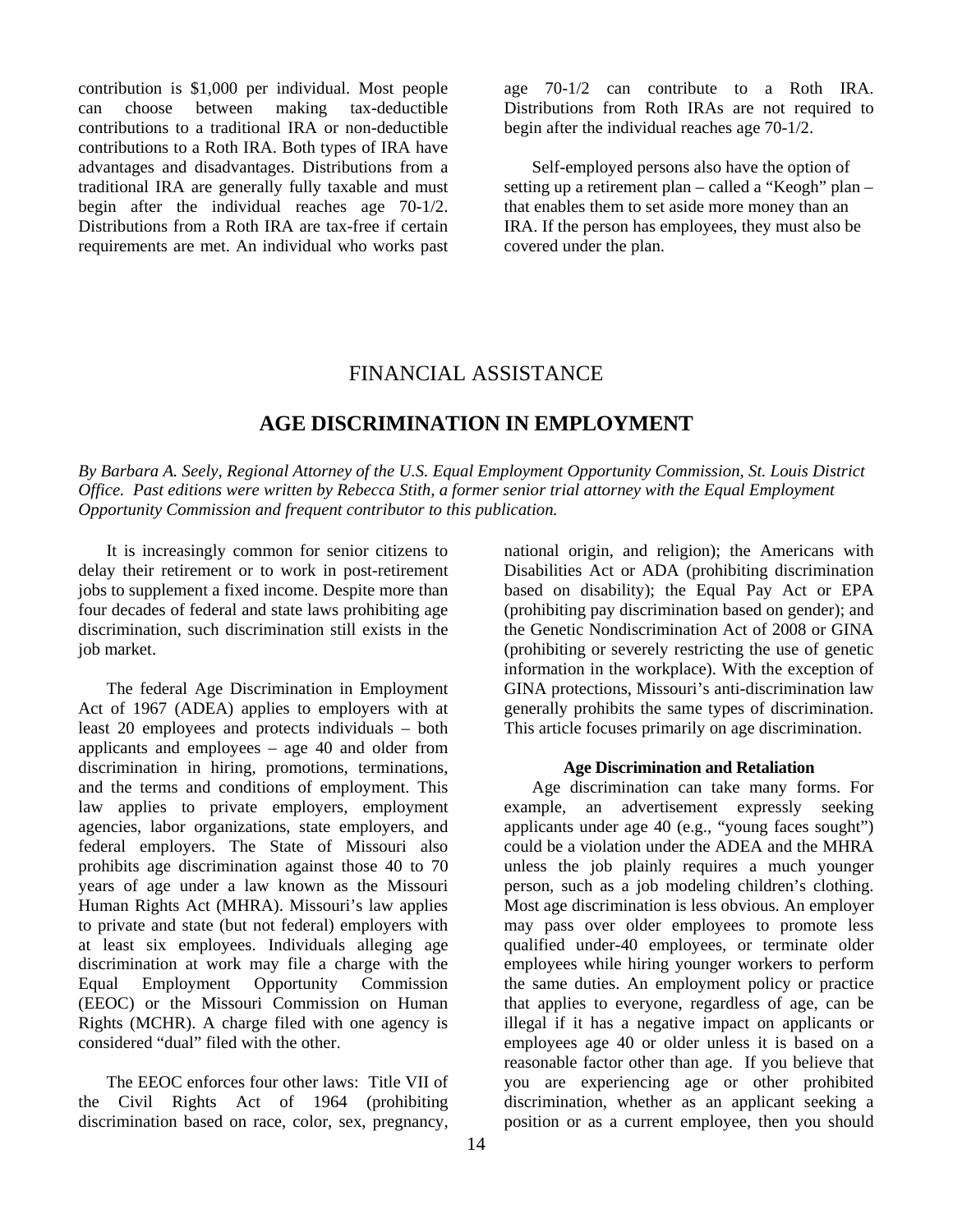contribution is $1,000 per individual. Most people can choose between making tax-deductible contributions to a traditional IRA or non-deductible contributions to a Roth IRA. Both types of IRA have advantages and disadvantages. Distributions from a traditional IRA are generally fully taxable and must begin after the individual reaches age 70-1/2. Distributions from a Roth IRA are tax-free if certain requirements are met. An individual who works past age 70-1/2 can contribute to a Roth IRA. Distributions from Roth IRAs are not required to begin after the individual reaches age 70-1/2.

Self-employed persons also have the option of setting up a retirement plan – called a "Keogh" plan – that enables them to set aside more money than an IRA. If the person has employees, they must also be covered under the plan.

FINANCIAL ASSISTANCE

# AGE DISCRIMINATION IN EMPLOYMENT

*By Barbara A. Seely, Regional Attorney of the U.S. Equal Employment Opportunity Commission, St. Louis District Office. Past editions were written by Rebecca Stith, a former senior trial attorney with the Equal Employment Opportunity Commission and frequent contributor to this publication.*

It is increasingly common for senior citizens to delay their retirement or to work in post-retirement jobs to supplement a fixed income. Despite more than four decades of federal and state laws prohibiting age discrimination, such discrimination still exists in the job market.

The federal Age Discrimination in Employment Act of 1967 (ADEA) applies to employers with at least 20 employees and protects individuals – both applicants and employees – age 40 and older from discrimination in hiring, promotions, terminations, and the terms and conditions of employment. This law applies to private employers, employment agencies, labor organizations, state employers, and federal employers. The State of Missouri also prohibits age discrimination against those 40 to 70 years of age under a law known as the Missouri Human Rights Act (MHRA). Missouri's law applies to private and state (but not federal) employers with at least six employees. Individuals alleging age discrimination at work may file a charge with the Equal Employment Opportunity Commission (EEOC) or the Missouri Commission on Human Rights (MCHR). A charge filed with one agency is considered "dual" filed with the other.

The EEOC enforces four other laws: Title VII of the Civil Rights Act of 1964 (prohibiting discrimination based on race, color, sex, pregnancy, national origin, and religion); the Americans with Disabilities Act or ADA (prohibiting discrimination based on disability); the Equal Pay Act or EPA (prohibiting pay discrimination based on gender); and the Genetic Nondiscrimination Act of 2008 or GINA (prohibiting or severely restricting the use of genetic information in the workplace). With the exception of GINA protections, Missouri's anti-discrimination law generally prohibits the same types of discrimination. This article focuses primarily on age discrimination.

### Age Discrimination and Retaliation

Age discrimination can take many forms. For example, an advertisement expressly seeking applicants under age 40 (e.g., "young faces sought") could be a violation under the ADEA and the MHRA unless the job plainly requires a much younger person, such as a job modeling children's clothing. Most age discrimination is less obvious. An employer may pass over older employees to promote less qualified under-40 employees, or terminate older employees while hiring younger workers to perform the same duties. An employment policy or practice that applies to everyone, regardless of age, can be illegal if it has a negative impact on applicants or employees age 40 or older unless it is based on a reasonable factor other than age. If you believe that you are experiencing age or other prohibited discrimination, whether as an applicant seeking a position or as a current employee, then you should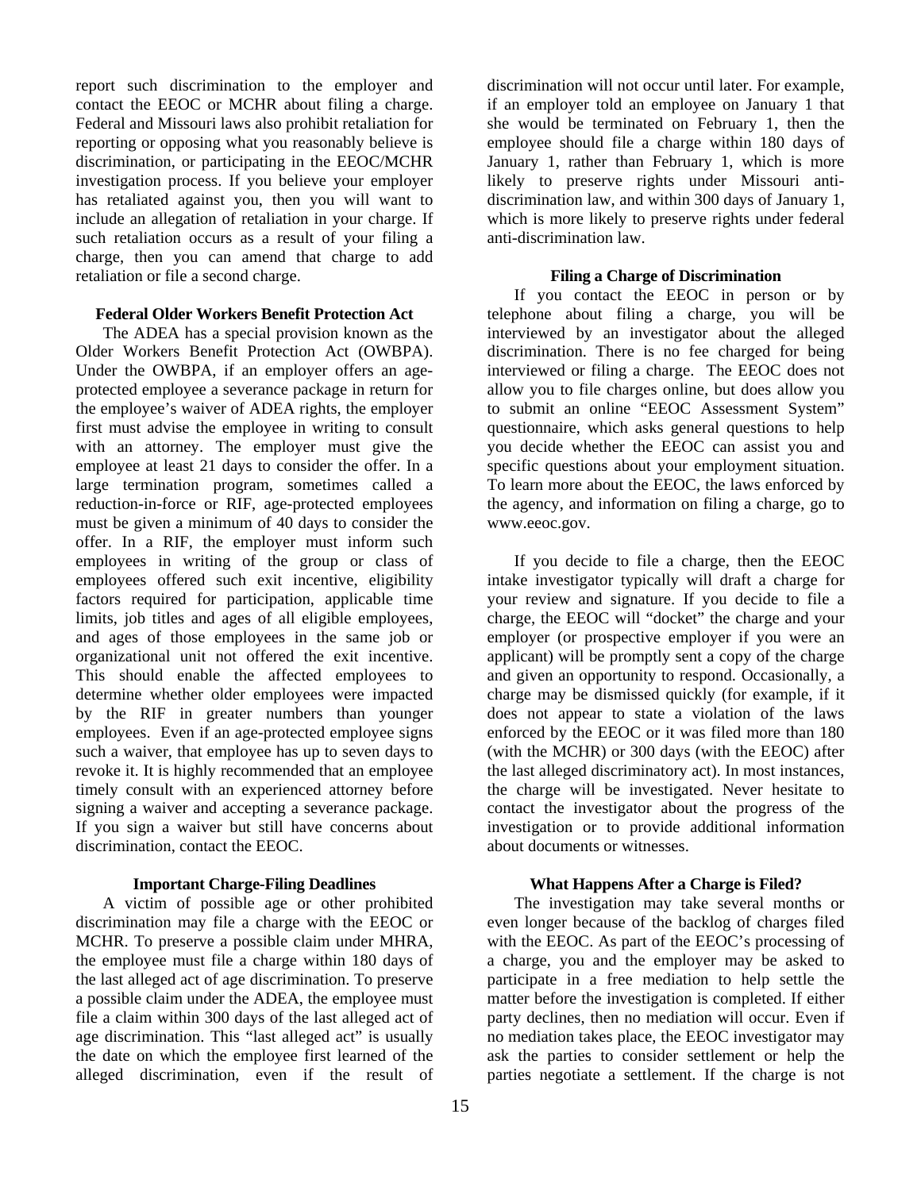report such discrimination to the employer and contact the EEOC or MCHR about filing a charge. Federal and Missouri laws also prohibit retaliation for reporting or opposing what you reasonably believe is discrimination, or participating in the EEOC/MCHR investigation process. If you believe your employer has retaliated against you, then you will want to include an allegation of retaliation in your charge. If such retaliation occurs as a result of your filing a charge, then you can amend that charge to add retaliation or file a second charge.

### Federal Older Workers Benefit Protection Act

The ADEA has a special provision known as the Older Workers Benefit Protection Act (OWBPA). Under the OWBPA, if an employer offers an age-protected employee a severance package in return for the employee's waiver of ADEA rights, the employer first must advise the employee in writing to consult with an attorney. The employer must give the employee at least 21 days to consider the offer. In a large termination program, sometimes called a reduction-in-force or RIF, age-protected employees must be given a minimum of 40 days to consider the offer. In a RIF, the employer must inform such employees in writing of the group or class of employees offered such exit incentive, eligibility factors required for participation, applicable time limits, job titles and ages of all eligible employees, and ages of those employees in the same job or organizational unit not offered the exit incentive. This should enable the affected employees to determine whether older employees were impacted by the RIF in greater numbers than younger employees. Even if an age-protected employee signs such a waiver, that employee has up to seven days to revoke it. It is highly recommended that an employee timely consult with an experienced attorney before signing a waiver and accepting a severance package. If you sign a waiver but still have concerns about discrimination, contact the EEOC.

### Important Charge-Filing Deadlines

A victim of possible age or other prohibited discrimination may file a charge with the EEOC or MCHR. To preserve a possible claim under MHRA, the employee must file a charge within 180 days of the last alleged act of age discrimination. To preserve a possible claim under the ADEA, the employee must file a claim within 300 days of the last alleged act of age discrimination. This "last alleged act" is usually the date on which the employee first learned of the alleged discrimination, even if the result of discrimination will not occur until later. For example, if an employer told an employee on January 1 that she would be terminated on February 1, then the employee should file a charge within 180 days of January 1, rather than February 1, which is more likely to preserve rights under Missouri anti-discrimination law, and within 300 days of January 1, which is more likely to preserve rights under federal anti-discrimination law.

### Filing a Charge of Discrimination

If you contact the EEOC in person or by telephone about filing a charge, you will be interviewed by an investigator about the alleged discrimination. There is no fee charged for being interviewed or filing a charge. The EEOC does not allow you to file charges online, but does allow you to submit an online "EEOC Assessment System" questionnaire, which asks general questions to help you decide whether the EEOC can assist you and specific questions about your employment situation. To learn more about the EEOC, the laws enforced by the agency, and information on filing a charge, go to www.eeoc.gov.

If you decide to file a charge, then the EEOC intake investigator typically will draft a charge for your review and signature. If you decide to file a charge, the EEOC will "docket" the charge and your employer (or prospective employer if you were an applicant) will be promptly sent a copy of the charge and given an opportunity to respond. Occasionally, a charge may be dismissed quickly (for example, if it does not appear to state a violation of the laws enforced by the EEOC or it was filed more than 180 (with the MCHR) or 300 days (with the EEOC) after the last alleged discriminatory act). In most instances, the charge will be investigated. Never hesitate to contact the investigator about the progress of the investigation or to provide additional information about documents or witnesses.

### What Happens After a Charge is Filed?

The investigation may take several months or even longer because of the backlog of charges filed with the EEOC. As part of the EEOC's processing of a charge, you and the employer may be asked to participate in a free mediation to help settle the matter before the investigation is completed. If either party declines, then no mediation will occur. Even if no mediation takes place, the EEOC investigator may ask the parties to consider settlement or help the parties negotiate a settlement. If the charge is not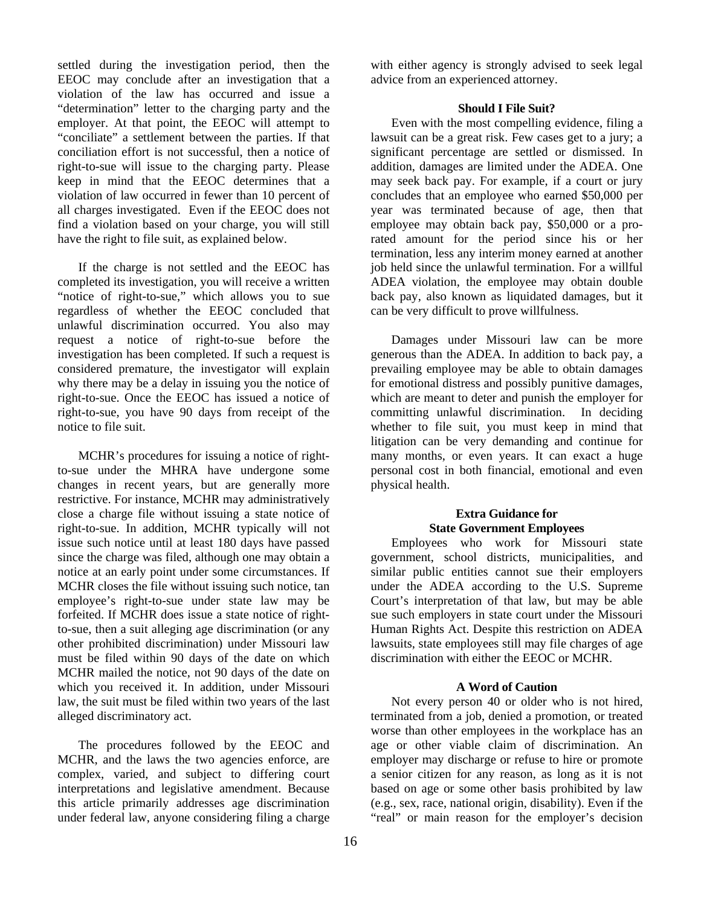settled during the investigation period, then the EEOC may conclude after an investigation that a violation of the law has occurred and issue a "determination" letter to the charging party and the employer. At that point, the EEOC will attempt to "conciliate" a settlement between the parties. If that conciliation effort is not successful, then a notice of right-to-sue will issue to the charging party. Please keep in mind that the EEOC determines that a violation of law occurred in fewer than 10 percent of all charges investigated. Even if the EEOC does not find a violation based on your charge, you will still have the right to file suit, as explained below.

If the charge is not settled and the EEOC has completed its investigation, you will receive a written "notice of right-to-sue," which allows you to sue regardless of whether the EEOC concluded that unlawful discrimination occurred. You also may request a notice of right-to-sue before the investigation has been completed. If such a request is considered premature, the investigator will explain why there may be a delay in issuing you the notice of right-to-sue. Once the EEOC has issued a notice of right-to-sue, you have 90 days from receipt of the notice to file suit.

MCHR's procedures for issuing a notice of right-to-sue under the MHRA have undergone some changes in recent years, but are generally more restrictive. For instance, MCHR may administratively close a charge file without issuing a state notice of right-to-sue. In addition, MCHR typically will not issue such notice until at least 180 days have passed since the charge was filed, although one may obtain a notice at an early point under some circumstances. If MCHR closes the file without issuing such notice, tan employee's right-to-sue under state law may be forfeited. If MCHR does issue a state notice of right-to-sue, then a suit alleging age discrimination (or any other prohibited discrimination) under Missouri law must be filed within 90 days of the date on which MCHR mailed the notice, not 90 days of the date on which you received it. In addition, under Missouri law, the suit must be filed within two years of the last alleged discriminatory act.

The procedures followed by the EEOC and MCHR, and the laws the two agencies enforce, are complex, varied, and subject to differing court interpretations and legislative amendment. Because this article primarily addresses age discrimination under federal law, anyone considering filing a charge with either agency is strongly advised to seek legal advice from an experienced attorney.

### Should I File Suit?

Even with the most compelling evidence, filing a lawsuit can be a great risk. Few cases get to a jury; a significant percentage are settled or dismissed. In addition, damages are limited under the ADEA. One may seek back pay. For example, if a court or jury concludes that an employee who earned $50,000 per year was terminated because of age, then that employee may obtain back pay, $50,000 or a pro-rated amount for the period since his or her termination, less any interim money earned at another job held since the unlawful termination. For a willful ADEA violation, the employee may obtain double back pay, also known as liquidated damages, but it can be very difficult to prove willfulness.

Damages under Missouri law can be more generous than the ADEA. In addition to back pay, a prevailing employee may be able to obtain damages for emotional distress and possibly punitive damages, which are meant to deter and punish the employer for committing unlawful discrimination. In deciding whether to file suit, you must keep in mind that litigation can be very demanding and continue for many months, or even years. It can exact a huge personal cost in both financial, emotional and even physical health.

### Extra Guidance for State Government Employees

Employees who work for Missouri state government, school districts, municipalities, and similar public entities cannot sue their employers under the ADEA according to the U.S. Supreme Court's interpretation of that law, but may be able sue such employers in state court under the Missouri Human Rights Act. Despite this restriction on ADEA lawsuits, state employees still may file charges of age discrimination with either the EEOC or MCHR.

### A Word of Caution

Not every person 40 or older who is not hired, terminated from a job, denied a promotion, or treated worse than other employees in the workplace has an age or other viable claim of discrimination. An employer may discharge or refuse to hire or promote a senior citizen for any reason, as long as it is not based on age or some other basis prohibited by law (e.g., sex, race, national origin, disability). Even if the "real" or main reason for the employer's decision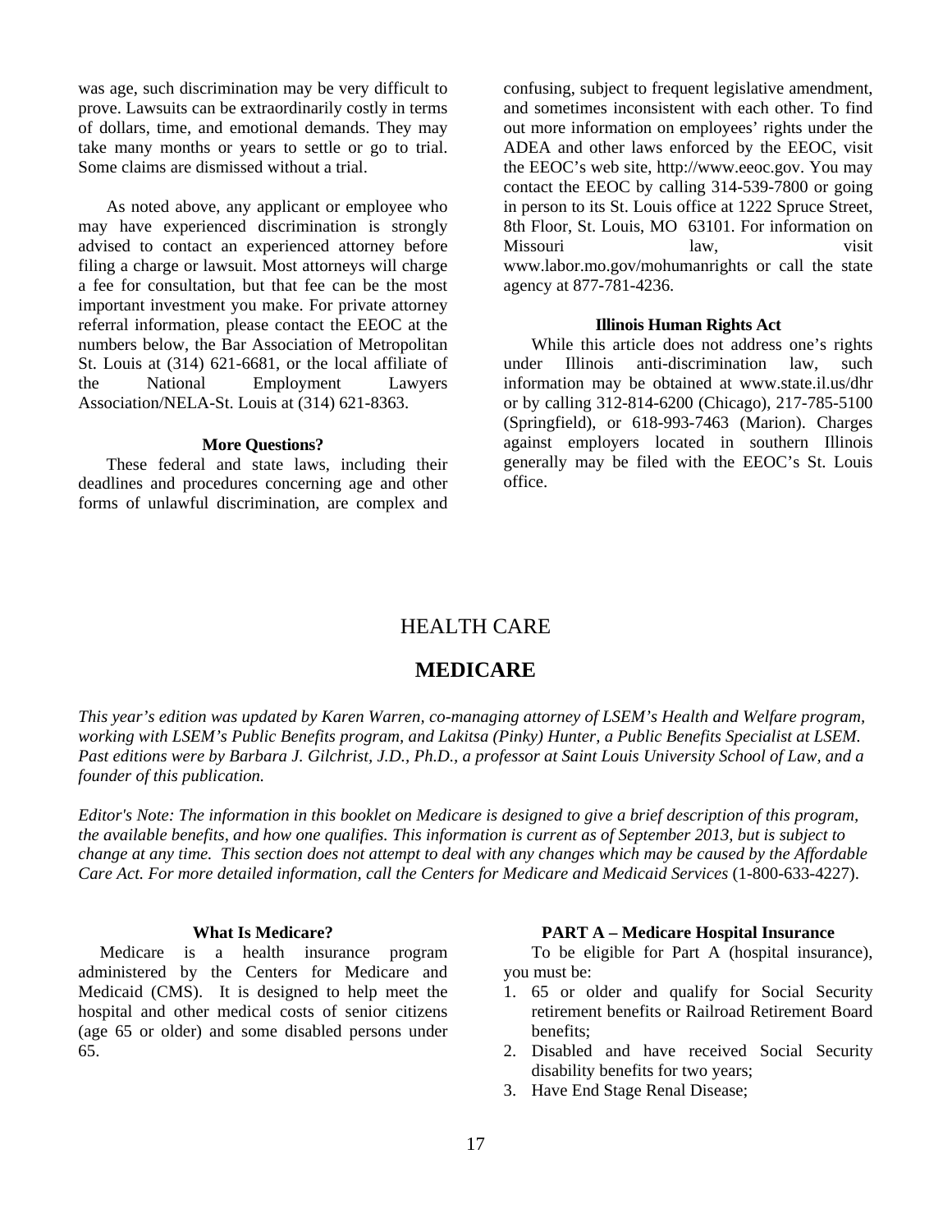was age, such discrimination may be very difficult to prove. Lawsuits can be extraordinarily costly in terms of dollars, time, and emotional demands. They may take many months or years to settle or go to trial. Some claims are dismissed without a trial.

As noted above, any applicant or employee who may have experienced discrimination is strongly advised to contact an experienced attorney before filing a charge or lawsuit. Most attorneys will charge a fee for consultation, but that fee can be the most important investment you make. For private attorney referral information, please contact the EEOC at the numbers below, the Bar Association of Metropolitan St. Louis at (314) 621-6681, or the local affiliate of the National Employment Lawyers Association/NELA-St. Louis at (314) 621-8363.

#### More Questions?

These federal and state laws, including their deadlines and procedures concerning age and other forms of unlawful discrimination, are complex and confusing, subject to frequent legislative amendment, and sometimes inconsistent with each other. To find out more information on employees' rights under the ADEA and other laws enforced by the EEOC, visit the EEOC's web site, http://www.eeoc.gov. You may contact the EEOC by calling 314-539-7800 or going in person to its St. Louis office at 1222 Spruce Street, 8th Floor, St. Louis, MO 63101. For information on Missouri law, visit www.labor.mo.gov/mohumanrights or call the state agency at 877-781-4236.

#### Illinois Human Rights Act

While this article does not address one's rights under Illinois anti-discrimination law, such information may be obtained at www.state.il.us/dhr or by calling 312-814-6200 (Chicago), 217-785-5100 (Springfield), or 618-993-7463 (Marion). Charges against employers located in southern Illinois generally may be filed with the EEOC's St. Louis office.

# HEALTH CARE

## MEDICARE

*This year's edition was updated by Karen Warren, co-managing attorney of LSEM's Health and Welfare program, working with LSEM's Public Benefits program, and Lakitsa (Pinky) Hunter, a Public Benefits Specialist at LSEM. Past editions were by Barbara J. Gilchrist, J.D., Ph.D., a professor at Saint Louis University School of Law, and a founder of this publication.*

*Editor's Note: The information in this booklet on Medicare is designed to give a brief description of this program, the available benefits, and how one qualifies. This information is current as of September 2013, but is subject to change at any time. This section does not attempt to deal with any changes which may be caused by the Affordable Care Act. For more detailed information, call the Centers for Medicare and Medicaid Services* (1-800-633-4227).

#### What Is Medicare?

Medicare is a health insurance program administered by the Centers for Medicare and Medicaid (CMS). It is designed to help meet the hospital and other medical costs of senior citizens (age 65 or older) and some disabled persons under 65.

#### PART A – Medicare Hospital Insurance

To be eligible for Part A (hospital insurance), you must be:

1. 65 or older and qualify for Social Security retirement benefits or Railroad Retirement Board benefits;
2. Disabled and have received Social Security disability benefits for two years;
3. Have End Stage Renal Disease;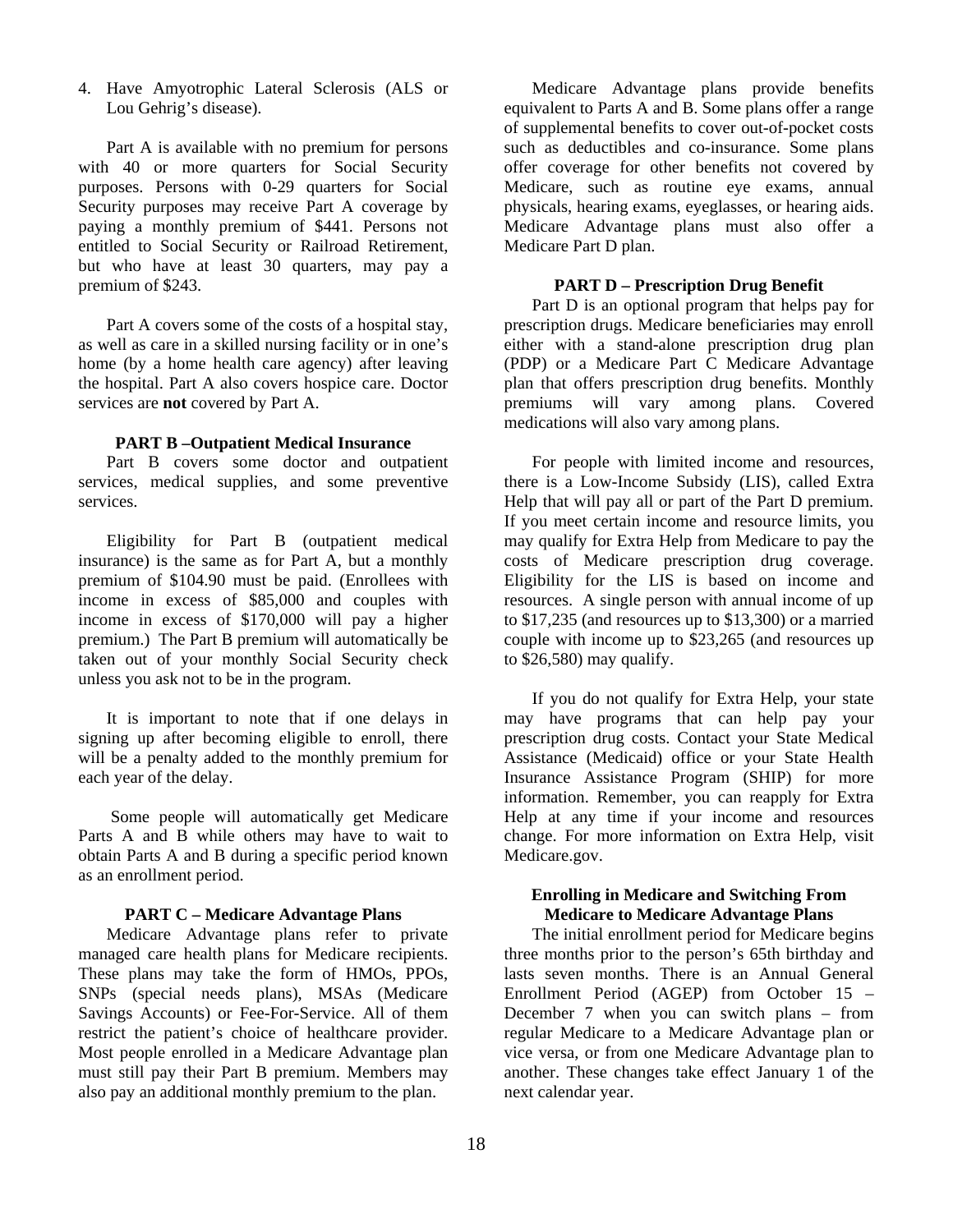4. Have Amyotrophic Lateral Sclerosis (ALS or Lou Gehrig's disease).

Part A is available with no premium for persons with 40 or more quarters for Social Security purposes. Persons with 0-29 quarters for Social Security purposes may receive Part A coverage by paying a monthly premium of $441. Persons not entitled to Social Security or Railroad Retirement, but who have at least 30 quarters, may pay a premium of $243.

Part A covers some of the costs of a hospital stay, as well as care in a skilled nursing facility or in one's home (by a home health care agency) after leaving the hospital. Part A also covers hospice care. Doctor services are **not** covered by Part A.

### PART B –Outpatient Medical Insurance

Part B covers some doctor and outpatient services, medical supplies, and some preventive services.

Eligibility for Part B (outpatient medical insurance) is the same as for Part A, but a monthly premium of $104.90 must be paid. (Enrollees with income in excess of $85,000 and couples with income in excess of $170,000 will pay a higher premium.) The Part B premium will automatically be taken out of your monthly Social Security check unless you ask not to be in the program.

It is important to note that if one delays in signing up after becoming eligible to enroll, there will be a penalty added to the monthly premium for each year of the delay.

Some people will automatically get Medicare Parts A and B while others may have to wait to obtain Parts A and B during a specific period known as an enrollment period.

### PART C – Medicare Advantage Plans

Medicare Advantage plans refer to private managed care health plans for Medicare recipients. These plans may take the form of HMOs, PPOs, SNPs (special needs plans), MSAs (Medicare Savings Accounts) or Fee-For-Service. All of them restrict the patient's choice of healthcare provider. Most people enrolled in a Medicare Advantage plan must still pay their Part B premium. Members may also pay an additional monthly premium to the plan.

Medicare Advantage plans provide benefits equivalent to Parts A and B. Some plans offer a range of supplemental benefits to cover out-of-pocket costs such as deductibles and co-insurance. Some plans offer coverage for other benefits not covered by Medicare, such as routine eye exams, annual physicals, hearing exams, eyeglasses, or hearing aids. Medicare Advantage plans must also offer a Medicare Part D plan.

### PART D – Prescription Drug Benefit

Part D is an optional program that helps pay for prescription drugs. Medicare beneficiaries may enroll either with a stand-alone prescription drug plan (PDP) or a Medicare Part C Medicare Advantage plan that offers prescription drug benefits. Monthly premiums will vary among plans. Covered medications will also vary among plans.

For people with limited income and resources, there is a Low-Income Subsidy (LIS), called Extra Help that will pay all or part of the Part D premium. If you meet certain income and resource limits, you may qualify for Extra Help from Medicare to pay the costs of Medicare prescription drug coverage. Eligibility for the LIS is based on income and resources. A single person with annual income of up to $17,235 (and resources up to $13,300) or a married couple with income up to $23,265 (and resources up to $26,580) may qualify.

If you do not qualify for Extra Help, your state may have programs that can help pay your prescription drug costs. Contact your State Medical Assistance (Medicaid) office or your State Health Insurance Assistance Program (SHIP) for more information. Remember, you can reapply for Extra Help at any time if your income and resources change. For more information on Extra Help, visit Medicare.gov.

### Enrolling in Medicare and Switching From Medicare to Medicare Advantage Plans

The initial enrollment period for Medicare begins three months prior to the person's 65th birthday and lasts seven months. There is an Annual General Enrollment Period (AGEP) from October 15 – December 7 when you can switch plans – from regular Medicare to a Medicare Advantage plan or vice versa, or from one Medicare Advantage plan to another. These changes take effect January 1 of the next calendar year.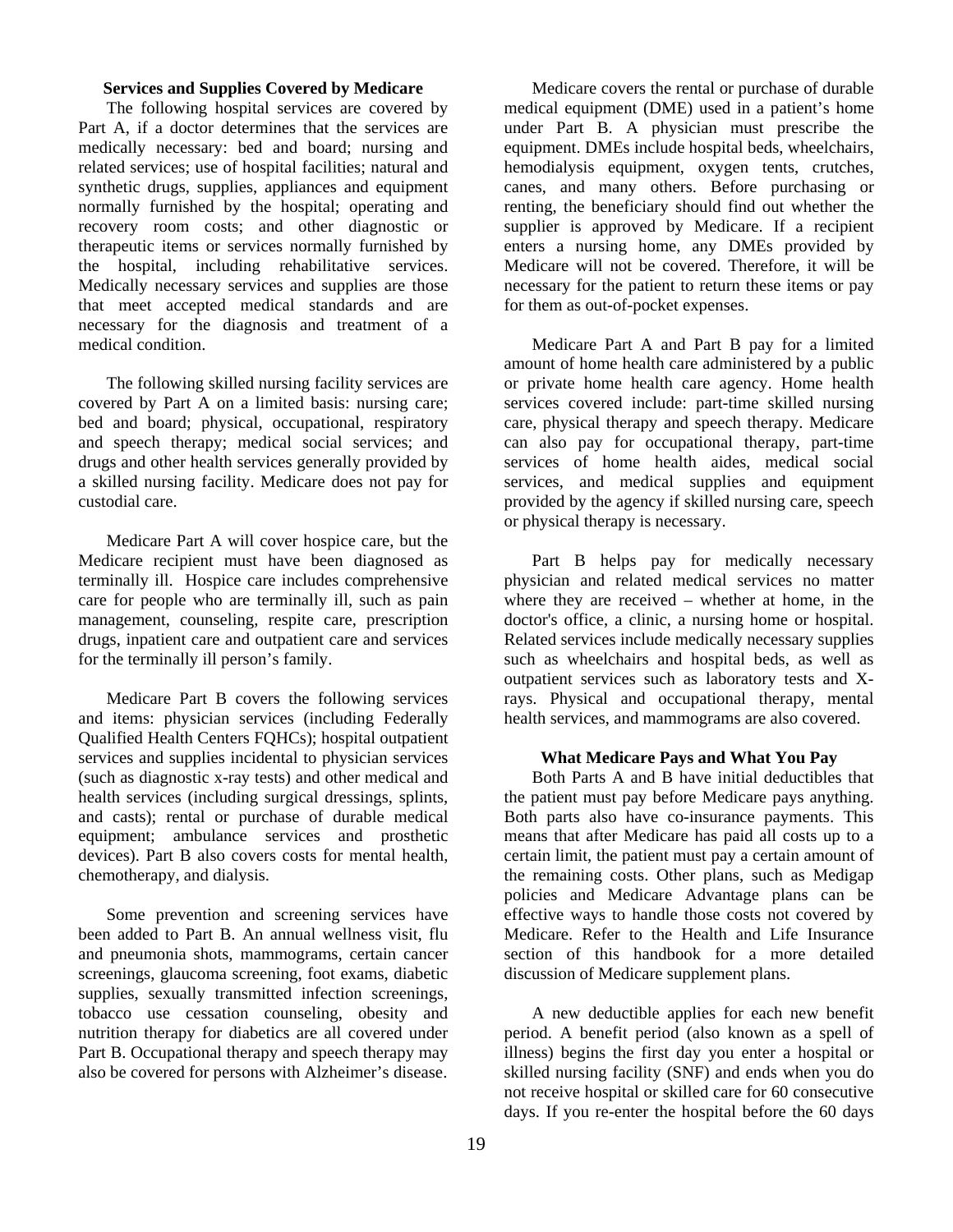### Services and Supplies Covered by Medicare

The following hospital services are covered by Part A, if a doctor determines that the services are medically necessary: bed and board; nursing and related services; use of hospital facilities; natural and synthetic drugs, supplies, appliances and equipment normally furnished by the hospital; operating and recovery room costs; and other diagnostic or therapeutic items or services normally furnished by the hospital, including rehabilitative services. Medically necessary services and supplies are those that meet accepted medical standards and are necessary for the diagnosis and treatment of a medical condition.

The following skilled nursing facility services are covered by Part A on a limited basis: nursing care; bed and board; physical, occupational, respiratory and speech therapy; medical social services; and drugs and other health services generally provided by a skilled nursing facility. Medicare does not pay for custodial care.

Medicare Part A will cover hospice care, but the Medicare recipient must have been diagnosed as terminally ill. Hospice care includes comprehensive care for people who are terminally ill, such as pain management, counseling, respite care, prescription drugs, inpatient care and outpatient care and services for the terminally ill person's family.

Medicare Part B covers the following services and items: physician services (including Federally Qualified Health Centers FQHCs); hospital outpatient services and supplies incidental to physician services (such as diagnostic x-ray tests) and other medical and health services (including surgical dressings, splints, and casts); rental or purchase of durable medical equipment; ambulance services and prosthetic devices). Part B also covers costs for mental health, chemotherapy, and dialysis.

Some prevention and screening services have been added to Part B. An annual wellness visit, flu and pneumonia shots, mammograms, certain cancer screenings, glaucoma screening, foot exams, diabetic supplies, sexually transmitted infection screenings, tobacco use cessation counseling, obesity and nutrition therapy for diabetics are all covered under Part B. Occupational therapy and speech therapy may also be covered for persons with Alzheimer's disease.

Medicare covers the rental or purchase of durable medical equipment (DME) used in a patient's home under Part B. A physician must prescribe the equipment. DMEs include hospital beds, wheelchairs, hemodialysis equipment, oxygen tents, crutches, canes, and many others. Before purchasing or renting, the beneficiary should find out whether the supplier is approved by Medicare. If a recipient enters a nursing home, any DMEs provided by Medicare will not be covered. Therefore, it will be necessary for the patient to return these items or pay for them as out-of-pocket expenses.

Medicare Part A and Part B pay for a limited amount of home health care administered by a public or private home health care agency. Home health services covered include: part-time skilled nursing care, physical therapy and speech therapy. Medicare can also pay for occupational therapy, part-time services of home health aides, medical social services, and medical supplies and equipment provided by the agency if skilled nursing care, speech or physical therapy is necessary.

Part B helps pay for medically necessary physician and related medical services no matter where they are received – whether at home, in the doctor's office, a clinic, a nursing home or hospital. Related services include medically necessary supplies such as wheelchairs and hospital beds, as well as outpatient services such as laboratory tests and X-rays. Physical and occupational therapy, mental health services, and mammograms are also covered.

### What Medicare Pays and What You Pay

Both Parts A and B have initial deductibles that the patient must pay before Medicare pays anything. Both parts also have co-insurance payments. This means that after Medicare has paid all costs up to a certain limit, the patient must pay a certain amount of the remaining costs. Other plans, such as Medigap policies and Medicare Advantage plans can be effective ways to handle those costs not covered by Medicare. Refer to the Health and Life Insurance section of this handbook for a more detailed discussion of Medicare supplement plans.

A new deductible applies for each new benefit period. A benefit period (also known as a spell of illness) begins the first day you enter a hospital or skilled nursing facility (SNF) and ends when you do not receive hospital or skilled care for 60 consecutive days. If you re-enter the hospital before the 60 days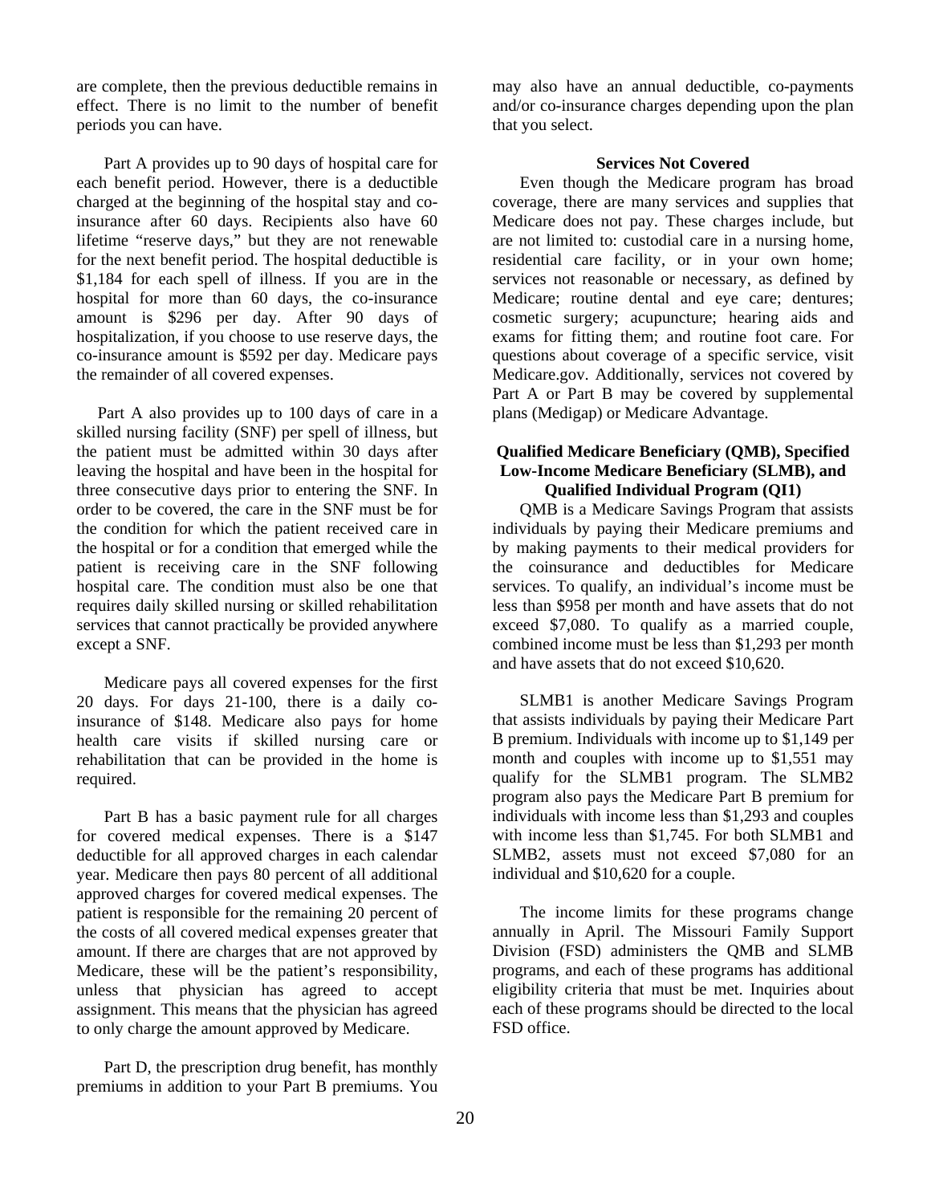are complete, then the previous deductible remains in effect. There is no limit to the number of benefit periods you can have.

Part A provides up to 90 days of hospital care for each benefit period. However, there is a deductible charged at the beginning of the hospital stay and co-insurance after 60 days. Recipients also have 60 lifetime "reserve days," but they are not renewable for the next benefit period. The hospital deductible is $1,184 for each spell of illness. If you are in the hospital for more than 60 days, the co-insurance amount is $296 per day. After 90 days of hospitalization, if you choose to use reserve days, the co-insurance amount is $592 per day. Medicare pays the remainder of all covered expenses.

Part A also provides up to 100 days of care in a skilled nursing facility (SNF) per spell of illness, but the patient must be admitted within 30 days after leaving the hospital and have been in the hospital for three consecutive days prior to entering the SNF. In order to be covered, the care in the SNF must be for the condition for which the patient received care in the hospital or for a condition that emerged while the patient is receiving care in the SNF following hospital care. The condition must also be one that requires daily skilled nursing or skilled rehabilitation services that cannot practically be provided anywhere except a SNF.

Medicare pays all covered expenses for the first 20 days. For days 21-100, there is a daily co-insurance of $148. Medicare also pays for home health care visits if skilled nursing care or rehabilitation that can be provided in the home is required.

Part B has a basic payment rule for all charges for covered medical expenses. There is a $147 deductible for all approved charges in each calendar year. Medicare then pays 80 percent of all additional approved charges for covered medical expenses. The patient is responsible for the remaining 20 percent of the costs of all covered medical expenses greater that amount. If there are charges that are not approved by Medicare, these will be the patient's responsibility, unless that physician has agreed to accept assignment. This means that the physician has agreed to only charge the amount approved by Medicare.

Part D, the prescription drug benefit, has monthly premiums in addition to your Part B premiums. You may also have an annual deductible, co-payments and/or co-insurance charges depending upon the plan that you select.

**Services Not Covered**

Even though the Medicare program has broad coverage, there are many services and supplies that Medicare does not pay. These charges include, but are not limited to: custodial care in a nursing home, residential care facility, or in your own home; services not reasonable or necessary, as defined by Medicare; routine dental and eye care; dentures; cosmetic surgery; acupuncture; hearing aids and exams for fitting them; and routine foot care. For questions about coverage of a specific service, visit Medicare.gov. Additionally, services not covered by Part A or Part B may be covered by supplemental plans (Medigap) or Medicare Advantage.

**Qualified Medicare Beneficiary (QMB), Specified Low-Income Medicare Beneficiary (SLMB), and Qualified Individual Program (QI1)**

QMB is a Medicare Savings Program that assists individuals by paying their Medicare premiums and by making payments to their medical providers for the coinsurance and deductibles for Medicare services. To qualify, an individual's income must be less than $958 per month and have assets that do not exceed $7,080. To qualify as a married couple, combined income must be less than $1,293 per month and have assets that do not exceed $10,620.

SLMB1 is another Medicare Savings Program that assists individuals by paying their Medicare Part B premium. Individuals with income up to $1,149 per month and couples with income up to $1,551 may qualify for the SLMB1 program. The SLMB2 program also pays the Medicare Part B premium for individuals with income less than $1,293 and couples with income less than $1,745. For both SLMB1 and SLMB2, assets must not exceed $7,080 for an individual and $10,620 for a couple.

The income limits for these programs change annually in April. The Missouri Family Support Division (FSD) administers the QMB and SLMB programs, and each of these programs has additional eligibility criteria that must be met. Inquiries about each of these programs should be directed to the local FSD office.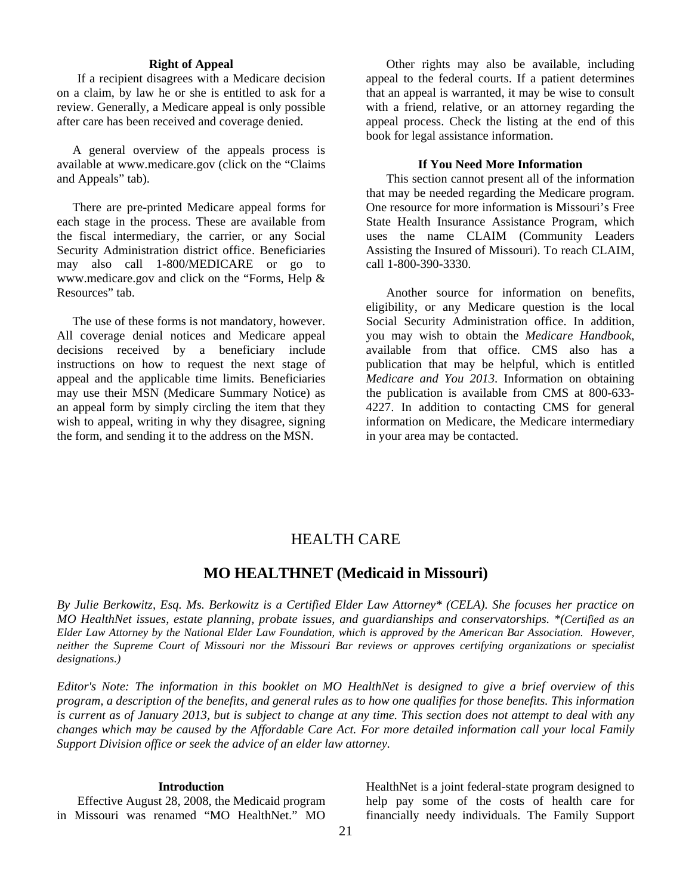### Right of Appeal

If a recipient disagrees with a Medicare decision on a claim, by law he or she is entitled to ask for a review. Generally, a Medicare appeal is only possible after care has been received and coverage denied.

A general overview of the appeals process is available at www.medicare.gov (click on the "Claims and Appeals" tab).

There are pre-printed Medicare appeal forms for each stage in the process. These are available from the fiscal intermediary, the carrier, or any Social Security Administration district office. Beneficiaries may also call 1-800/MEDICARE or go to www.medicare.gov and click on the "Forms, Help & Resources" tab.

The use of these forms is not mandatory, however. All coverage denial notices and Medicare appeal decisions received by a beneficiary include instructions on how to request the next stage of appeal and the applicable time limits. Beneficiaries may use their MSN (Medicare Summary Notice) as an appeal form by simply circling the item that they wish to appeal, writing in why they disagree, signing the form, and sending it to the address on the MSN.

Other rights may also be available, including appeal to the federal courts. If a patient determines that an appeal is warranted, it may be wise to consult with a friend, relative, or an attorney regarding the appeal process. Check the listing at the end of this book for legal assistance information.

### If You Need More Information

This section cannot present all of the information that may be needed regarding the Medicare program. One resource for more information is Missouri's Free State Health Insurance Assistance Program, which uses the name CLAIM (Community Leaders Assisting the Insured of Missouri). To reach CLAIM, call 1-800-390-3330.

Another source for information on benefits, eligibility, or any Medicare question is the local Social Security Administration office. In addition, you may wish to obtain the *Medicare Handbook*, available from that office. CMS also has a publication that may be helpful, which is entitled *Medicare and You 2013*. Information on obtaining the publication is available from CMS at 800-633-4227. In addition to contacting CMS for general information on Medicare, the Medicare intermediary in your area may be contacted.

# HEALTH CARE

## MO HEALTHNET (Medicaid in Missouri)

*By Julie Berkowitz, Esq. Ms. Berkowitz is a Certified Elder Law Attorney\* (CELA). She focuses her practice on MO HealthNet issues, estate planning, probate issues, and guardianships and conservatorships. \*(Certified as an Elder Law Attorney by the National Elder Law Foundation, which is approved by the American Bar Association. However, neither the Supreme Court of Missouri nor the Missouri Bar reviews or approves certifying organizations or specialist designations.)*

*Editor's Note: The information in this booklet on MO HealthNet is designed to give a brief overview of this program, a description of the benefits, and general rules as to how one qualifies for those benefits. This information is current as of January 2013, but is subject to change at any time. This section does not attempt to deal with any changes which may be caused by the Affordable Care Act. For more detailed information call your local Family Support Division office or seek the advice of an elder law attorney.*

### Introduction

Effective August 28, 2008, the Medicaid program in Missouri was renamed "MO HealthNet." MO HealthNet is a joint federal-state program designed to help pay some of the costs of health care for financially needy individuals. The Family Support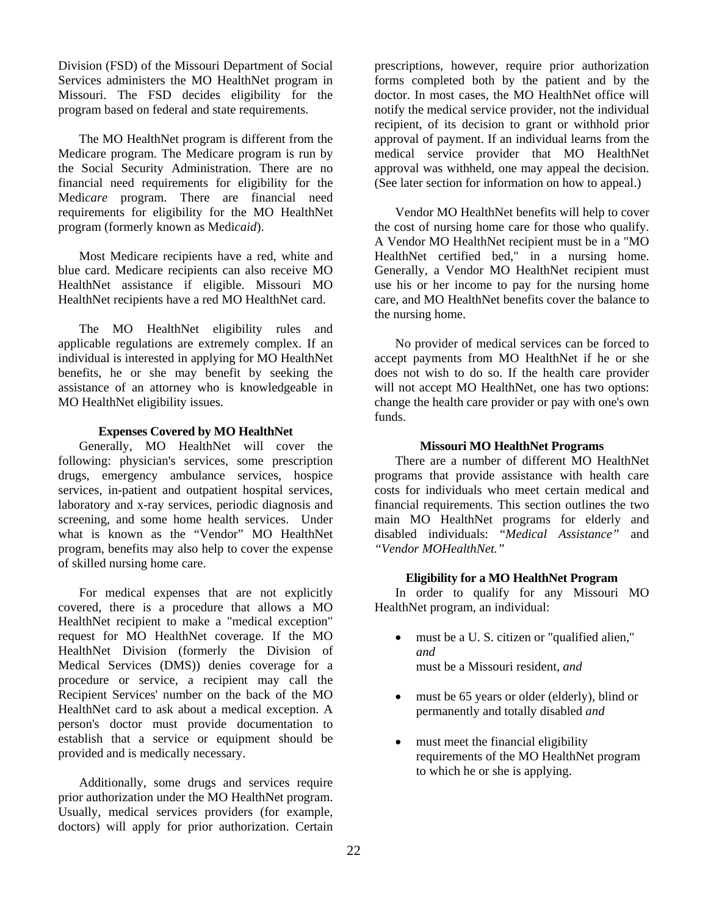Division (FSD) of the Missouri Department of Social Services administers the MO HealthNet program in Missouri. The FSD decides eligibility for the program based on federal and state requirements.

The MO HealthNet program is different from the Medicare program. The Medicare program is run by the Social Security Administration. There are no financial need requirements for eligibility for the Medi*care* program. There are financial need requirements for eligibility for the MO HealthNet program (formerly known as Medi*caid*).

Most Medicare recipients have a red, white and blue card. Medicare recipients can also receive MO HealthNet assistance if eligible. Missouri MO HealthNet recipients have a red MO HealthNet card.

The MO HealthNet eligibility rules and applicable regulations are extremely complex. If an individual is interested in applying for MO HealthNet benefits, he or she may benefit by seeking the assistance of an attorney who is knowledgeable in MO HealthNet eligibility issues.

**Expenses Covered by MO HealthNet**

Generally, MO HealthNet will cover the following: physician's services, some prescription drugs, emergency ambulance services, hospice services, in-patient and outpatient hospital services, laboratory and x-ray services, periodic diagnosis and screening, and some home health services. Under what is known as the "Vendor" MO HealthNet program, benefits may also help to cover the expense of skilled nursing home care.

For medical expenses that are not explicitly covered, there is a procedure that allows a MO HealthNet recipient to make a "medical exception" request for MO HealthNet coverage. If the MO HealthNet Division (formerly the Division of Medical Services (DMS)) denies coverage for a procedure or service, a recipient may call the Recipient Services' number on the back of the MO HealthNet card to ask about a medical exception. A person's doctor must provide documentation to establish that a service or equipment should be provided and is medically necessary.

Additionally, some drugs and services require prior authorization under the MO HealthNet program. Usually, medical services providers (for example, doctors) will apply for prior authorization. Certain prescriptions, however, require prior authorization forms completed both by the patient and by the doctor. In most cases, the MO HealthNet office will notify the medical service provider, not the individual recipient, of its decision to grant or withhold prior approval of payment. If an individual learns from the medical service provider that MO HealthNet approval was withheld, one may appeal the decision. (See later section for information on how to appeal.)

Vendor MO HealthNet benefits will help to cover the cost of nursing home care for those who qualify. A Vendor MO HealthNet recipient must be in a "MO HealthNet certified bed," in a nursing home. Generally, a Vendor MO HealthNet recipient must use his or her income to pay for the nursing home care, and MO HealthNet benefits cover the balance to the nursing home.

No provider of medical services can be forced to accept payments from MO HealthNet if he or she does not wish to do so. If the health care provider will not accept MO HealthNet, one has two options: change the health care provider or pay with one's own funds.

**Missouri MO HealthNet Programs**

There are a number of different MO HealthNet programs that provide assistance with health care costs for individuals who meet certain medical and financial requirements. This section outlines the two main MO HealthNet programs for elderly and disabled individuals: *"Medical Assistance"* and *"Vendor MOHealthNet."*

**Eligibility for a MO HealthNet Program**

In order to qualify for any Missouri MO HealthNet program, an individual:

- must be a U. S. citizen or "qualified alien," *and*
  must be a Missouri resident, *and*
- must be 65 years or older (elderly), blind or permanently and totally disabled *and*
- must meet the financial eligibility requirements of the MO HealthNet program to which he or she is applying.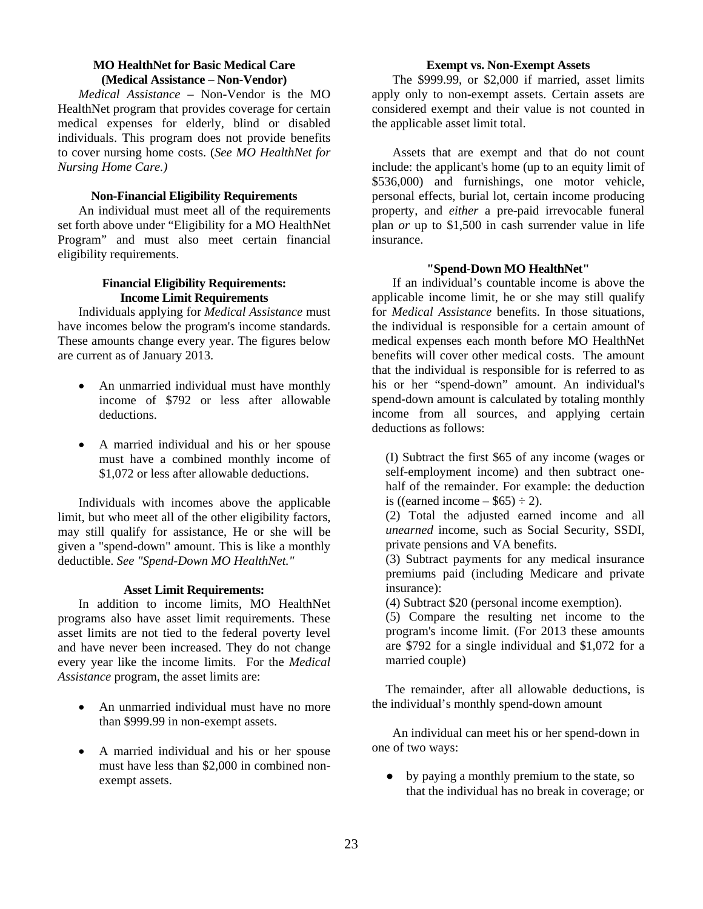## MO HealthNet for Basic Medical Care (Medical Assistance – Non-Vendor)

*Medical Assistance* – Non-Vendor is the MO HealthNet program that provides coverage for certain medical expenses for elderly, blind or disabled individuals. This program does not provide benefits to cover nursing home costs. (*See MO HealthNet for Nursing Home Care.)*

### Non-Financial Eligibility Requirements

An individual must meet all of the requirements set forth above under "Eligibility for a MO HealthNet Program" and must also meet certain financial eligibility requirements.

### Financial Eligibility Requirements: Income Limit Requirements

Individuals applying for *Medical Assistance* must have incomes below the program's income standards. These amounts change every year. The figures below are current as of January 2013.

- An unmarried individual must have monthly income of $792 or less after allowable deductions.
- A married individual and his or her spouse must have a combined monthly income of $1,072 or less after allowable deductions.

Individuals with incomes above the applicable limit, but who meet all of the other eligibility factors, may still qualify for assistance, He or she will be given a "spend-down" amount. This is like a monthly deductible. *See "Spend-Down MO HealthNet."*

### Asset Limit Requirements:

In addition to income limits, MO HealthNet programs also have asset limit requirements. These asset limits are not tied to the federal poverty level and have never been increased. They do not change every year like the income limits. For the *Medical Assistance* program, the asset limits are:

- An unmarried individual must have no more than $999.99 in non-exempt assets.
- A married individual and his or her spouse must have less than $2,000 in combined non-exempt assets.

### Exempt vs. Non-Exempt Assets

The $999.99, or $2,000 if married, asset limits apply only to non-exempt assets. Certain assets are considered exempt and their value is not counted in the applicable asset limit total.

Assets that are exempt and that do not count include: the applicant's home (up to an equity limit of $536,000) and furnishings, one motor vehicle, personal effects, burial lot, certain income producing property, and *either* a pre-paid irrevocable funeral plan *or* up to $1,500 in cash surrender value in life insurance.

### "Spend-Down MO HealthNet"

If an individual's countable income is above the applicable income limit, he or she may still qualify for *Medical Assistance* benefits. In those situations, the individual is responsible for a certain amount of medical expenses each month before MO HealthNet benefits will cover other medical costs. The amount that the individual is responsible for is referred to as his or her "spend-down" amount. An individual's spend-down amount is calculated by totaling monthly income from all sources, and applying certain deductions as follows:

(I) Subtract the first $65 of any income (wages or self-employment income) and then subtract one-half of the remainder. For example: the deduction is ((earned income – $65) ÷ 2).

(2) Total the adjusted earned income and all *unearned* income, such as Social Security, SSDI, private pensions and VA benefits.

(3) Subtract payments for any medical insurance premiums paid (including Medicare and private insurance):

(4) Subtract $20 (personal income exemption).

(5) Compare the resulting net income to the program's income limit. (For 2013 these amounts are $792 for a single individual and $1,072 for a married couple)

The remainder, after all allowable deductions, is the individual's monthly spend-down amount

An individual can meet his or her spend-down in one of two ways:

- by paying a monthly premium to the state, so that the individual has no break in coverage; or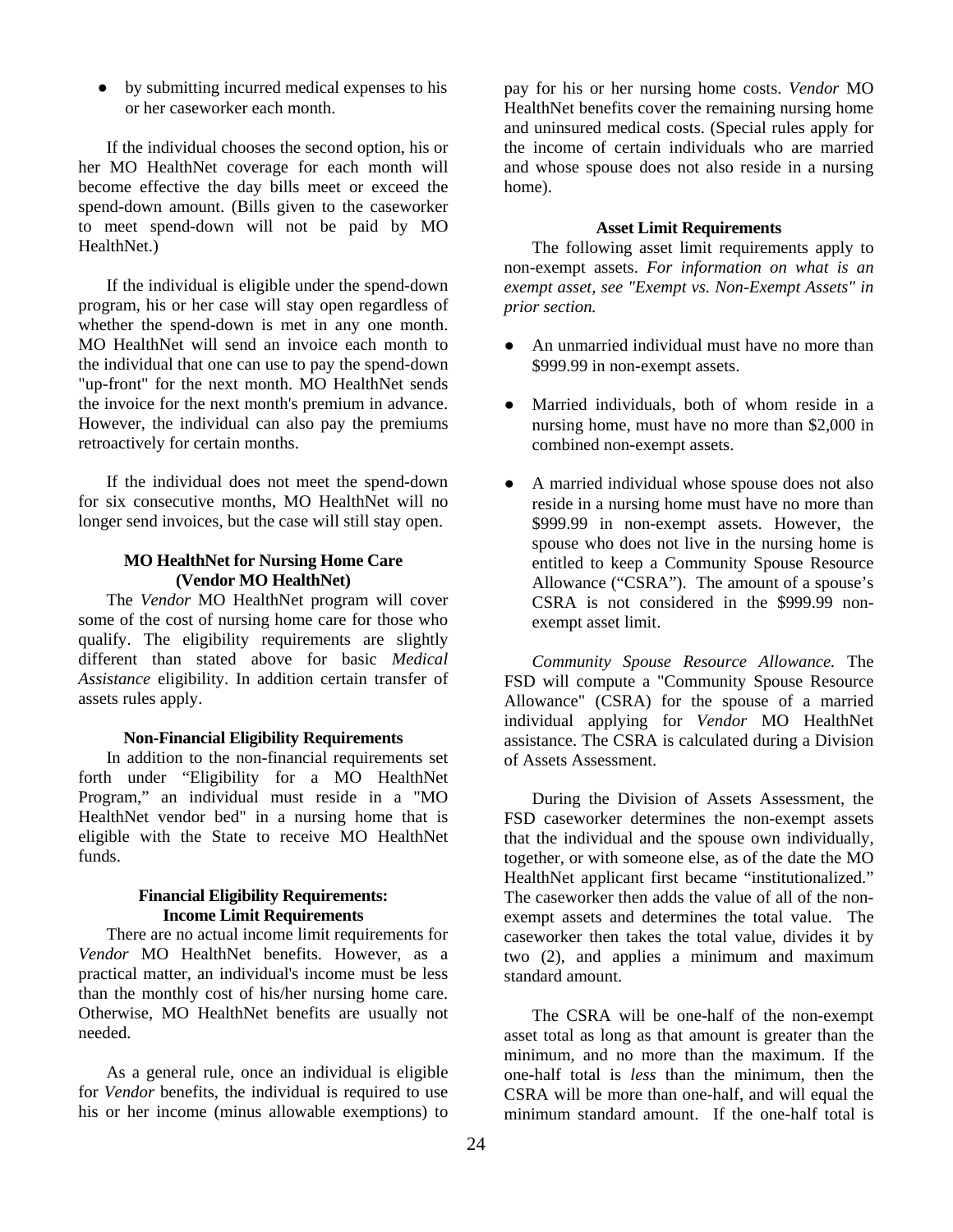- by submitting incurred medical expenses to his or her caseworker each month.

If the individual chooses the second option, his or her MO HealthNet coverage for each month will become effective the day bills meet or exceed the spend-down amount. (Bills given to the caseworker to meet spend-down will not be paid by MO HealthNet.)

If the individual is eligible under the spend-down program, his or her case will stay open regardless of whether the spend-down is met in any one month. MO HealthNet will send an invoice each month to the individual that one can use to pay the spend-down "up-front" for the next month. MO HealthNet sends the invoice for the next month's premium in advance. However, the individual can also pay the premiums retroactively for certain months.

If the individual does not meet the spend-down for six consecutive months, MO HealthNet will no longer send invoices, but the case will still stay open.

### MO HealthNet for Nursing Home Care (Vendor MO HealthNet)

The *Vendor* MO HealthNet program will cover some of the cost of nursing home care for those who qualify. The eligibility requirements are slightly different than stated above for basic *Medical Assistance* eligibility. In addition certain transfer of assets rules apply.

#### Non-Financial Eligibility Requirements

In addition to the non-financial requirements set forth under "Eligibility for a MO HealthNet Program," an individual must reside in a "MO HealthNet vendor bed" in a nursing home that is eligible with the State to receive MO HealthNet funds.

#### Financial Eligibility Requirements: Income Limit Requirements

There are no actual income limit requirements for *Vendor* MO HealthNet benefits. However, as a practical matter, an individual's income must be less than the monthly cost of his/her nursing home care. Otherwise, MO HealthNet benefits are usually not needed.

As a general rule, once an individual is eligible for *Vendor* benefits, the individual is required to use his or her income (minus allowable exemptions) to pay for his or her nursing home costs. *Vendor* MO HealthNet benefits cover the remaining nursing home and uninsured medical costs. (Special rules apply for the income of certain individuals who are married and whose spouse does not also reside in a nursing home).

#### Asset Limit Requirements

The following asset limit requirements apply to non-exempt assets. *For information on what is an exempt asset, see "Exempt vs. Non-Exempt Assets" in prior section.*

- An unmarried individual must have no more than $999.99 in non-exempt assets.
- Married individuals, both of whom reside in a nursing home, must have no more than $2,000 in combined non-exempt assets.
- A married individual whose spouse does not also reside in a nursing home must have no more than $999.99 in non-exempt assets. However, the spouse who does not live in the nursing home is entitled to keep a Community Spouse Resource Allowance ("CSRA"). The amount of a spouse's CSRA is not considered in the $999.99 non-exempt asset limit.

*Community Spouse Resource Allowance.* The FSD will compute a "Community Spouse Resource Allowance" (CSRA) for the spouse of a married individual applying for *Vendor* MO HealthNet assistance. The CSRA is calculated during a Division of Assets Assessment.

During the Division of Assets Assessment, the FSD caseworker determines the non-exempt assets that the individual and the spouse own individually, together, or with someone else, as of the date the MO HealthNet applicant first became "institutionalized." The caseworker then adds the value of all of the non-exempt assets and determines the total value. The caseworker then takes the total value, divides it by two (2), and applies a minimum and maximum standard amount.

The CSRA will be one-half of the non-exempt asset total as long as that amount is greater than the minimum, and no more than the maximum. If the one-half total is *less* than the minimum, then the CSRA will be more than one-half, and will equal the minimum standard amount. If the one-half total is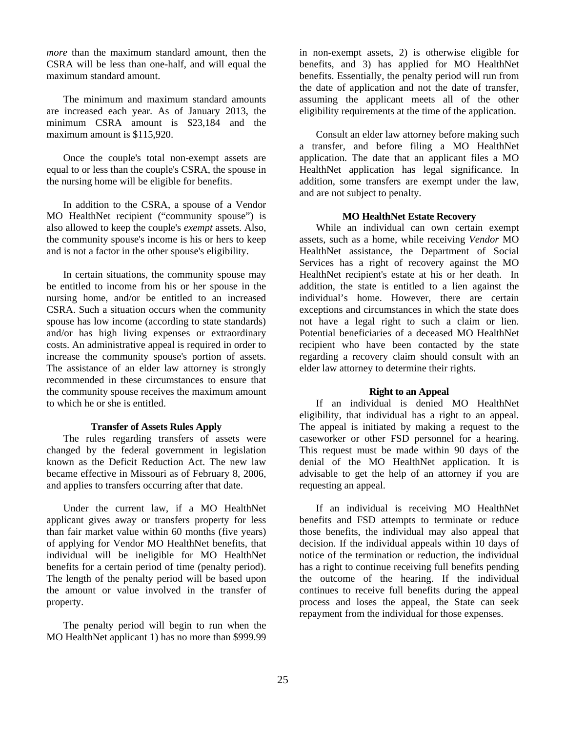*more* than the maximum standard amount, then the CSRA will be less than one-half, and will equal the maximum standard amount.

The minimum and maximum standard amounts are increased each year. As of January 2013, the minimum CSRA amount is $23,184 and the maximum amount is $115,920.

Once the couple's total non-exempt assets are equal to or less than the couple's CSRA, the spouse in the nursing home will be eligible for benefits.

In addition to the CSRA, a spouse of a Vendor MO HealthNet recipient ("community spouse") is also allowed to keep the couple's *exempt* assets. Also, the community spouse's income is his or hers to keep and is not a factor in the other spouse's eligibility.

In certain situations, the community spouse may be entitled to income from his or her spouse in the nursing home, and/or be entitled to an increased CSRA. Such a situation occurs when the community spouse has low income (according to state standards) and/or has high living expenses or extraordinary costs. An administrative appeal is required in order to increase the community spouse's portion of assets. The assistance of an elder law attorney is strongly recommended in these circumstances to ensure that the community spouse receives the maximum amount to which he or she is entitled.

**Transfer of Assets Rules Apply**

The rules regarding transfers of assets were changed by the federal government in legislation known as the Deficit Reduction Act. The new law became effective in Missouri as of February 8, 2006, and applies to transfers occurring after that date.

Under the current law, if a MO HealthNet applicant gives away or transfers property for less than fair market value within 60 months (five years) of applying for Vendor MO HealthNet benefits, that individual will be ineligible for MO HealthNet benefits for a certain period of time (penalty period). The length of the penalty period will be based upon the amount or value involved in the transfer of property.

The penalty period will begin to run when the MO HealthNet applicant 1) has no more than $999.99 in non-exempt assets, 2) is otherwise eligible for benefits, and 3) has applied for MO HealthNet benefits. Essentially, the penalty period will run from the date of application and not the date of transfer, assuming the applicant meets all of the other eligibility requirements at the time of the application.

Consult an elder law attorney before making such a transfer, and before filing a MO HealthNet application. The date that an applicant files a MO HealthNet application has legal significance. In addition, some transfers are exempt under the law, and are not subject to penalty.

**MO HealthNet Estate Recovery**

While an individual can own certain exempt assets, such as a home, while receiving *Vendor* MO HealthNet assistance, the Department of Social Services has a right of recovery against the MO HealthNet recipient's estate at his or her death. In addition, the state is entitled to a lien against the individual's home. However, there are certain exceptions and circumstances in which the state does not have a legal right to such a claim or lien. Potential beneficiaries of a deceased MO HealthNet recipient who have been contacted by the state regarding a recovery claim should consult with an elder law attorney to determine their rights.

**Right to an Appeal**

If an individual is denied MO HealthNet eligibility, that individual has a right to an appeal. The appeal is initiated by making a request to the caseworker or other FSD personnel for a hearing. This request must be made within 90 days of the denial of the MO HealthNet application. It is advisable to get the help of an attorney if you are requesting an appeal.

If an individual is receiving MO HealthNet benefits and FSD attempts to terminate or reduce those benefits, the individual may also appeal that decision. If the individual appeals within 10 days of notice of the termination or reduction, the individual has a right to continue receiving full benefits pending the outcome of the hearing. If the individual continues to receive full benefits during the appeal process and loses the appeal, the State can seek repayment from the individual for those expenses.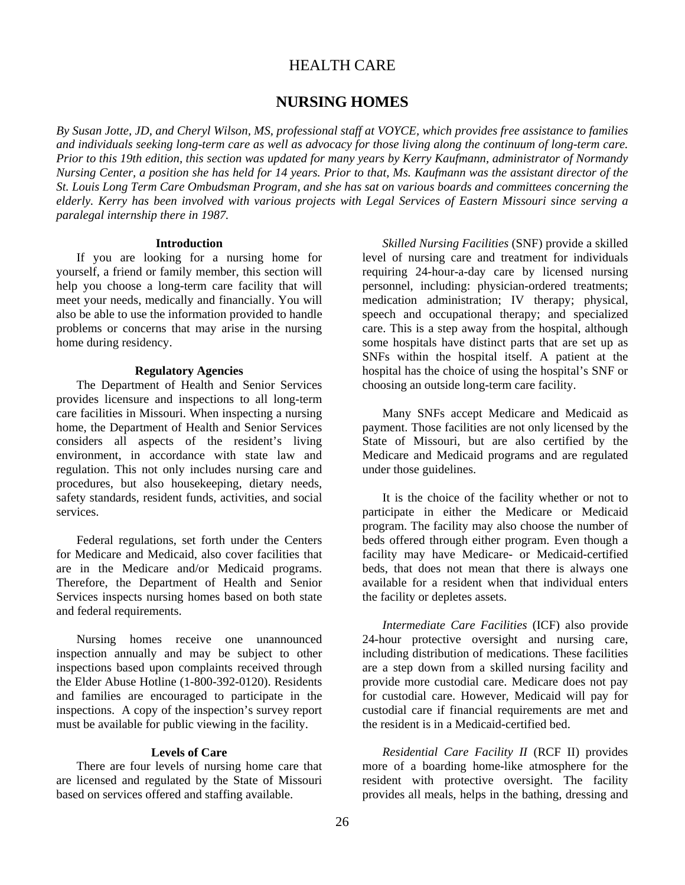# HEALTH CARE

## NURSING HOMES

*By Susan Jotte, JD, and Cheryl Wilson, MS, professional staff at VOYCE, which provides free assistance to families and individuals seeking long-term care as well as advocacy for those living along the continuum of long-term care. Prior to this 19th edition, this section was updated for many years by Kerry Kaufmann, administrator of Normandy Nursing Center, a position she has held for 14 years. Prior to that, Ms. Kaufmann was the assistant director of the St. Louis Long Term Care Ombudsman Program, and she has sat on various boards and committees concerning the elderly. Kerry has been involved with various projects with Legal Services of Eastern Missouri since serving a paralegal internship there in 1987.*

### Introduction

If you are looking for a nursing home for yourself, a friend or family member, this section will help you choose a long-term care facility that will meet your needs, medically and financially. You will also be able to use the information provided to handle problems or concerns that may arise in the nursing home during residency.

### Regulatory Agencies

The Department of Health and Senior Services provides licensure and inspections to all long-term care facilities in Missouri. When inspecting a nursing home, the Department of Health and Senior Services considers all aspects of the resident's living environment, in accordance with state law and regulation. This not only includes nursing care and procedures, but also housekeeping, dietary needs, safety standards, resident funds, activities, and social services.

Federal regulations, set forth under the Centers for Medicare and Medicaid, also cover facilities that are in the Medicare and/or Medicaid programs. Therefore, the Department of Health and Senior Services inspects nursing homes based on both state and federal requirements.

Nursing homes receive one unannounced inspection annually and may be subject to other inspections based upon complaints received through the Elder Abuse Hotline (1-800-392-0120). Residents and families are encouraged to participate in the inspections. A copy of the inspection's survey report must be available for public viewing in the facility.

### Levels of Care

There are four levels of nursing home care that are licensed and regulated by the State of Missouri based on services offered and staffing available.

*Skilled Nursing Facilities* (SNF) provide a skilled level of nursing care and treatment for individuals requiring 24-hour-a-day care by licensed nursing personnel, including: physician-ordered treatments; medication administration; IV therapy; physical, speech and occupational therapy; and specialized care. This is a step away from the hospital, although some hospitals have distinct parts that are set up as SNFs within the hospital itself. A patient at the hospital has the choice of using the hospital's SNF or choosing an outside long-term care facility.

Many SNFs accept Medicare and Medicaid as payment. Those facilities are not only licensed by the State of Missouri, but are also certified by the Medicare and Medicaid programs and are regulated under those guidelines.

It is the choice of the facility whether or not to participate in either the Medicare or Medicaid program. The facility may also choose the number of beds offered through either program. Even though a facility may have Medicare- or Medicaid-certified beds, that does not mean that there is always one available for a resident when that individual enters the facility or depletes assets.

*Intermediate Care Facilities* (ICF) also provide 24-hour protective oversight and nursing care, including distribution of medications. These facilities are a step down from a skilled nursing facility and provide more custodial care. Medicare does not pay for custodial care. However, Medicaid will pay for custodial care if financial requirements are met and the resident is in a Medicaid-certified bed.

*Residential Care Facility II* (RCF II) provides more of a boarding home-like atmosphere for the resident with protective oversight. The facility provides all meals, helps in the bathing, dressing and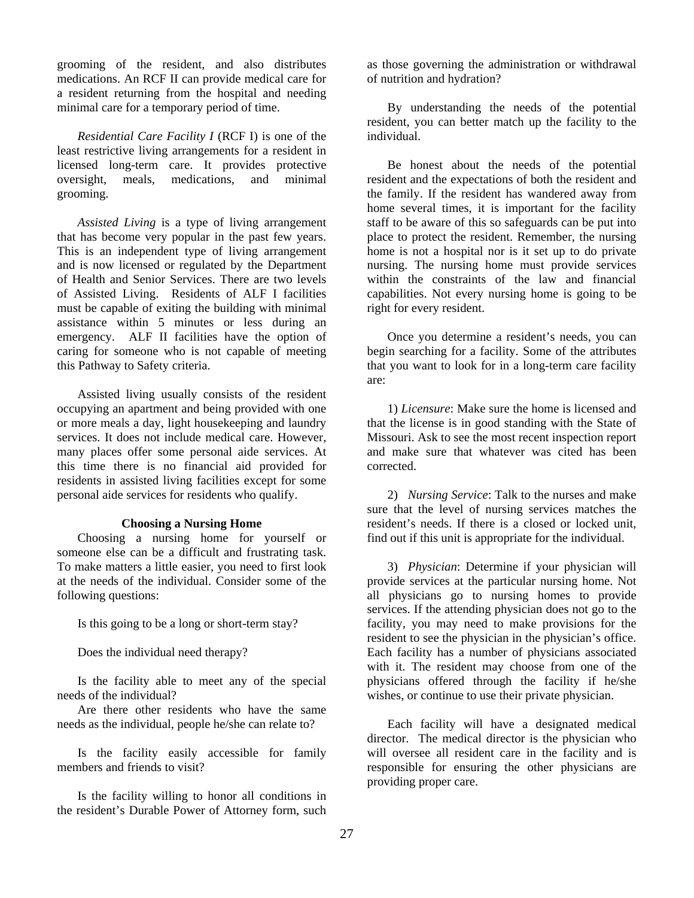grooming of the resident, and also distributes medications. An RCF II can provide medical care for a resident returning from the hospital and needing minimal care for a temporary period of time.

*Residential Care Facility I* (RCF I) is one of the least restrictive living arrangements for a resident in licensed long-term care. It provides protective oversight, meals, medications, and minimal grooming.

*Assisted Living* is a type of living arrangement that has become very popular in the past few years. This is an independent type of living arrangement and is now licensed or regulated by the Department of Health and Senior Services. There are two levels of Assisted Living. Residents of ALF I facilities must be capable of exiting the building with minimal assistance within 5 minutes or less during an emergency. ALF II facilities have the option of caring for someone who is not capable of meeting this Pathway to Safety criteria.

Assisted living usually consists of the resident occupying an apartment and being provided with one or more meals a day, light housekeeping and laundry services. It does not include medical care. However, many places offer some personal aide services. At this time there is no financial aid provided for residents in assisted living facilities except for some personal aide services for residents who qualify.

### Choosing a Nursing Home

Choosing a nursing home for yourself or someone else can be a difficult and frustrating task. To make matters a little easier, you need to first look at the needs of the individual. Consider some of the following questions:

Is this going to be a long or short-term stay?

Does the individual need therapy?

Is the facility able to meet any of the special needs of the individual?

Are there other residents who have the same needs as the individual, people he/she can relate to?

Is the facility easily accessible for family members and friends to visit?

Is the facility willing to honor all conditions in the resident's Durable Power of Attorney form, such as those governing the administration or withdrawal of nutrition and hydration?

By understanding the needs of the potential resident, you can better match up the facility to the individual.

Be honest about the needs of the potential resident and the expectations of both the resident and the family. If the resident has wandered away from home several times, it is important for the facility staff to be aware of this so safeguards can be put into place to protect the resident. Remember, the nursing home is not a hospital nor is it set up to do private nursing. The nursing home must provide services within the constraints of the law and financial capabilities. Not every nursing home is going to be right for every resident.

Once you determine a resident's needs, you can begin searching for a facility. Some of the attributes that you want to look for in a long-term care facility are:

1) *Licensure*: Make sure the home is licensed and that the license is in good standing with the State of Missouri. Ask to see the most recent inspection report and make sure that whatever was cited has been corrected.

2) *Nursing Service*: Talk to the nurses and make sure that the level of nursing services matches the resident's needs. If there is a closed or locked unit, find out if this unit is appropriate for the individual.

3) *Physician*: Determine if your physician will provide services at the particular nursing home. Not all physicians go to nursing homes to provide services. If the attending physician does not go to the facility, you may need to make provisions for the resident to see the physician in the physician's office. Each facility has a number of physicians associated with it. The resident may choose from one of the physicians offered through the facility if he/she wishes, or continue to use their private physician.

Each facility will have a designated medical director. The medical director is the physician who will oversee all resident care in the facility and is responsible for ensuring the other physicians are providing proper care.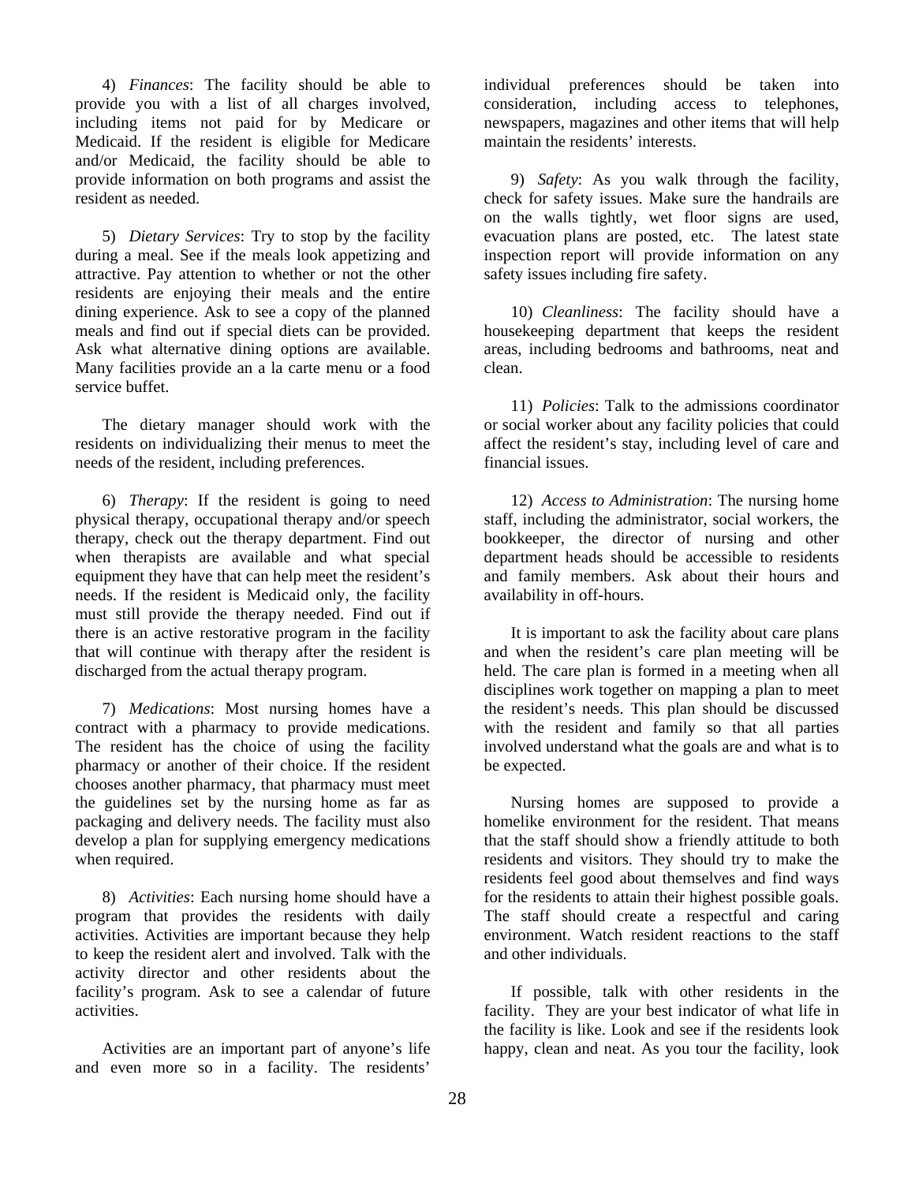4) *Finances*: The facility should be able to provide you with a list of all charges involved, including items not paid for by Medicare or Medicaid. If the resident is eligible for Medicare and/or Medicaid, the facility should be able to provide information on both programs and assist the resident as needed.

5) *Dietary Services*: Try to stop by the facility during a meal. See if the meals look appetizing and attractive. Pay attention to whether or not the other residents are enjoying their meals and the entire dining experience. Ask to see a copy of the planned meals and find out if special diets can be provided. Ask what alternative dining options are available. Many facilities provide an a la carte menu or a food service buffet.

The dietary manager should work with the residents on individualizing their menus to meet the needs of the resident, including preferences.

6) *Therapy*: If the resident is going to need physical therapy, occupational therapy and/or speech therapy, check out the therapy department. Find out when therapists are available and what special equipment they have that can help meet the resident's needs. If the resident is Medicaid only, the facility must still provide the therapy needed. Find out if there is an active restorative program in the facility that will continue with therapy after the resident is discharged from the actual therapy program.

7) *Medications*: Most nursing homes have a contract with a pharmacy to provide medications. The resident has the choice of using the facility pharmacy or another of their choice. If the resident chooses another pharmacy, that pharmacy must meet the guidelines set by the nursing home as far as packaging and delivery needs. The facility must also develop a plan for supplying emergency medications when required.

8) *Activities*: Each nursing home should have a program that provides the residents with daily activities. Activities are important because they help to keep the resident alert and involved. Talk with the activity director and other residents about the facility's program. Ask to see a calendar of future activities.

Activities are an important part of anyone's life and even more so in a facility. The residents' individual preferences should be taken into consideration, including access to telephones, newspapers, magazines and other items that will help maintain the residents' interests.

9) *Safety*: As you walk through the facility, check for safety issues. Make sure the handrails are on the walls tightly, wet floor signs are used, evacuation plans are posted, etc. The latest state inspection report will provide information on any safety issues including fire safety.

10) *Cleanliness*: The facility should have a housekeeping department that keeps the resident areas, including bedrooms and bathrooms, neat and clean.

11) *Policies*: Talk to the admissions coordinator or social worker about any facility policies that could affect the resident's stay, including level of care and financial issues.

12) *Access to Administration*: The nursing home staff, including the administrator, social workers, the bookkeeper, the director of nursing and other department heads should be accessible to residents and family members. Ask about their hours and availability in off-hours.

It is important to ask the facility about care plans and when the resident's care plan meeting will be held. The care plan is formed in a meeting when all disciplines work together on mapping a plan to meet the resident's needs. This plan should be discussed with the resident and family so that all parties involved understand what the goals are and what is to be expected.

Nursing homes are supposed to provide a homelike environment for the resident. That means that the staff should show a friendly attitude to both residents and visitors. They should try to make the residents feel good about themselves and find ways for the residents to attain their highest possible goals. The staff should create a respectful and caring environment. Watch resident reactions to the staff and other individuals.

If possible, talk with other residents in the facility. They are your best indicator of what life in the facility is like. Look and see if the residents look happy, clean and neat. As you tour the facility, look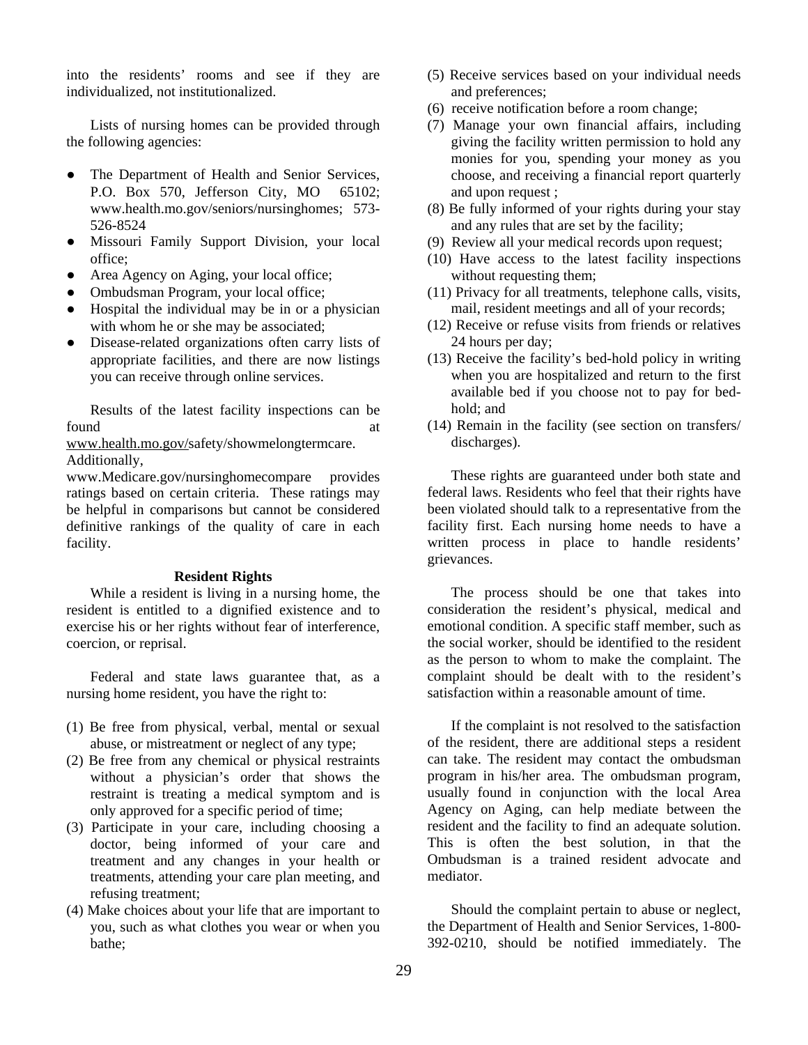into the residents' rooms and see if they are individualized, not institutionalized.

Lists of nursing homes can be provided through the following agencies:

- The Department of Health and Senior Services, P.O. Box 570, Jefferson City, MO 65102; www.health.mo.gov/seniors/nursinghomes; 573-526-8524
- Missouri Family Support Division, your local office;
- Area Agency on Aging, your local office;
- Ombudsman Program, your local office;
- Hospital the individual may be in or a physician with whom he or she may be associated;
- Disease-related organizations often carry lists of appropriate facilities, and there are now listings you can receive through online services.

Results of the latest facility inspections can be found at www.health.mo.gov/safety/showmelongtermcare. Additionally, www.Medicare.gov/nursinghomecompare provides ratings based on certain criteria. These ratings may be helpful in comparisons but cannot be considered definitive rankings of the quality of care in each facility.

**Resident Rights**

While a resident is living in a nursing home, the resident is entitled to a dignified existence and to exercise his or her rights without fear of interference, coercion, or reprisal.

Federal and state laws guarantee that, as a nursing home resident, you have the right to:

(1) Be free from physical, verbal, mental or sexual abuse, or mistreatment or neglect of any type;
(2) Be free from any chemical or physical restraints without a physician's order that shows the restraint is treating a medical symptom and is only approved for a specific period of time;
(3) Participate in your care, including choosing a doctor, being informed of your care and treatment and any changes in your health or treatments, attending your care plan meeting, and refusing treatment;
(4) Make choices about your life that are important to you, such as what clothes you wear or when you bathe;
(5) Receive services based on your individual needs and preferences;
(6) receive notification before a room change;
(7) Manage your own financial affairs, including giving the facility written permission to hold any monies for you, spending your money as you choose, and receiving a financial report quarterly and upon request ;
(8) Be fully informed of your rights during your stay and any rules that are set by the facility;
(9) Review all your medical records upon request;
(10) Have access to the latest facility inspections without requesting them;
(11) Privacy for all treatments, telephone calls, visits, mail, resident meetings and all of your records;
(12) Receive or refuse visits from friends or relatives 24 hours per day;
(13) Receive the facility's bed-hold policy in writing when you are hospitalized and return to the first available bed if you choose not to pay for bed-hold; and
(14) Remain in the facility (see section on transfers/ discharges).

These rights are guaranteed under both state and federal laws. Residents who feel that their rights have been violated should talk to a representative from the facility first. Each nursing home needs to have a written process in place to handle residents' grievances.

The process should be one that takes into consideration the resident's physical, medical and emotional condition. A specific staff member, such as the social worker, should be identified to the resident as the person to whom to make the complaint. The complaint should be dealt with to the resident's satisfaction within a reasonable amount of time.

If the complaint is not resolved to the satisfaction of the resident, there are additional steps a resident can take. The resident may contact the ombudsman program in his/her area. The ombudsman program, usually found in conjunction with the local Area Agency on Aging, can help mediate between the resident and the facility to find an adequate solution. This is often the best solution, in that the Ombudsman is a trained resident advocate and mediator.

Should the complaint pertain to abuse or neglect, the Department of Health and Senior Services, 1-800-392-0210, should be notified immediately. The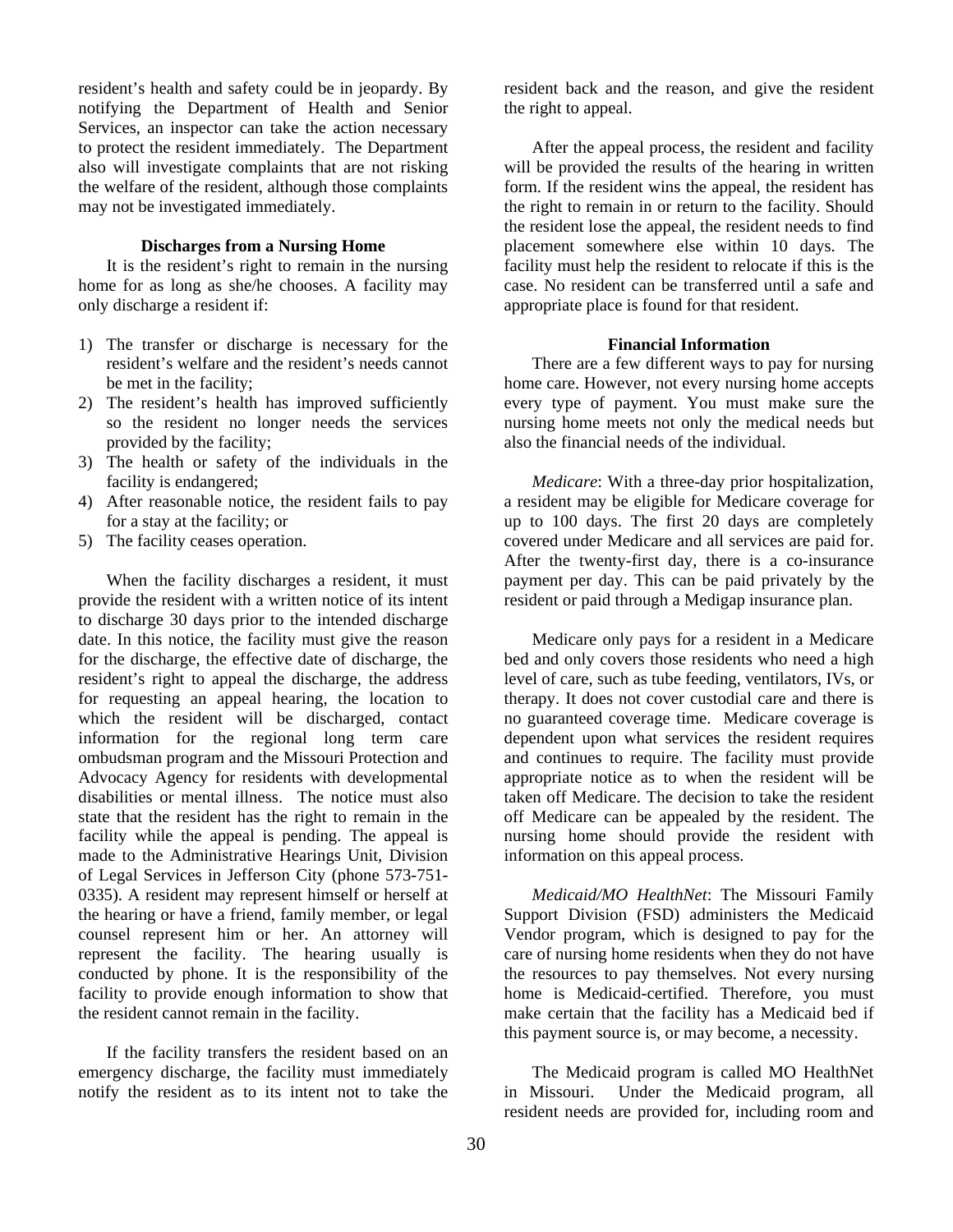resident's health and safety could be in jeopardy. By notifying the Department of Health and Senior Services, an inspector can take the action necessary to protect the resident immediately. The Department also will investigate complaints that are not risking the welfare of the resident, although those complaints may not be investigated immediately.

### Discharges from a Nursing Home

It is the resident's right to remain in the nursing home for as long as she/he chooses. A facility may only discharge a resident if:

1) The transfer or discharge is necessary for the resident's welfare and the resident's needs cannot be met in the facility;
2) The resident's health has improved sufficiently so the resident no longer needs the services provided by the facility;
3) The health or safety of the individuals in the facility is endangered;
4) After reasonable notice, the resident fails to pay for a stay at the facility; or
5) The facility ceases operation.

When the facility discharges a resident, it must provide the resident with a written notice of its intent to discharge 30 days prior to the intended discharge date. In this notice, the facility must give the reason for the discharge, the effective date of discharge, the resident's right to appeal the discharge, the address for requesting an appeal hearing, the location to which the resident will be discharged, contact information for the regional long term care ombudsman program and the Missouri Protection and Advocacy Agency for residents with developmental disabilities or mental illness. The notice must also state that the resident has the right to remain in the facility while the appeal is pending. The appeal is made to the Administrative Hearings Unit, Division of Legal Services in Jefferson City (phone 573-751-0335). A resident may represent himself or herself at the hearing or have a friend, family member, or legal counsel represent him or her. An attorney will represent the facility. The hearing usually is conducted by phone. It is the responsibility of the facility to provide enough information to show that the resident cannot remain in the facility.

If the facility transfers the resident based on an emergency discharge, the facility must immediately notify the resident as to its intent not to take the resident back and the reason, and give the resident the right to appeal.

After the appeal process, the resident and facility will be provided the results of the hearing in written form. If the resident wins the appeal, the resident has the right to remain in or return to the facility. Should the resident lose the appeal, the resident needs to find placement somewhere else within 10 days. The facility must help the resident to relocate if this is the case. No resident can be transferred until a safe and appropriate place is found for that resident.

### Financial Information

There are a few different ways to pay for nursing home care. However, not every nursing home accepts every type of payment. You must make sure the nursing home meets not only the medical needs but also the financial needs of the individual.

*Medicare*: With a three-day prior hospitalization, a resident may be eligible for Medicare coverage for up to 100 days. The first 20 days are completely covered under Medicare and all services are paid for. After the twenty-first day, there is a co-insurance payment per day. This can be paid privately by the resident or paid through a Medigap insurance plan.

Medicare only pays for a resident in a Medicare bed and only covers those residents who need a high level of care, such as tube feeding, ventilators, IVs, or therapy. It does not cover custodial care and there is no guaranteed coverage time. Medicare coverage is dependent upon what services the resident requires and continues to require. The facility must provide appropriate notice as to when the resident will be taken off Medicare. The decision to take the resident off Medicare can be appealed by the resident. The nursing home should provide the resident with information on this appeal process.

*Medicaid/MO HealthNet*: The Missouri Family Support Division (FSD) administers the Medicaid Vendor program, which is designed to pay for the care of nursing home residents when they do not have the resources to pay themselves. Not every nursing home is Medicaid-certified. Therefore, you must make certain that the facility has a Medicaid bed if this payment source is, or may become, a necessity.

The Medicaid program is called MO HealthNet in Missouri. Under the Medicaid program, all resident needs are provided for, including room and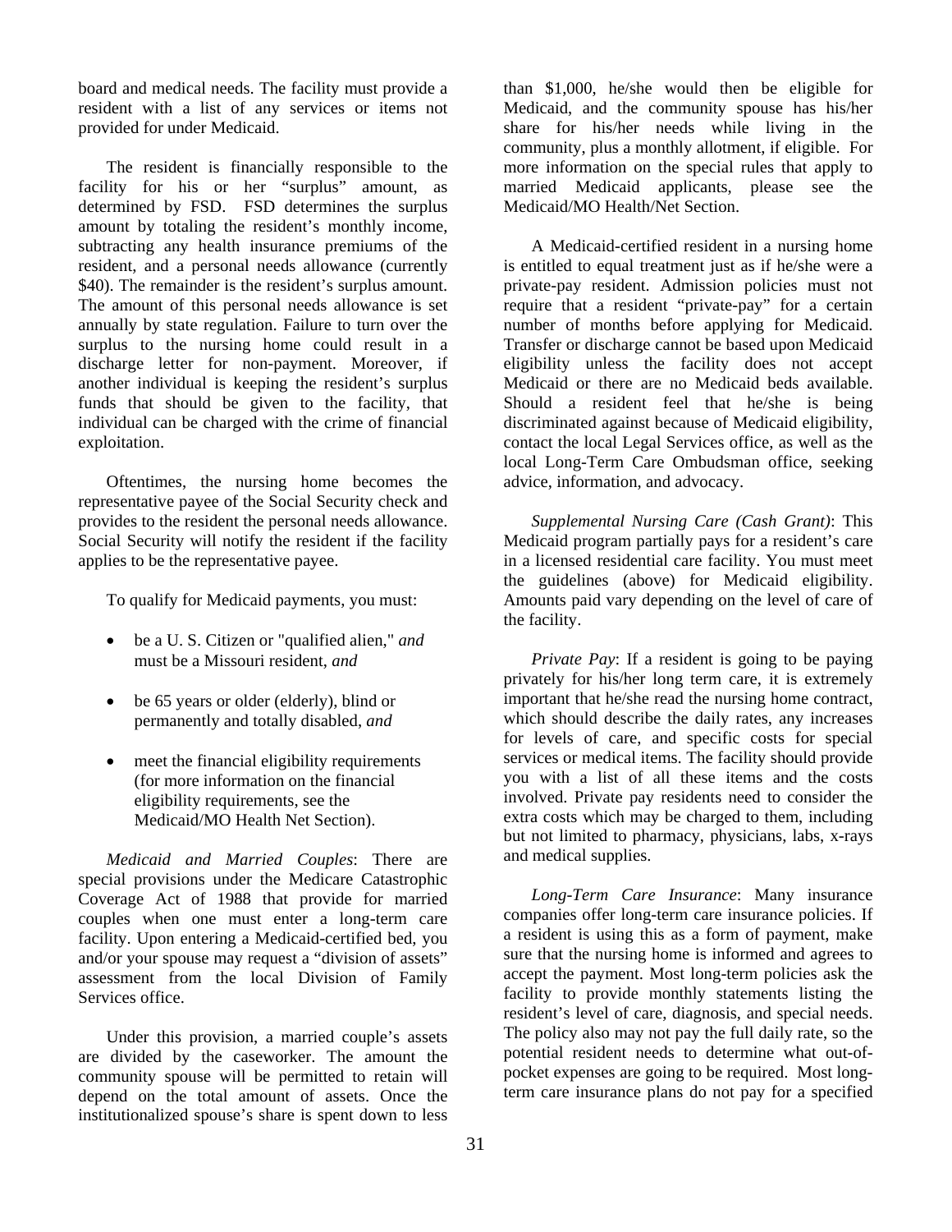board and medical needs. The facility must provide a resident with a list of any services or items not provided for under Medicaid.

The resident is financially responsible to the facility for his or her "surplus" amount, as determined by FSD. FSD determines the surplus amount by totaling the resident's monthly income, subtracting any health insurance premiums of the resident, and a personal needs allowance (currently $40). The remainder is the resident's surplus amount. The amount of this personal needs allowance is set annually by state regulation. Failure to turn over the surplus to the nursing home could result in a discharge letter for non-payment. Moreover, if another individual is keeping the resident's surplus funds that should be given to the facility, that individual can be charged with the crime of financial exploitation.

Oftentimes, the nursing home becomes the representative payee of the Social Security check and provides to the resident the personal needs allowance. Social Security will notify the resident if the facility applies to be the representative payee.

To qualify for Medicaid payments, you must:

- be a U. S. Citizen or "qualified alien," *and* must be a Missouri resident, *and*
- be 65 years or older (elderly), blind or permanently and totally disabled, *and*
- meet the financial eligibility requirements (for more information on the financial eligibility requirements, see the Medicaid/MO Health Net Section).

*Medicaid and Married Couples*: There are special provisions under the Medicare Catastrophic Coverage Act of 1988 that provide for married couples when one must enter a long-term care facility. Upon entering a Medicaid-certified bed, you and/or your spouse may request a "division of assets" assessment from the local Division of Family Services office.

Under this provision, a married couple's assets are divided by the caseworker. The amount the community spouse will be permitted to retain will depend on the total amount of assets. Once the institutionalized spouse's share is spent down to less than $1,000, he/she would then be eligible for Medicaid, and the community spouse has his/her share for his/her needs while living in the community, plus a monthly allotment, if eligible. For more information on the special rules that apply to married Medicaid applicants, please see the Medicaid/MO Health/Net Section.

A Medicaid-certified resident in a nursing home is entitled to equal treatment just as if he/she were a private-pay resident. Admission policies must not require that a resident "private-pay" for a certain number of months before applying for Medicaid. Transfer or discharge cannot be based upon Medicaid eligibility unless the facility does not accept Medicaid or there are no Medicaid beds available. Should a resident feel that he/she is being discriminated against because of Medicaid eligibility, contact the local Legal Services office, as well as the local Long-Term Care Ombudsman office, seeking advice, information, and advocacy.

*Supplemental Nursing Care (Cash Grant)*: This Medicaid program partially pays for a resident's care in a licensed residential care facility. You must meet the guidelines (above) for Medicaid eligibility. Amounts paid vary depending on the level of care of the facility.

*Private Pay*: If a resident is going to be paying privately for his/her long term care, it is extremely important that he/she read the nursing home contract, which should describe the daily rates, any increases for levels of care, and specific costs for special services or medical items. The facility should provide you with a list of all these items and the costs involved. Private pay residents need to consider the extra costs which may be charged to them, including but not limited to pharmacy, physicians, labs, x-rays and medical supplies.

*Long-Term Care Insurance*: Many insurance companies offer long-term care insurance policies. If a resident is using this as a form of payment, make sure that the nursing home is informed and agrees to accept the payment. Most long-term policies ask the facility to provide monthly statements listing the resident's level of care, diagnosis, and special needs. The policy also may not pay the full daily rate, so the potential resident needs to determine what out-of-pocket expenses are going to be required. Most long-term care insurance plans do not pay for a specified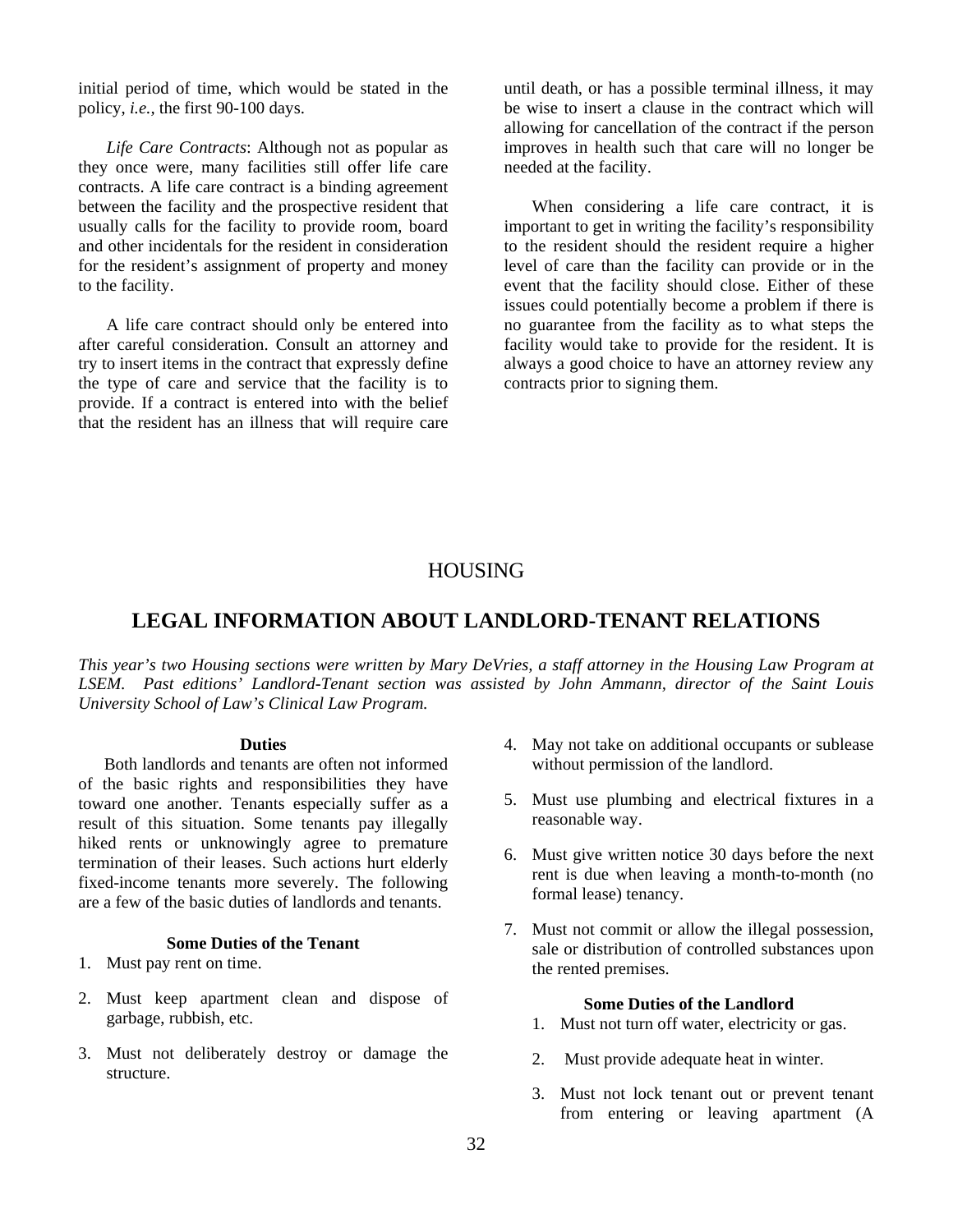initial period of time, which would be stated in the policy, *i.e.*, the first 90-100 days.

*Life Care Contracts*: Although not as popular as they once were, many facilities still offer life care contracts. A life care contract is a binding agreement between the facility and the prospective resident that usually calls for the facility to provide room, board and other incidentals for the resident in consideration for the resident's assignment of property and money to the facility.

A life care contract should only be entered into after careful consideration. Consult an attorney and try to insert items in the contract that expressly define the type of care and service that the facility is to provide. If a contract is entered into with the belief that the resident has an illness that will require care until death, or has a possible terminal illness, it may be wise to insert a clause in the contract which will allowing for cancellation of the contract if the person improves in health such that care will no longer be needed at the facility.

When considering a life care contract, it is important to get in writing the facility's responsibility to the resident should the resident require a higher level of care than the facility can provide or in the event that the facility should close. Either of these issues could potentially become a problem if there is no guarantee from the facility as to what steps the facility would take to provide for the resident. It is always a good choice to have an attorney review any contracts prior to signing them.

# HOUSING

## LEGAL INFORMATION ABOUT LANDLORD-TENANT RELATIONS

*This year's two Housing sections were written by Mary DeVries, a staff attorney in the Housing Law Program at LSEM. Past editions' Landlord-Tenant section was assisted by John Ammann, director of the Saint Louis University School of Law's Clinical Law Program.*

### Duties

Both landlords and tenants are often not informed of the basic rights and responsibilities they have toward one another. Tenants especially suffer as a result of this situation. Some tenants pay illegally hiked rents or unknowingly agree to premature termination of their leases. Such actions hurt elderly fixed-income tenants more severely. The following are a few of the basic duties of landlords and tenants.

### Some Duties of the Tenant

1. Must pay rent on time.
2. Must keep apartment clean and dispose of garbage, rubbish, etc.
3. Must not deliberately destroy or damage the structure.
4. May not take on additional occupants or sublease without permission of the landlord.
5. Must use plumbing and electrical fixtures in a reasonable way.
6. Must give written notice 30 days before the next rent is due when leaving a month-to-month (no formal lease) tenancy.
7. Must not commit or allow the illegal possession, sale or distribution of controlled substances upon the rented premises.

### Some Duties of the Landlord

1. Must not turn off water, electricity or gas.
2. Must provide adequate heat in winter.
3. Must not lock tenant out or prevent tenant from entering or leaving apartment (A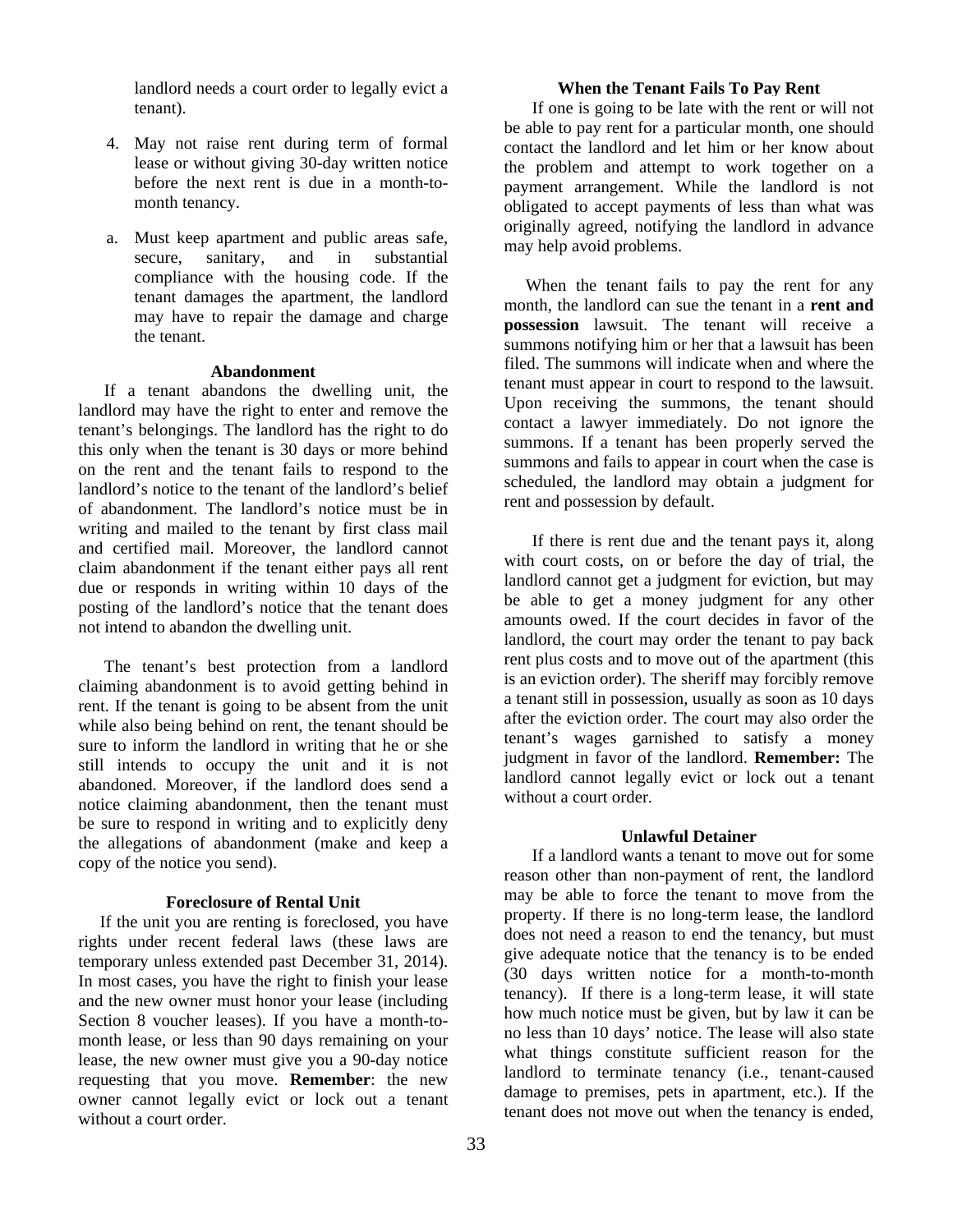landlord needs a court order to legally evict a tenant).

4. May not raise rent during term of formal lease or without giving 30-day written notice before the next rent is due in a month-to-month tenancy.

a. Must keep apartment and public areas safe, secure, sanitary, and in substantial compliance with the housing code. If the tenant damages the apartment, the landlord may have to repair the damage and charge the tenant.

### Abandonment

If a tenant abandons the dwelling unit, the landlord may have the right to enter and remove the tenant's belongings. The landlord has the right to do this only when the tenant is 30 days or more behind on the rent and the tenant fails to respond to the landlord's notice to the tenant of the landlord's belief of abandonment. The landlord's notice must be in writing and mailed to the tenant by first class mail and certified mail. Moreover, the landlord cannot claim abandonment if the tenant either pays all rent due or responds in writing within 10 days of the posting of the landlord's notice that the tenant does not intend to abandon the dwelling unit.

The tenant's best protection from a landlord claiming abandonment is to avoid getting behind in rent. If the tenant is going to be absent from the unit while also being behind on rent, the tenant should be sure to inform the landlord in writing that he or she still intends to occupy the unit and it is not abandoned. Moreover, if the landlord does send a notice claiming abandonment, then the tenant must be sure to respond in writing and to explicitly deny the allegations of abandonment (make and keep a copy of the notice you send).

### Foreclosure of Rental Unit

If the unit you are renting is foreclosed, you have rights under recent federal laws (these laws are temporary unless extended past December 31, 2014). In most cases, you have the right to finish your lease and the new owner must honor your lease (including Section 8 voucher leases). If you have a month-to-month lease, or less than 90 days remaining on your lease, the new owner must give you a 90-day notice requesting that you move. **Remember**: the new owner cannot legally evict or lock out a tenant without a court order.

### When the Tenant Fails To Pay Rent

If one is going to be late with the rent or will not be able to pay rent for a particular month, one should contact the landlord and let him or her know about the problem and attempt to work together on a payment arrangement. While the landlord is not obligated to accept payments of less than what was originally agreed, notifying the landlord in advance may help avoid problems.

When the tenant fails to pay the rent for any month, the landlord can sue the tenant in a **rent and possession** lawsuit. The tenant will receive a summons notifying him or her that a lawsuit has been filed. The summons will indicate when and where the tenant must appear in court to respond to the lawsuit. Upon receiving the summons, the tenant should contact a lawyer immediately. Do not ignore the summons. If a tenant has been properly served the summons and fails to appear in court when the case is scheduled, the landlord may obtain a judgment for rent and possession by default.

If there is rent due and the tenant pays it, along with court costs, on or before the day of trial, the landlord cannot get a judgment for eviction, but may be able to get a money judgment for any other amounts owed. If the court decides in favor of the landlord, the court may order the tenant to pay back rent plus costs and to move out of the apartment (this is an eviction order). The sheriff may forcibly remove a tenant still in possession, usually as soon as 10 days after the eviction order. The court may also order the tenant's wages garnished to satisfy a money judgment in favor of the landlord. **Remember:** The landlord cannot legally evict or lock out a tenant without a court order.

### Unlawful Detainer

If a landlord wants a tenant to move out for some reason other than non-payment of rent, the landlord may be able to force the tenant to move from the property. If there is no long-term lease, the landlord does not need a reason to end the tenancy, but must give adequate notice that the tenancy is to be ended (30 days written notice for a month-to-month tenancy). If there is a long-term lease, it will state how much notice must be given, but by law it can be no less than 10 days' notice. The lease will also state what things constitute sufficient reason for the landlord to terminate tenancy (i.e., tenant-caused damage to premises, pets in apartment, etc.). If the tenant does not move out when the tenancy is ended,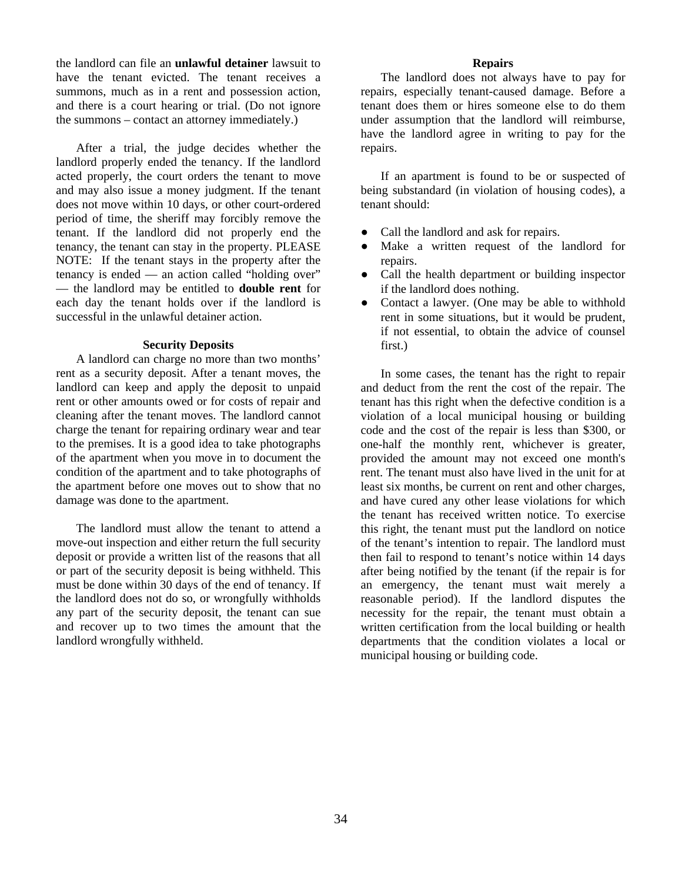the landlord can file an **unlawful detainer** lawsuit to have the tenant evicted. The tenant receives a summons, much as in a rent and possession action, and there is a court hearing or trial. (Do not ignore the summons – contact an attorney immediately.)

After a trial, the judge decides whether the landlord properly ended the tenancy. If the landlord acted properly, the court orders the tenant to move and may also issue a money judgment. If the tenant does not move within 10 days, or other court-ordered period of time, the sheriff may forcibly remove the tenant. If the landlord did not properly end the tenancy, the tenant can stay in the property. PLEASE NOTE: If the tenant stays in the property after the tenancy is ended — an action called "holding over" — the landlord may be entitled to **double rent** for each day the tenant holds over if the landlord is successful in the unlawful detainer action.

### Security Deposits

A landlord can charge no more than two months' rent as a security deposit. After a tenant moves, the landlord can keep and apply the deposit to unpaid rent or other amounts owed or for costs of repair and cleaning after the tenant moves. The landlord cannot charge the tenant for repairing ordinary wear and tear to the premises. It is a good idea to take photographs of the apartment when you move in to document the condition of the apartment and to take photographs of the apartment before one moves out to show that no damage was done to the apartment.

The landlord must allow the tenant to attend a move-out inspection and either return the full security deposit or provide a written list of the reasons that all or part of the security deposit is being withheld. This must be done within 30 days of the end of tenancy. If the landlord does not do so, or wrongfully withholds any part of the security deposit, the tenant can sue and recover up to two times the amount that the landlord wrongfully withheld.

### Repairs

The landlord does not always have to pay for repairs, especially tenant-caused damage. Before a tenant does them or hires someone else to do them under assumption that the landlord will reimburse, have the landlord agree in writing to pay for the repairs.

If an apartment is found to be or suspected of being substandard (in violation of housing codes), a tenant should:

- Call the landlord and ask for repairs.
- Make a written request of the landlord for repairs.
- Call the health department or building inspector if the landlord does nothing.
- Contact a lawyer. (One may be able to withhold rent in some situations, but it would be prudent, if not essential, to obtain the advice of counsel first.)

In some cases, the tenant has the right to repair and deduct from the rent the cost of the repair. The tenant has this right when the defective condition is a violation of a local municipal housing or building code and the cost of the repair is less than $300, or one-half the monthly rent, whichever is greater, provided the amount may not exceed one month's rent. The tenant must also have lived in the unit for at least six months, be current on rent and other charges, and have cured any other lease violations for which the tenant has received written notice. To exercise this right, the tenant must put the landlord on notice of the tenant's intention to repair. The landlord must then fail to respond to tenant's notice within 14 days after being notified by the tenant (if the repair is for an emergency, the tenant must wait merely a reasonable period). If the landlord disputes the necessity for the repair, the tenant must obtain a written certification from the local building or health departments that the condition violates a local or municipal housing or building code.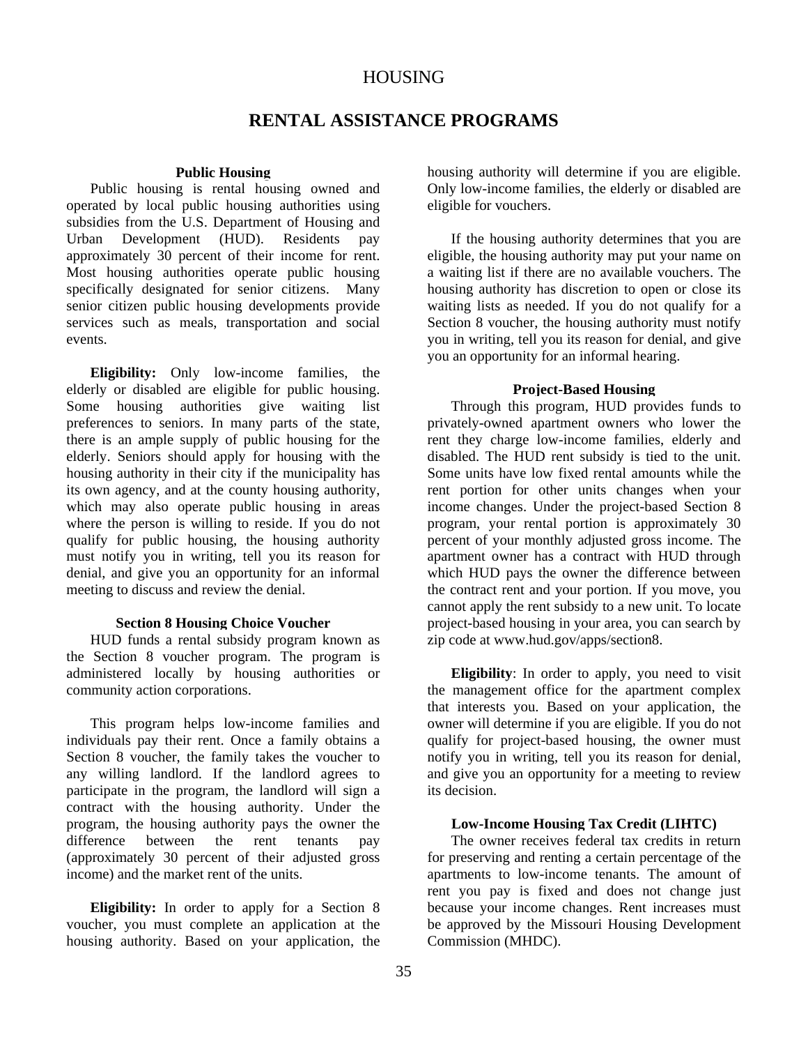# HOUSING

## RENTAL ASSISTANCE PROGRAMS

### Public Housing

Public housing is rental housing owned and operated by local public housing authorities using subsidies from the U.S. Department of Housing and Urban Development (HUD). Residents pay approximately 30 percent of their income for rent. Most housing authorities operate public housing specifically designated for senior citizens. Many senior citizen public housing developments provide services such as meals, transportation and social events.

**Eligibility:** Only low-income families, the elderly or disabled are eligible for public housing. Some housing authorities give waiting list preferences to seniors. In many parts of the state, there is an ample supply of public housing for the elderly. Seniors should apply for housing with the housing authority in their city if the municipality has its own agency, and at the county housing authority, which may also operate public housing in areas where the person is willing to reside. If you do not qualify for public housing, the housing authority must notify you in writing, tell you its reason for denial, and give you an opportunity for an informal meeting to discuss and review the denial.

### Section 8 Housing Choice Voucher

HUD funds a rental subsidy program known as the Section 8 voucher program. The program is administered locally by housing authorities or community action corporations.

This program helps low-income families and individuals pay their rent. Once a family obtains a Section 8 voucher, the family takes the voucher to any willing landlord. If the landlord agrees to participate in the program, the landlord will sign a contract with the housing authority. Under the program, the housing authority pays the owner the difference between the rent tenants pay (approximately 30 percent of their adjusted gross income) and the market rent of the units.

**Eligibility:** In order to apply for a Section 8 voucher, you must complete an application at the housing authority. Based on your application, the housing authority will determine if you are eligible. Only low-income families, the elderly or disabled are eligible for vouchers.

If the housing authority determines that you are eligible, the housing authority may put your name on a waiting list if there are no available vouchers. The housing authority has discretion to open or close its waiting lists as needed. If you do not qualify for a Section 8 voucher, the housing authority must notify you in writing, tell you its reason for denial, and give you an opportunity for an informal hearing.

### Project-Based Housing

Through this program, HUD provides funds to privately-owned apartment owners who lower the rent they charge low-income families, elderly and disabled. The HUD rent subsidy is tied to the unit. Some units have low fixed rental amounts while the rent portion for other units changes when your income changes. Under the project-based Section 8 program, your rental portion is approximately 30 percent of your monthly adjusted gross income. The apartment owner has a contract with HUD through which HUD pays the owner the difference between the contract rent and your portion. If you move, you cannot apply the rent subsidy to a new unit. To locate project-based housing in your area, you can search by zip code at www.hud.gov/apps/section8.

**Eligibility**: In order to apply, you need to visit the management office for the apartment complex that interests you. Based on your application, the owner will determine if you are eligible. If you do not qualify for project-based housing, the owner must notify you in writing, tell you its reason for denial, and give you an opportunity for a meeting to review its decision.

### Low-Income Housing Tax Credit (LIHTC)

The owner receives federal tax credits in return for preserving and renting a certain percentage of the apartments to low-income tenants. The amount of rent you pay is fixed and does not change just because your income changes. Rent increases must be approved by the Missouri Housing Development Commission (MHDC).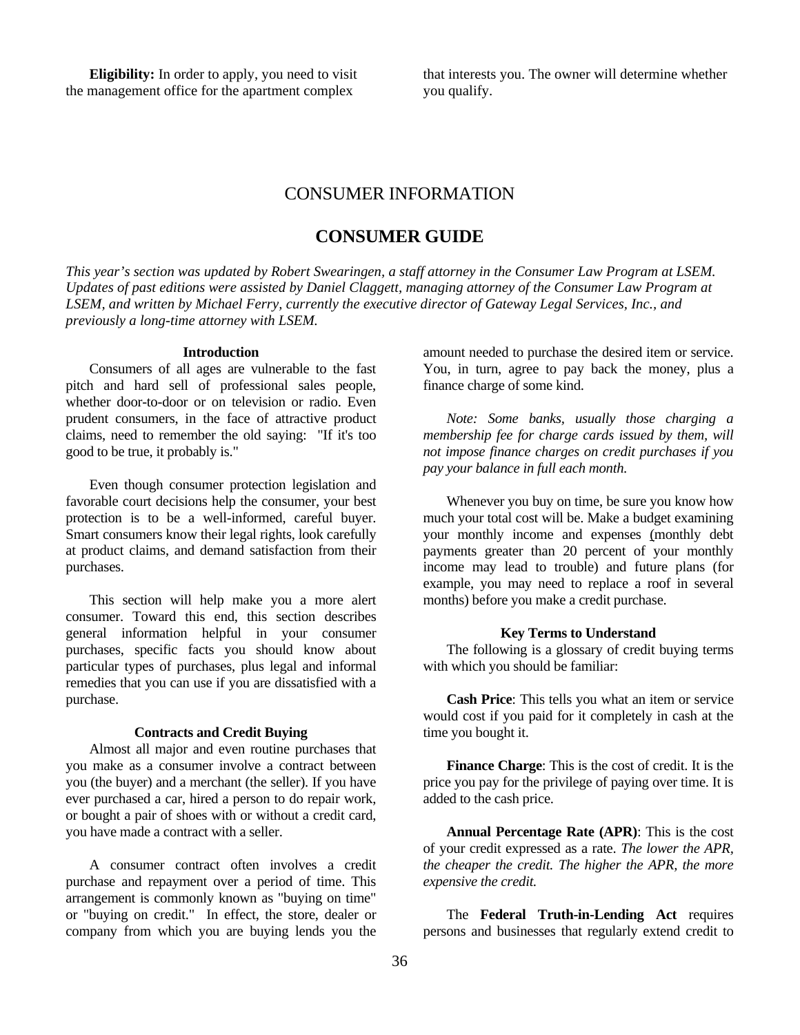**Eligibility:** In order to apply, you need to visit the management office for the apartment complex that interests you. The owner will determine whether you qualify.

# CONSUMER INFORMATION

## CONSUMER GUIDE

*This year's section was updated by Robert Swearingen, a staff attorney in the Consumer Law Program at LSEM. Updates of past editions were assisted by Daniel Claggett, managing attorney of the Consumer Law Program at LSEM, and written by Michael Ferry, currently the executive director of Gateway Legal Services, Inc., and previously a long-time attorney with LSEM.*

### Introduction

Consumers of all ages are vulnerable to the fast pitch and hard sell of professional sales people, whether door-to-door or on television or radio. Even prudent consumers, in the face of attractive product claims, need to remember the old saying: "If it's too good to be true, it probably is."

Even though consumer protection legislation and favorable court decisions help the consumer, your best protection is to be a well-informed, careful buyer. Smart consumers know their legal rights, look carefully at product claims, and demand satisfaction from their purchases.

This section will help make you a more alert consumer. Toward this end, this section describes general information helpful in your consumer purchases, specific facts you should know about particular types of purchases, plus legal and informal remedies that you can use if you are dissatisfied with a purchase.

### Contracts and Credit Buying

Almost all major and even routine purchases that you make as a consumer involve a contract between you (the buyer) and a merchant (the seller). If you have ever purchased a car, hired a person to do repair work, or bought a pair of shoes with or without a credit card, you have made a contract with a seller.

A consumer contract often involves a credit purchase and repayment over a period of time. This arrangement is commonly known as "buying on time" or "buying on credit." In effect, the store, dealer or company from which you are buying lends you the amount needed to purchase the desired item or service. You, in turn, agree to pay back the money, plus a finance charge of some kind.

*Note: Some banks, usually those charging a membership fee for charge cards issued by them, will not impose finance charges on credit purchases if you pay your balance in full each month.*

Whenever you buy on time, be sure you know how much your total cost will be. Make a budget examining your monthly income and expenses (monthly debt payments greater than 20 percent of your monthly income may lead to trouble) and future plans (for example, you may need to replace a roof in several months) before you make a credit purchase.

### Key Terms to Understand

The following is a glossary of credit buying terms with which you should be familiar:

**Cash Price**: This tells you what an item or service would cost if you paid for it completely in cash at the time you bought it.

**Finance Charge**: This is the cost of credit. It is the price you pay for the privilege of paying over time. It is added to the cash price.

**Annual Percentage Rate (APR)**: This is the cost of your credit expressed as a rate. *The lower the APR, the cheaper the credit. The higher the APR, the more expensive the credit.*

The **Federal Truth-in-Lending Act** requires persons and businesses that regularly extend credit to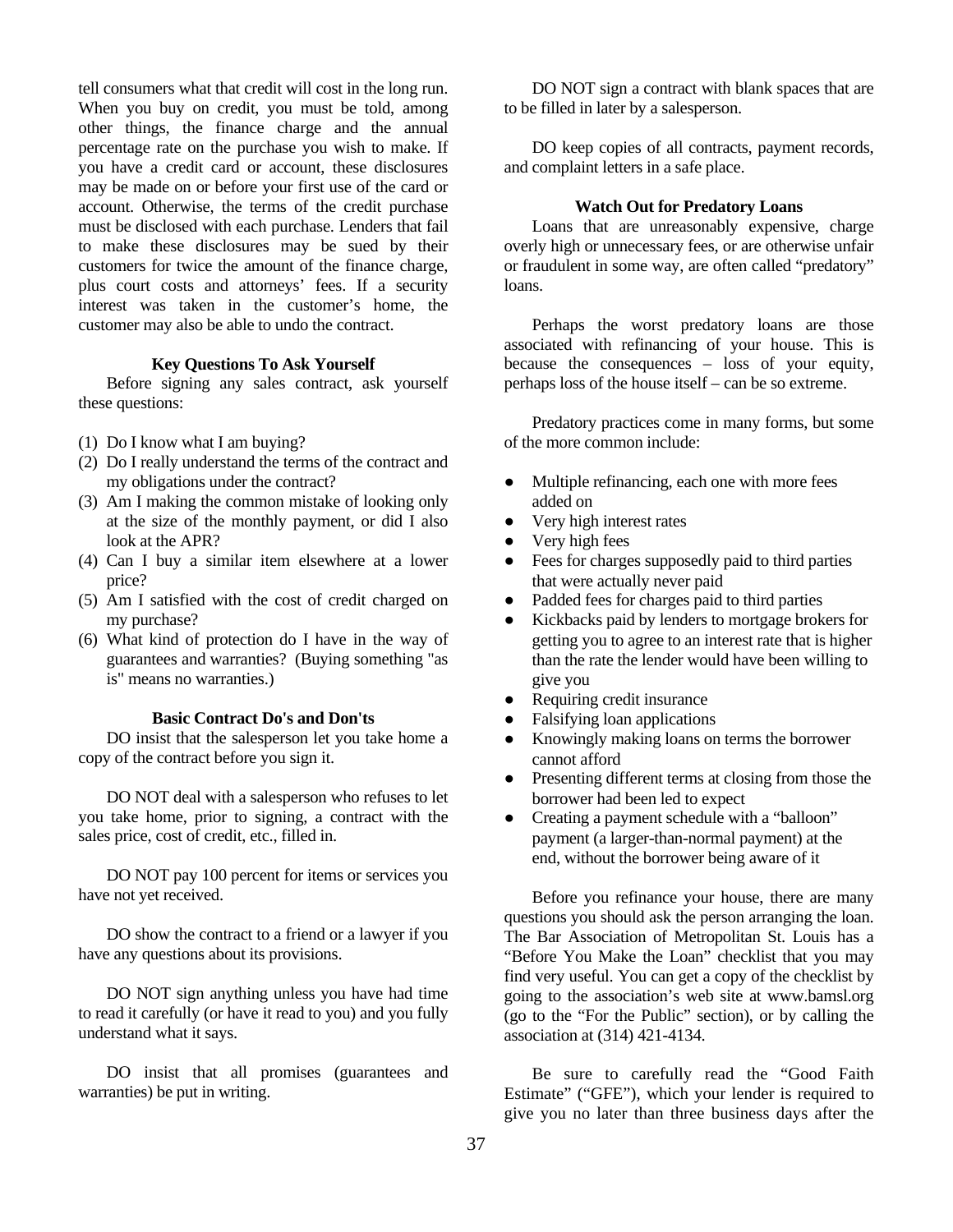tell consumers what that credit will cost in the long run. When you buy on credit, you must be told, among other things, the finance charge and the annual percentage rate on the purchase you wish to make. If you have a credit card or account, these disclosures may be made on or before your first use of the card or account. Otherwise, the terms of the credit purchase must be disclosed with each purchase. Lenders that fail to make these disclosures may be sued by their customers for twice the amount of the finance charge, plus court costs and attorneys' fees. If a security interest was taken in the customer's home, the customer may also be able to undo the contract.

### Key Questions To Ask Yourself

Before signing any sales contract, ask yourself these questions:

(1) Do I know what I am buying?
(2) Do I really understand the terms of the contract and my obligations under the contract?
(3) Am I making the common mistake of looking only at the size of the monthly payment, or did I also look at the APR?
(4) Can I buy a similar item elsewhere at a lower price?
(5) Am I satisfied with the cost of credit charged on my purchase?
(6) What kind of protection do I have in the way of guarantees and warranties? (Buying something "as is" means no warranties.)

### Basic Contract Do's and Don'ts

DO insist that the salesperson let you take home a copy of the contract before you sign it.

DO NOT deal with a salesperson who refuses to let you take home, prior to signing, a contract with the sales price, cost of credit, etc., filled in.

DO NOT pay 100 percent for items or services you have not yet received.

DO show the contract to a friend or a lawyer if you have any questions about its provisions.

DO NOT sign anything unless you have had time to read it carefully (or have it read to you) and you fully understand what it says.

DO insist that all promises (guarantees and warranties) be put in writing.

DO NOT sign a contract with blank spaces that are to be filled in later by a salesperson.

DO keep copies of all contracts, payment records, and complaint letters in a safe place.

### Watch Out for Predatory Loans

Loans that are unreasonably expensive, charge overly high or unnecessary fees, or are otherwise unfair or fraudulent in some way, are often called "predatory" loans.

Perhaps the worst predatory loans are those associated with refinancing of your house. This is because the consequences – loss of your equity, perhaps loss of the house itself – can be so extreme.

Predatory practices come in many forms, but some of the more common include:

- Multiple refinancing, each one with more fees added on
- Very high interest rates
- Very high fees
- Fees for charges supposedly paid to third parties that were actually never paid
- Padded fees for charges paid to third parties
- Kickbacks paid by lenders to mortgage brokers for getting you to agree to an interest rate that is higher than the rate the lender would have been willing to give you
- Requiring credit insurance
- Falsifying loan applications
- Knowingly making loans on terms the borrower cannot afford
- Presenting different terms at closing from those the borrower had been led to expect
- Creating a payment schedule with a "balloon" payment (a larger-than-normal payment) at the end, without the borrower being aware of it

Before you refinance your house, there are many questions you should ask the person arranging the loan. The Bar Association of Metropolitan St. Louis has a "Before You Make the Loan" checklist that you may find very useful. You can get a copy of the checklist by going to the association's web site at www.bamsl.org (go to the "For the Public" section), or by calling the association at (314) 421-4134.

Be sure to carefully read the "Good Faith Estimate" ("GFE"), which your lender is required to give you no later than three business days after the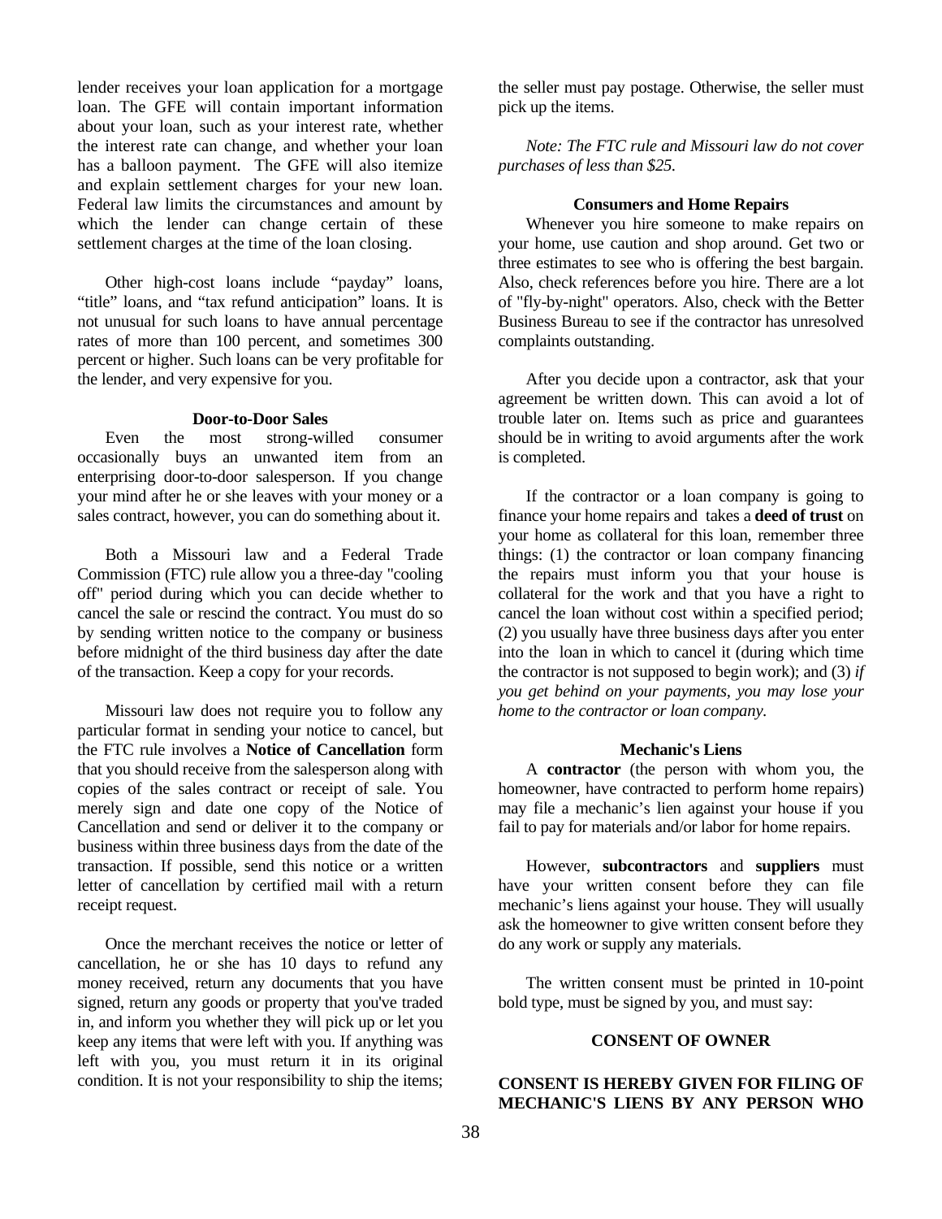lender receives your loan application for a mortgage loan. The GFE will contain important information about your loan, such as your interest rate, whether the interest rate can change, and whether your loan has a balloon payment. The GFE will also itemize and explain settlement charges for your new loan. Federal law limits the circumstances and amount by which the lender can change certain of these settlement charges at the time of the loan closing.

Other high-cost loans include "payday" loans, "title" loans, and "tax refund anticipation" loans. It is not unusual for such loans to have annual percentage rates of more than 100 percent, and sometimes 300 percent or higher. Such loans can be very profitable for the lender, and very expensive for you.

### Door-to-Door Sales

Even the most strong-willed consumer occasionally buys an unwanted item from an enterprising door-to-door salesperson. If you change your mind after he or she leaves with your money or a sales contract, however, you can do something about it.

Both a Missouri law and a Federal Trade Commission (FTC) rule allow you a three-day "cooling off" period during which you can decide whether to cancel the sale or rescind the contract. You must do so by sending written notice to the company or business before midnight of the third business day after the date of the transaction. Keep a copy for your records.

Missouri law does not require you to follow any particular format in sending your notice to cancel, but the FTC rule involves a **Notice of Cancellation** form that you should receive from the salesperson along with copies of the sales contract or receipt of sale. You merely sign and date one copy of the Notice of Cancellation and send or deliver it to the company or business within three business days from the date of the transaction. If possible, send this notice or a written letter of cancellation by certified mail with a return receipt request.

Once the merchant receives the notice or letter of cancellation, he or she has 10 days to refund any money received, return any documents that you have signed, return any goods or property that you've traded in, and inform you whether they will pick up or let you keep any items that were left with you. If anything was left with you, you must return it in its original condition. It is not your responsibility to ship the items; the seller must pay postage. Otherwise, the seller must pick up the items.

*Note: The FTC rule and Missouri law do not cover purchases of less than $25.*

### Consumers and Home Repairs

Whenever you hire someone to make repairs on your home, use caution and shop around. Get two or three estimates to see who is offering the best bargain. Also, check references before you hire. There are a lot of "fly-by-night" operators. Also, check with the Better Business Bureau to see if the contractor has unresolved complaints outstanding.

After you decide upon a contractor, ask that your agreement be written down. This can avoid a lot of trouble later on. Items such as price and guarantees should be in writing to avoid arguments after the work is completed.

If the contractor or a loan company is going to finance your home repairs and takes a **deed of trust** on your home as collateral for this loan, remember three things: (1) the contractor or loan company financing the repairs must inform you that your house is collateral for the work and that you have a right to cancel the loan without cost within a specified period; (2) you usually have three business days after you enter into the loan in which to cancel it (during which time the contractor is not supposed to begin work); and (3) *if you get behind on your payments, you may lose your home to the contractor or loan company.*

### Mechanic's Liens

A **contractor** (the person with whom you, the homeowner, have contracted to perform home repairs) may file a mechanic's lien against your house if you fail to pay for materials and/or labor for home repairs.

However, **subcontractors** and **suppliers** must have your written consent before they can file mechanic's liens against your house. They will usually ask the homeowner to give written consent before they do any work or supply any materials.

The written consent must be printed in 10-point bold type, must be signed by you, and must say:

**CONSENT OF OWNER**

**CONSENT IS HEREBY GIVEN FOR FILING OF MECHANIC'S LIENS BY ANY PERSON WHO**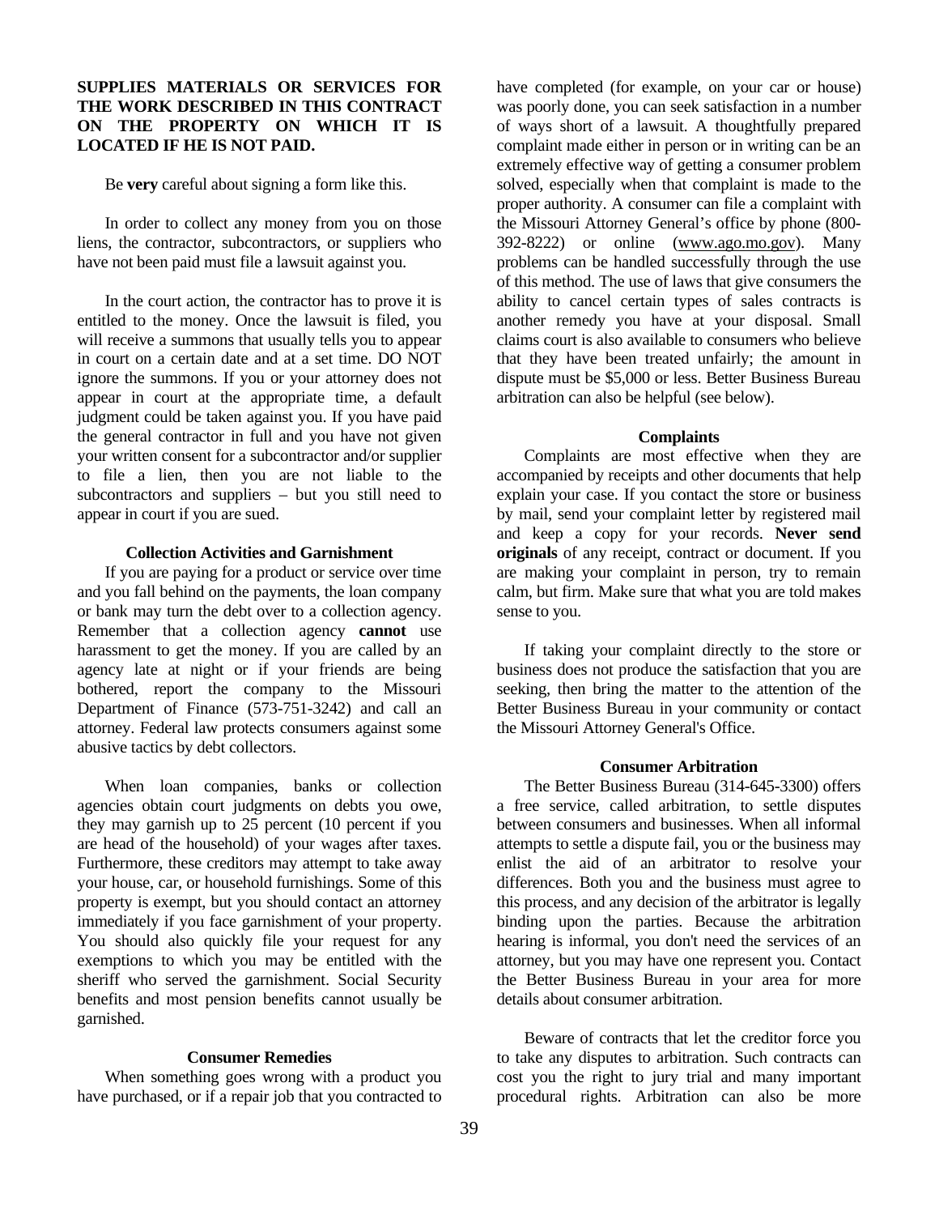**SUPPLIES MATERIALS OR SERVICES FOR THE WORK DESCRIBED IN THIS CONTRACT ON THE PROPERTY ON WHICH IT IS LOCATED IF HE IS NOT PAID.**

Be **very** careful about signing a form like this.

In order to collect any money from you on those liens, the contractor, subcontractors, or suppliers who have not been paid must file a lawsuit against you.

In the court action, the contractor has to prove it is entitled to the money. Once the lawsuit is filed, you will receive a summons that usually tells you to appear in court on a certain date and at a set time. DO NOT ignore the summons. If you or your attorney does not appear in court at the appropriate time, a default judgment could be taken against you. If you have paid the general contractor in full and you have not given your written consent for a subcontractor and/or supplier to file a lien, then you are not liable to the subcontractors and suppliers – but you still need to appear in court if you are sued.

### Collection Activities and Garnishment

If you are paying for a product or service over time and you fall behind on the payments, the loan company or bank may turn the debt over to a collection agency. Remember that a collection agency **cannot** use harassment to get the money. If you are called by an agency late at night or if your friends are being bothered, report the company to the Missouri Department of Finance (573-751-3242) and call an attorney. Federal law protects consumers against some abusive tactics by debt collectors.

When loan companies, banks or collection agencies obtain court judgments on debts you owe, they may garnish up to 25 percent (10 percent if you are head of the household) of your wages after taxes. Furthermore, these creditors may attempt to take away your house, car, or household furnishings. Some of this property is exempt, but you should contact an attorney immediately if you face garnishment of your property. You should also quickly file your request for any exemptions to which you may be entitled with the sheriff who served the garnishment. Social Security benefits and most pension benefits cannot usually be garnished.

### Consumer Remedies

When something goes wrong with a product you have purchased, or if a repair job that you contracted to have completed (for example, on your car or house) was poorly done, you can seek satisfaction in a number of ways short of a lawsuit. A thoughtfully prepared complaint made either in person or in writing can be an extremely effective way of getting a consumer problem solved, especially when that complaint is made to the proper authority. A consumer can file a complaint with the Missouri Attorney General's office by phone (800-392-8222) or online (www.ago.mo.gov). Many problems can be handled successfully through the use of this method. The use of laws that give consumers the ability to cancel certain types of sales contracts is another remedy you have at your disposal. Small claims court is also available to consumers who believe that they have been treated unfairly; the amount in dispute must be $5,000 or less. Better Business Bureau arbitration can also be helpful (see below).

### Complaints

Complaints are most effective when they are accompanied by receipts and other documents that help explain your case. If you contact the store or business by mail, send your complaint letter by registered mail and keep a copy for your records. **Never send originals** of any receipt, contract or document. If you are making your complaint in person, try to remain calm, but firm. Make sure that what you are told makes sense to you.

If taking your complaint directly to the store or business does not produce the satisfaction that you are seeking, then bring the matter to the attention of the Better Business Bureau in your community or contact the Missouri Attorney General's Office.

### Consumer Arbitration

The Better Business Bureau (314-645-3300) offers a free service, called arbitration, to settle disputes between consumers and businesses. When all informal attempts to settle a dispute fail, you or the business may enlist the aid of an arbitrator to resolve your differences. Both you and the business must agree to this process, and any decision of the arbitrator is legally binding upon the parties. Because the arbitration hearing is informal, you don't need the services of an attorney, but you may have one represent you. Contact the Better Business Bureau in your area for more details about consumer arbitration.

Beware of contracts that let the creditor force you to take any disputes to arbitration. Such contracts can cost you the right to jury trial and many important procedural rights. Arbitration can also be more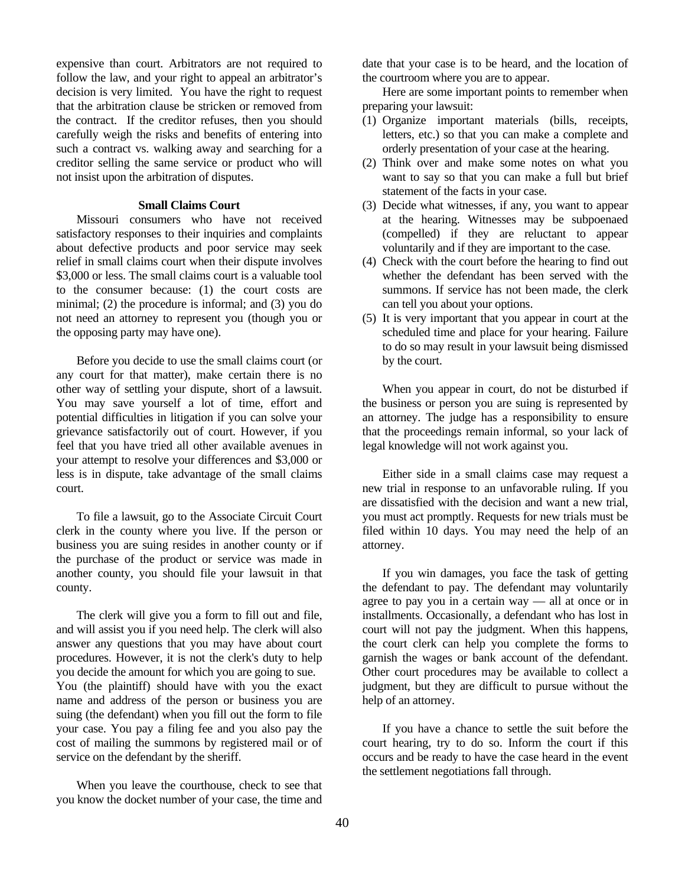expensive than court. Arbitrators are not required to follow the law, and your right to appeal an arbitrator's decision is very limited. You have the right to request that the arbitration clause be stricken or removed from the contract. If the creditor refuses, then you should carefully weigh the risks and benefits of entering into such a contract vs. walking away and searching for a creditor selling the same service or product who will not insist upon the arbitration of disputes.

### Small Claims Court

Missouri consumers who have not received satisfactory responses to their inquiries and complaints about defective products and poor service may seek relief in small claims court when their dispute involves $3,000 or less. The small claims court is a valuable tool to the consumer because: (1) the court costs are minimal; (2) the procedure is informal; and (3) you do not need an attorney to represent you (though you or the opposing party may have one).

Before you decide to use the small claims court (or any court for that matter), make certain there is no other way of settling your dispute, short of a lawsuit. You may save yourself a lot of time, effort and potential difficulties in litigation if you can solve your grievance satisfactorily out of court. However, if you feel that you have tried all other available avenues in your attempt to resolve your differences and $3,000 or less is in dispute, take advantage of the small claims court.

To file a lawsuit, go to the Associate Circuit Court clerk in the county where you live. If the person or business you are suing resides in another county or if the purchase of the product or service was made in another county, you should file your lawsuit in that county.

The clerk will give you a form to fill out and file, and will assist you if you need help. The clerk will also answer any questions that you may have about court procedures. However, it is not the clerk's duty to help you decide the amount for which you are going to sue. You (the plaintiff) should have with you the exact name and address of the person or business you are suing (the defendant) when you fill out the form to file your case. You pay a filing fee and you also pay the cost of mailing the summons by registered mail or of service on the defendant by the sheriff.

When you leave the courthouse, check to see that you know the docket number of your case, the time and date that your case is to be heard, and the location of the courtroom where you are to appear.

Here are some important points to remember when preparing your lawsuit:

(1) Organize important materials (bills, receipts, letters, etc.) so that you can make a complete and orderly presentation of your case at the hearing.
(2) Think over and make some notes on what you want to say so that you can make a full but brief statement of the facts in your case.
(3) Decide what witnesses, if any, you want to appear at the hearing. Witnesses may be subpoenaed (compelled) if they are reluctant to appear voluntarily and if they are important to the case.
(4) Check with the court before the hearing to find out whether the defendant has been served with the summons. If service has not been made, the clerk can tell you about your options.
(5) It is very important that you appear in court at the scheduled time and place for your hearing. Failure to do so may result in your lawsuit being dismissed by the court.

When you appear in court, do not be disturbed if the business or person you are suing is represented by an attorney. The judge has a responsibility to ensure that the proceedings remain informal, so your lack of legal knowledge will not work against you.

Either side in a small claims case may request a new trial in response to an unfavorable ruling. If you are dissatisfied with the decision and want a new trial, you must act promptly. Requests for new trials must be filed within 10 days. You may need the help of an attorney.

If you win damages, you face the task of getting the defendant to pay. The defendant may voluntarily agree to pay you in a certain way — all at once or in installments. Occasionally, a defendant who has lost in court will not pay the judgment. When this happens, the court clerk can help you complete the forms to garnish the wages or bank account of the defendant. Other court procedures may be available to collect a judgment, but they are difficult to pursue without the help of an attorney.

If you have a chance to settle the suit before the court hearing, try to do so. Inform the court if this occurs and be ready to have the case heard in the event the settlement negotiations fall through.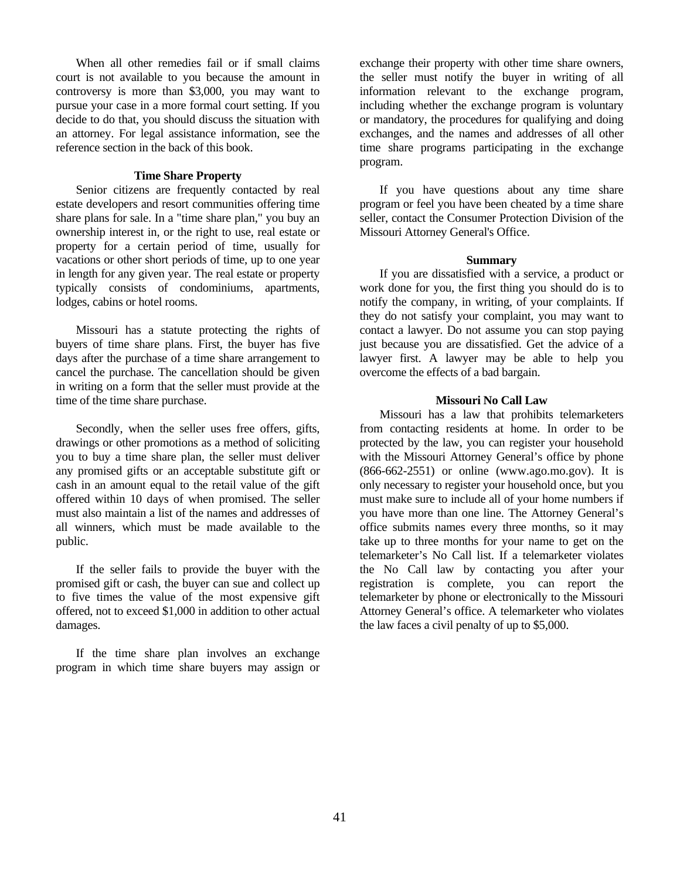When all other remedies fail or if small claims court is not available to you because the amount in controversy is more than $3,000, you may want to pursue your case in a more formal court setting. If you decide to do that, you should discuss the situation with an attorney. For legal assistance information, see the reference section in the back of this book.

### Time Share Property

Senior citizens are frequently contacted by real estate developers and resort communities offering time share plans for sale. In a "time share plan," you buy an ownership interest in, or the right to use, real estate or property for a certain period of time, usually for vacations or other short periods of time, up to one year in length for any given year. The real estate or property typically consists of condominiums, apartments, lodges, cabins or hotel rooms.

Missouri has a statute protecting the rights of buyers of time share plans. First, the buyer has five days after the purchase of a time share arrangement to cancel the purchase. The cancellation should be given in writing on a form that the seller must provide at the time of the time share purchase.

Secondly, when the seller uses free offers, gifts, drawings or other promotions as a method of soliciting you to buy a time share plan, the seller must deliver any promised gifts or an acceptable substitute gift or cash in an amount equal to the retail value of the gift offered within 10 days of when promised. The seller must also maintain a list of the names and addresses of all winners, which must be made available to the public.

If the seller fails to provide the buyer with the promised gift or cash, the buyer can sue and collect up to five times the value of the most expensive gift offered, not to exceed $1,000 in addition to other actual damages.

If the time share plan involves an exchange program in which time share buyers may assign or exchange their property with other time share owners, the seller must notify the buyer in writing of all information relevant to the exchange program, including whether the exchange program is voluntary or mandatory, the procedures for qualifying and doing exchanges, and the names and addresses of all other time share programs participating in the exchange program.

If you have questions about any time share program or feel you have been cheated by a time share seller, contact the Consumer Protection Division of the Missouri Attorney General's Office.

### Summary

If you are dissatisfied with a service, a product or work done for you, the first thing you should do is to notify the company, in writing, of your complaints. If they do not satisfy your complaint, you may want to contact a lawyer. Do not assume you can stop paying just because you are dissatisfied. Get the advice of a lawyer first. A lawyer may be able to help you overcome the effects of a bad bargain.

### Missouri No Call Law

Missouri has a law that prohibits telemarketers from contacting residents at home. In order to be protected by the law, you can register your household with the Missouri Attorney General's office by phone (866-662-2551) or online (www.ago.mo.gov). It is only necessary to register your household once, but you must make sure to include all of your home numbers if you have more than one line. The Attorney General's office submits names every three months, so it may take up to three months for your name to get on the telemarketer's No Call list. If a telemarketer violates the No Call law by contacting you after your registration is complete, you can report the telemarketer by phone or electronically to the Missouri Attorney General's office. A telemarketer who violates the law faces a civil penalty of up to $5,000.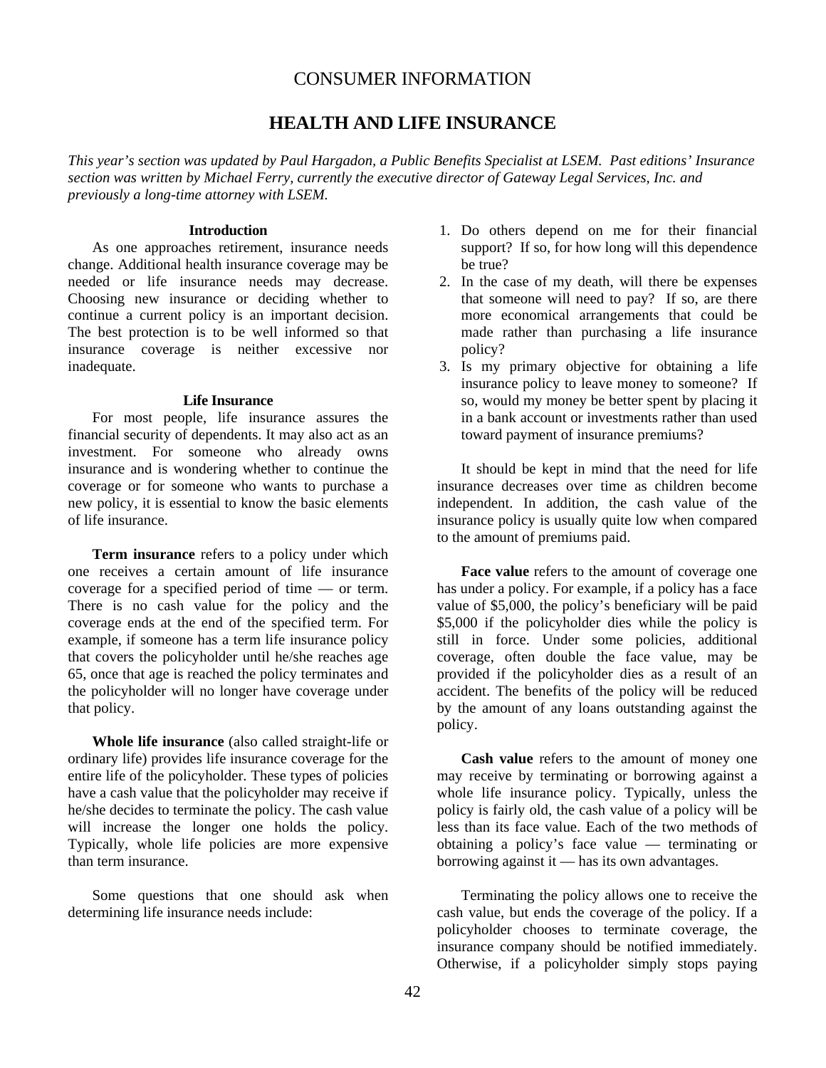CONSUMER INFORMATION

# HEALTH AND LIFE INSURANCE

*This year's section was updated by Paul Hargadon, a Public Benefits Specialist at LSEM. Past editions' Insurance section was written by Michael Ferry, currently the executive director of Gateway Legal Services, Inc. and previously a long-time attorney with LSEM.*

### Introduction

As one approaches retirement, insurance needs change. Additional health insurance coverage may be needed or life insurance needs may decrease. Choosing new insurance or deciding whether to continue a current policy is an important decision. The best protection is to be well informed so that insurance coverage is neither excessive nor inadequate.

### Life Insurance

For most people, life insurance assures the financial security of dependents. It may also act as an investment. For someone who already owns insurance and is wondering whether to continue the coverage or for someone who wants to purchase a new policy, it is essential to know the basic elements of life insurance.

**Term insurance** refers to a policy under which one receives a certain amount of life insurance coverage for a specified period of time — or term. There is no cash value for the policy and the coverage ends at the end of the specified term. For example, if someone has a term life insurance policy that covers the policyholder until he/she reaches age 65, once that age is reached the policy terminates and the policyholder will no longer have coverage under that policy.

**Whole life insurance** (also called straight-life or ordinary life) provides life insurance coverage for the entire life of the policyholder. These types of policies have a cash value that the policyholder may receive if he/she decides to terminate the policy. The cash value will increase the longer one holds the policy. Typically, whole life policies are more expensive than term insurance.

Some questions that one should ask when determining life insurance needs include:

1. Do others depend on me for their financial support? If so, for how long will this dependence be true?
2. In the case of my death, will there be expenses that someone will need to pay? If so, are there more economical arrangements that could be made rather than purchasing a life insurance policy?
3. Is my primary objective for obtaining a life insurance policy to leave money to someone? If so, would my money be better spent by placing it in a bank account or investments rather than used toward payment of insurance premiums?

It should be kept in mind that the need for life insurance decreases over time as children become independent. In addition, the cash value of the insurance policy is usually quite low when compared to the amount of premiums paid.

**Face value** refers to the amount of coverage one has under a policy. For example, if a policy has a face value of $5,000, the policy's beneficiary will be paid $5,000 if the policyholder dies while the policy is still in force. Under some policies, additional coverage, often double the face value, may be provided if the policyholder dies as a result of an accident. The benefits of the policy will be reduced by the amount of any loans outstanding against the policy.

**Cash value** refers to the amount of money one may receive by terminating or borrowing against a whole life insurance policy. Typically, unless the policy is fairly old, the cash value of a policy will be less than its face value. Each of the two methods of obtaining a policy's face value — terminating or borrowing against it — has its own advantages.

Terminating the policy allows one to receive the cash value, but ends the coverage of the policy. If a policyholder chooses to terminate coverage, the insurance company should be notified immediately. Otherwise, if a policyholder simply stops paying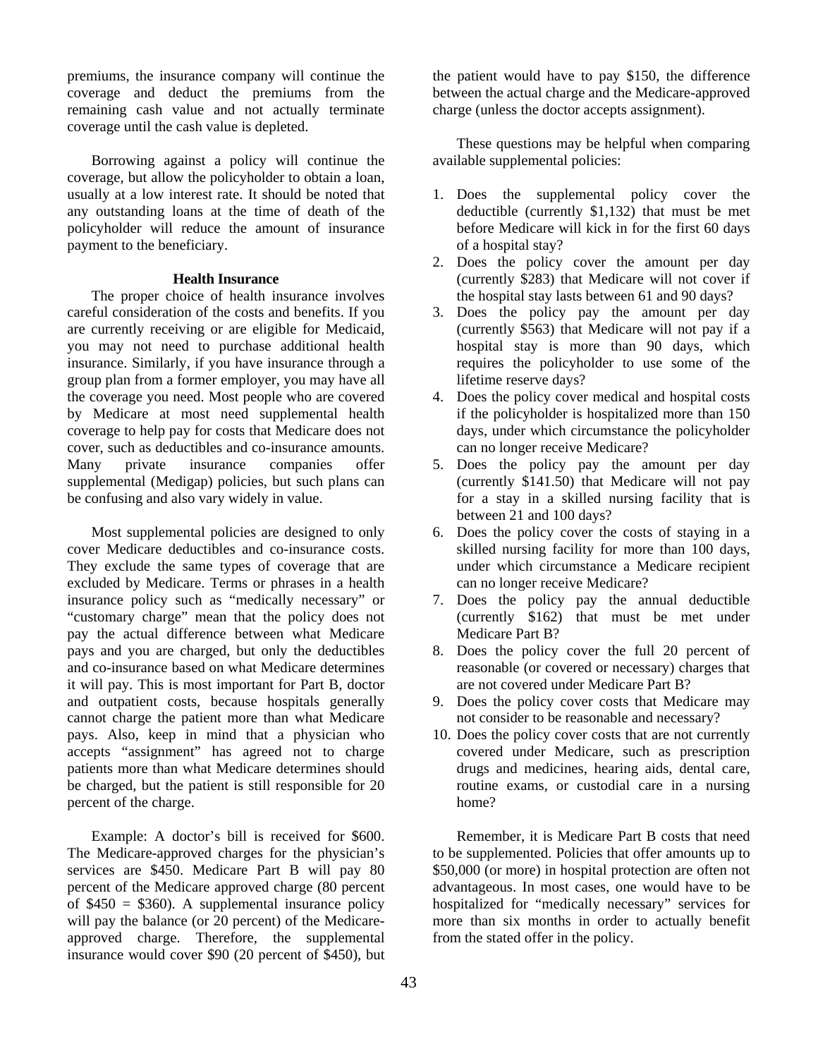premiums, the insurance company will continue the coverage and deduct the premiums from the remaining cash value and not actually terminate coverage until the cash value is depleted.

Borrowing against a policy will continue the coverage, but allow the policyholder to obtain a loan, usually at a low interest rate. It should be noted that any outstanding loans at the time of death of the policyholder will reduce the amount of insurance payment to the beneficiary.

### Health Insurance

The proper choice of health insurance involves careful consideration of the costs and benefits. If you are currently receiving or are eligible for Medicaid, you may not need to purchase additional health insurance. Similarly, if you have insurance through a group plan from a former employer, you may have all the coverage you need. Most people who are covered by Medicare at most need supplemental health coverage to help pay for costs that Medicare does not cover, such as deductibles and co-insurance amounts. Many private insurance companies offer supplemental (Medigap) policies, but such plans can be confusing and also vary widely in value.

Most supplemental policies are designed to only cover Medicare deductibles and co-insurance costs. They exclude the same types of coverage that are excluded by Medicare. Terms or phrases in a health insurance policy such as "medically necessary" or "customary charge" mean that the policy does not pay the actual difference between what Medicare pays and you are charged, but only the deductibles and co-insurance based on what Medicare determines it will pay. This is most important for Part B, doctor and outpatient costs, because hospitals generally cannot charge the patient more than what Medicare pays. Also, keep in mind that a physician who accepts "assignment" has agreed not to charge patients more than what Medicare determines should be charged, but the patient is still responsible for 20 percent of the charge.

Example: A doctor's bill is received for $600. The Medicare-approved charges for the physician's services are $450. Medicare Part B will pay 80 percent of the Medicare approved charge (80 percent of $450 = $360). A supplemental insurance policy will pay the balance (or 20 percent) of the Medicare-approved charge. Therefore, the supplemental insurance would cover $90 (20 percent of $450), but the patient would have to pay $150, the difference between the actual charge and the Medicare-approved charge (unless the doctor accepts assignment).

These questions may be helpful when comparing available supplemental policies:

1. Does the supplemental policy cover the deductible (currently $1,132) that must be met before Medicare will kick in for the first 60 days of a hospital stay?
2. Does the policy cover the amount per day (currently $283) that Medicare will not cover if the hospital stay lasts between 61 and 90 days?
3. Does the policy pay the amount per day (currently $563) that Medicare will not pay if a hospital stay is more than 90 days, which requires the policyholder to use some of the lifetime reserve days?
4. Does the policy cover medical and hospital costs if the policyholder is hospitalized more than 150 days, under which circumstance the policyholder can no longer receive Medicare?
5. Does the policy pay the amount per day (currently $141.50) that Medicare will not pay for a stay in a skilled nursing facility that is between 21 and 100 days?
6. Does the policy cover the costs of staying in a skilled nursing facility for more than 100 days, under which circumstance a Medicare recipient can no longer receive Medicare?
7. Does the policy pay the annual deductible (currently $162) that must be met under Medicare Part B?
8. Does the policy cover the full 20 percent of reasonable (or covered or necessary) charges that are not covered under Medicare Part B?
9. Does the policy cover costs that Medicare may not consider to be reasonable and necessary?
10. Does the policy cover costs that are not currently covered under Medicare, such as prescription drugs and medicines, hearing aids, dental care, routine exams, or custodial care in a nursing home?

Remember, it is Medicare Part B costs that need to be supplemented. Policies that offer amounts up to $50,000 (or more) in hospital protection are often not advantageous. In most cases, one would have to be hospitalized for "medically necessary" services for more than six months in order to actually benefit from the stated offer in the policy.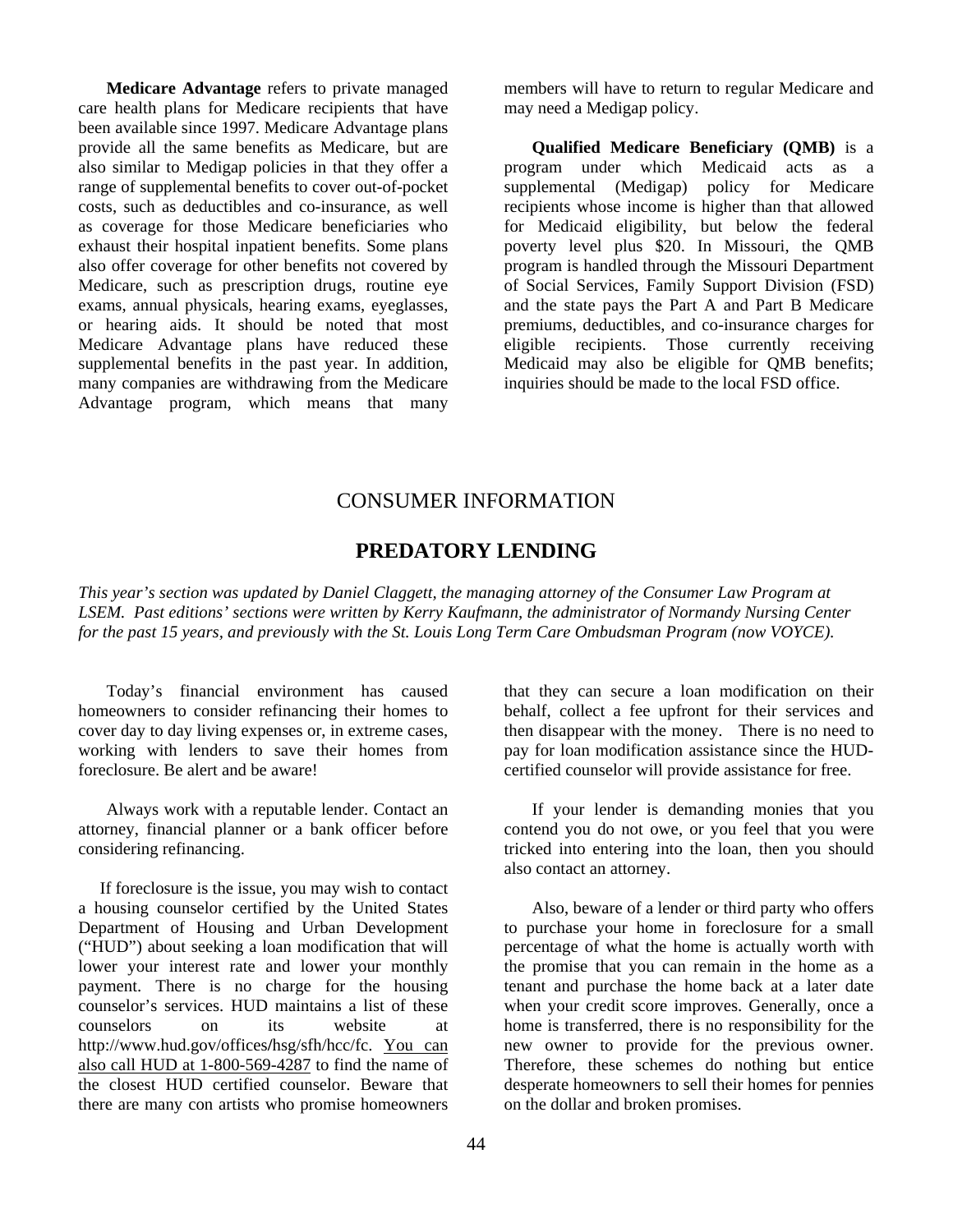**Medicare Advantage** refers to private managed care health plans for Medicare recipients that have been available since 1997. Medicare Advantage plans provide all the same benefits as Medicare, but are also similar to Medigap policies in that they offer a range of supplemental benefits to cover out-of-pocket costs, such as deductibles and co-insurance, as well as coverage for those Medicare beneficiaries who exhaust their hospital inpatient benefits. Some plans also offer coverage for other benefits not covered by Medicare, such as prescription drugs, routine eye exams, annual physicals, hearing exams, eyeglasses, or hearing aids. It should be noted that most Medicare Advantage plans have reduced these supplemental benefits in the past year. In addition, many companies are withdrawing from the Medicare Advantage program, which means that many members will have to return to regular Medicare and may need a Medigap policy.

**Qualified Medicare Beneficiary (QMB)** is a program under which Medicaid acts as a supplemental (Medigap) policy for Medicare recipients whose income is higher than that allowed for Medicaid eligibility, but below the federal poverty level plus $20. In Missouri, the QMB program is handled through the Missouri Department of Social Services, Family Support Division (FSD) and the state pays the Part A and Part B Medicare premiums, deductibles, and co-insurance charges for eligible recipients. Those currently receiving Medicaid may also be eligible for QMB benefits; inquiries should be made to the local FSD office.

# CONSUMER INFORMATION

## PREDATORY LENDING

*This year's section was updated by Daniel Claggett, the managing attorney of the Consumer Law Program at LSEM. Past editions' sections were written by Kerry Kaufmann, the administrator of Normandy Nursing Center for the past 15 years, and previously with the St. Louis Long Term Care Ombudsman Program (now VOYCE).*

Today's financial environment has caused homeowners to consider refinancing their homes to cover day to day living expenses or, in extreme cases, working with lenders to save their homes from foreclosure. Be alert and be aware!

Always work with a reputable lender. Contact an attorney, financial planner or a bank officer before considering refinancing.

If foreclosure is the issue, you may wish to contact a housing counselor certified by the United States Department of Housing and Urban Development ("HUD") about seeking a loan modification that will lower your interest rate and lower your monthly payment. There is no charge for the housing counselor's services. HUD maintains a list of these counselors on its website at http://www.hud.gov/offices/hsg/sfh/hcc/fc. You can also call HUD at 1-800-569-4287 to find the name of the closest HUD certified counselor. Beware that there are many con artists who promise homeowners that they can secure a loan modification on their behalf, collect a fee upfront for their services and then disappear with the money. There is no need to pay for loan modification assistance since the HUD-certified counselor will provide assistance for free.

If your lender is demanding monies that you contend you do not owe, or you feel that you were tricked into entering into the loan, then you should also contact an attorney.

Also, beware of a lender or third party who offers to purchase your home in foreclosure for a small percentage of what the home is actually worth with the promise that you can remain in the home as a tenant and purchase the home back at a later date when your credit score improves. Generally, once a home is transferred, there is no responsibility for the new owner to provide for the previous owner. Therefore, these schemes do nothing but entice desperate homeowners to sell their homes for pennies on the dollar and broken promises.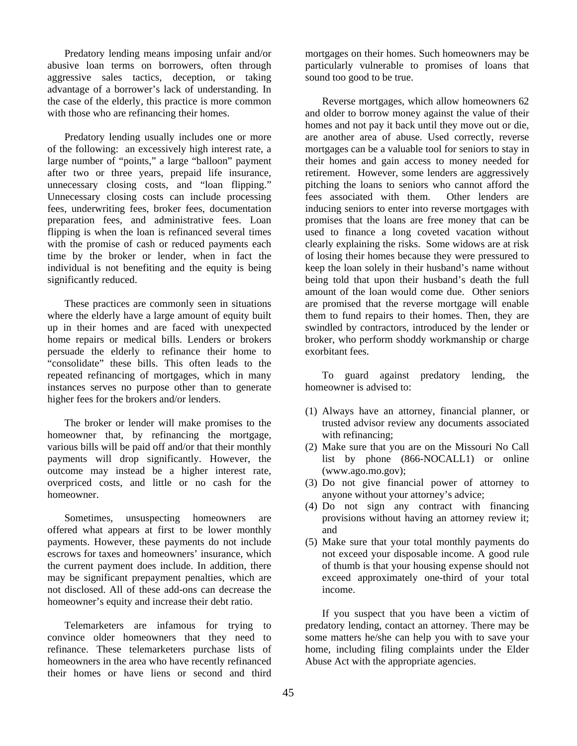Predatory lending means imposing unfair and/or abusive loan terms on borrowers, often through aggressive sales tactics, deception, or taking advantage of a borrower's lack of understanding. In the case of the elderly, this practice is more common with those who are refinancing their homes.

Predatory lending usually includes one or more of the following: an excessively high interest rate, a large number of "points," a large "balloon" payment after two or three years, prepaid life insurance, unnecessary closing costs, and "loan flipping." Unnecessary closing costs can include processing fees, underwriting fees, broker fees, documentation preparation fees, and administrative fees. Loan flipping is when the loan is refinanced several times with the promise of cash or reduced payments each time by the broker or lender, when in fact the individual is not benefiting and the equity is being significantly reduced.

These practices are commonly seen in situations where the elderly have a large amount of equity built up in their homes and are faced with unexpected home repairs or medical bills. Lenders or brokers persuade the elderly to refinance their home to "consolidate" these bills. This often leads to the repeated refinancing of mortgages, which in many instances serves no purpose other than to generate higher fees for the brokers and/or lenders.

The broker or lender will make promises to the homeowner that, by refinancing the mortgage, various bills will be paid off and/or that their monthly payments will drop significantly. However, the outcome may instead be a higher interest rate, overpriced costs, and little or no cash for the homeowner.

Sometimes, unsuspecting homeowners are offered what appears at first to be lower monthly payments. However, these payments do not include escrows for taxes and homeowners' insurance, which the current payment does include. In addition, there may be significant prepayment penalties, which are not disclosed. All of these add-ons can decrease the homeowner's equity and increase their debt ratio.

Telemarketers are infamous for trying to convince older homeowners that they need to refinance. These telemarketers purchase lists of homeowners in the area who have recently refinanced their homes or have liens or second and third mortgages on their homes. Such homeowners may be particularly vulnerable to promises of loans that sound too good to be true.

Reverse mortgages, which allow homeowners 62 and older to borrow money against the value of their homes and not pay it back until they move out or die, are another area of abuse. Used correctly, reverse mortgages can be a valuable tool for seniors to stay in their homes and gain access to money needed for retirement. However, some lenders are aggressively pitching the loans to seniors who cannot afford the fees associated with them. Other lenders are inducing seniors to enter into reverse mortgages with promises that the loans are free money that can be used to finance a long coveted vacation without clearly explaining the risks. Some widows are at risk of losing their homes because they were pressured to keep the loan solely in their husband's name without being told that upon their husband's death the full amount of the loan would come due. Other seniors are promised that the reverse mortgage will enable them to fund repairs to their homes. Then, they are swindled by contractors, introduced by the lender or broker, who perform shoddy workmanship or charge exorbitant fees.

To guard against predatory lending, the homeowner is advised to:

(1) Always have an attorney, financial planner, or trusted advisor review any documents associated with refinancing;
(2) Make sure that you are on the Missouri No Call list by phone (866-NOCALL1) or online (www.ago.mo.gov);
(3) Do not give financial power of attorney to anyone without your attorney's advice;
(4) Do not sign any contract with financing provisions without having an attorney review it; and
(5) Make sure that your total monthly payments do not exceed your disposable income. A good rule of thumb is that your housing expense should not exceed approximately one-third of your total income.

If you suspect that you have been a victim of predatory lending, contact an attorney. There may be some matters he/she can help you with to save your home, including filing complaints under the Elder Abuse Act with the appropriate agencies.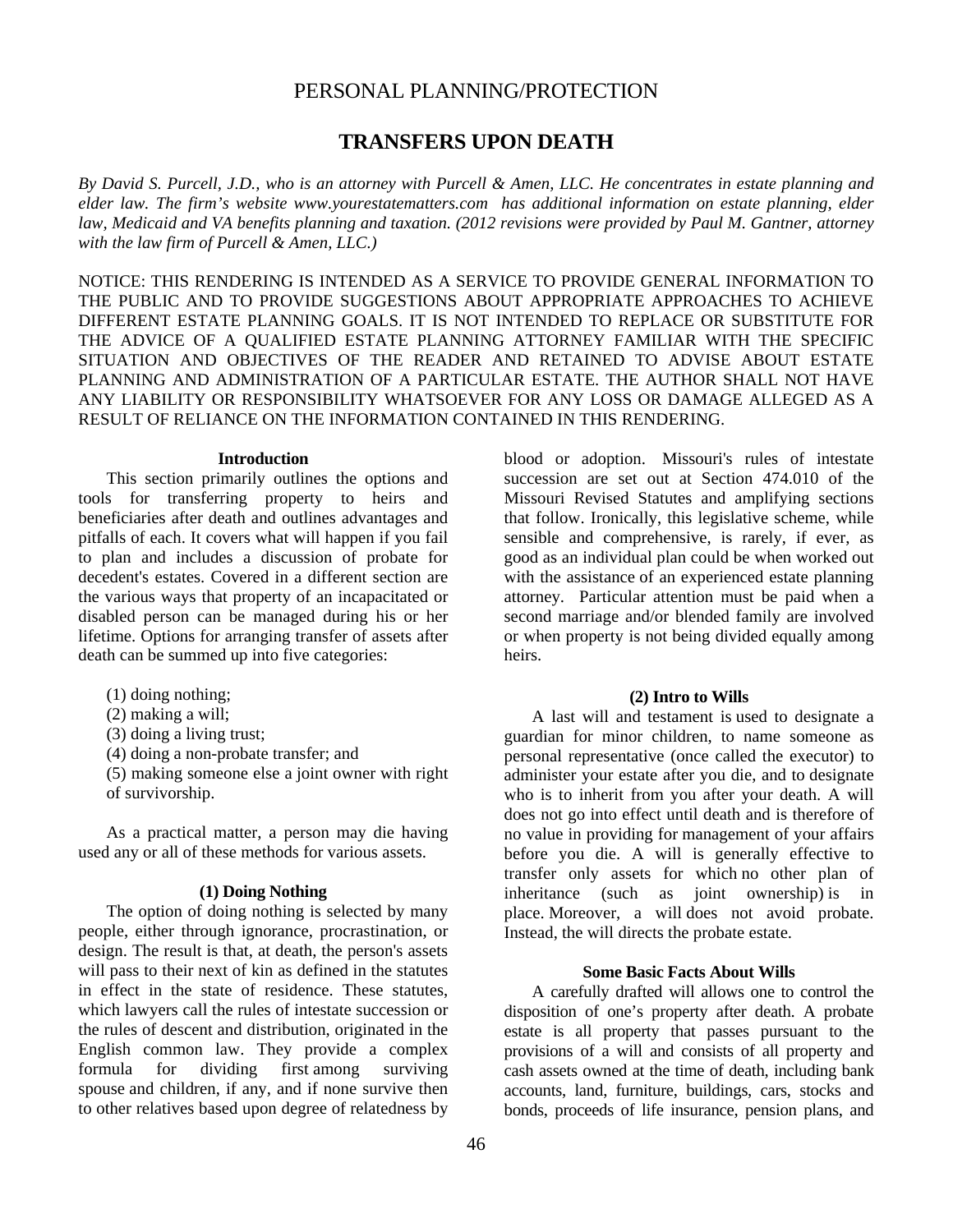PERSONAL PLANNING/PROTECTION

# TRANSFERS UPON DEATH

*By David S. Purcell, J.D., who is an attorney with Purcell & Amen, LLC. He concentrates in estate planning and elder law. The firm's website www.yourestatematters.com has additional information on estate planning, elder law, Medicaid and VA benefits planning and taxation. (2012 revisions were provided by Paul M. Gantner, attorney with the law firm of Purcell & Amen, LLC.)*

NOTICE: THIS RENDERING IS INTENDED AS A SERVICE TO PROVIDE GENERAL INFORMATION TO THE PUBLIC AND TO PROVIDE SUGGESTIONS ABOUT APPROPRIATE APPROACHES TO ACHIEVE DIFFERENT ESTATE PLANNING GOALS. IT IS NOT INTENDED TO REPLACE OR SUBSTITUTE FOR THE ADVICE OF A QUALIFIED ESTATE PLANNING ATTORNEY FAMILIAR WITH THE SPECIFIC SITUATION AND OBJECTIVES OF THE READER AND RETAINED TO ADVISE ABOUT ESTATE PLANNING AND ADMINISTRATION OF A PARTICULAR ESTATE. THE AUTHOR SHALL NOT HAVE ANY LIABILITY OR RESPONSIBILITY WHATSOEVER FOR ANY LOSS OR DAMAGE ALLEGED AS A RESULT OF RELIANCE ON THE INFORMATION CONTAINED IN THIS RENDERING.

### Introduction

This section primarily outlines the options and tools for transferring property to heirs and beneficiaries after death and outlines advantages and pitfalls of each. It covers what will happen if you fail to plan and includes a discussion of probate for decedent's estates. Covered in a different section are the various ways that property of an incapacitated or disabled person can be managed during his or her lifetime. Options for arranging transfer of assets after death can be summed up into five categories:

(1) doing nothing;  
(2) making a will;  
(3) doing a living trust;  
(4) doing a non-probate transfer; and  
(5) making someone else a joint owner with right of survivorship.

As a practical matter, a person may die having used any or all of these methods for various assets.

### (1) Doing Nothing

The option of doing nothing is selected by many people, either through ignorance, procrastination, or design. The result is that, at death, the person's assets will pass to their next of kin as defined in the statutes in effect in the state of residence. These statutes, which lawyers call the rules of intestate succession or the rules of descent and distribution, originated in the English common law. They provide a complex formula for dividing first among surviving spouse and children, if any, and if none survive then to other relatives based upon degree of relatedness by blood or adoption. Missouri's rules of intestate succession are set out at Section 474.010 of the Missouri Revised Statutes and amplifying sections that follow. Ironically, this legislative scheme, while sensible and comprehensive, is rarely, if ever, as good as an individual plan could be when worked out with the assistance of an experienced estate planning attorney. Particular attention must be paid when a second marriage and/or blended family are involved or when property is not being divided equally among heirs.

### (2) Intro to Wills

A last will and testament is used to designate a guardian for minor children, to name someone as personal representative (once called the executor) to administer your estate after you die, and to designate who is to inherit from you after your death. A will does not go into effect until death and is therefore of no value in providing for management of your affairs before you die. A will is generally effective to transfer only assets for which no other plan of inheritance (such as joint ownership) is in place. Moreover, a will does not avoid probate. Instead, the will directs the probate estate.

### Some Basic Facts About Wills

A carefully drafted will allows one to control the disposition of one's property after death. A probate estate is all property that passes pursuant to the provisions of a will and consists of all property and cash assets owned at the time of death, including bank accounts, land, furniture, buildings, cars, stocks and bonds, proceeds of life insurance, pension plans, and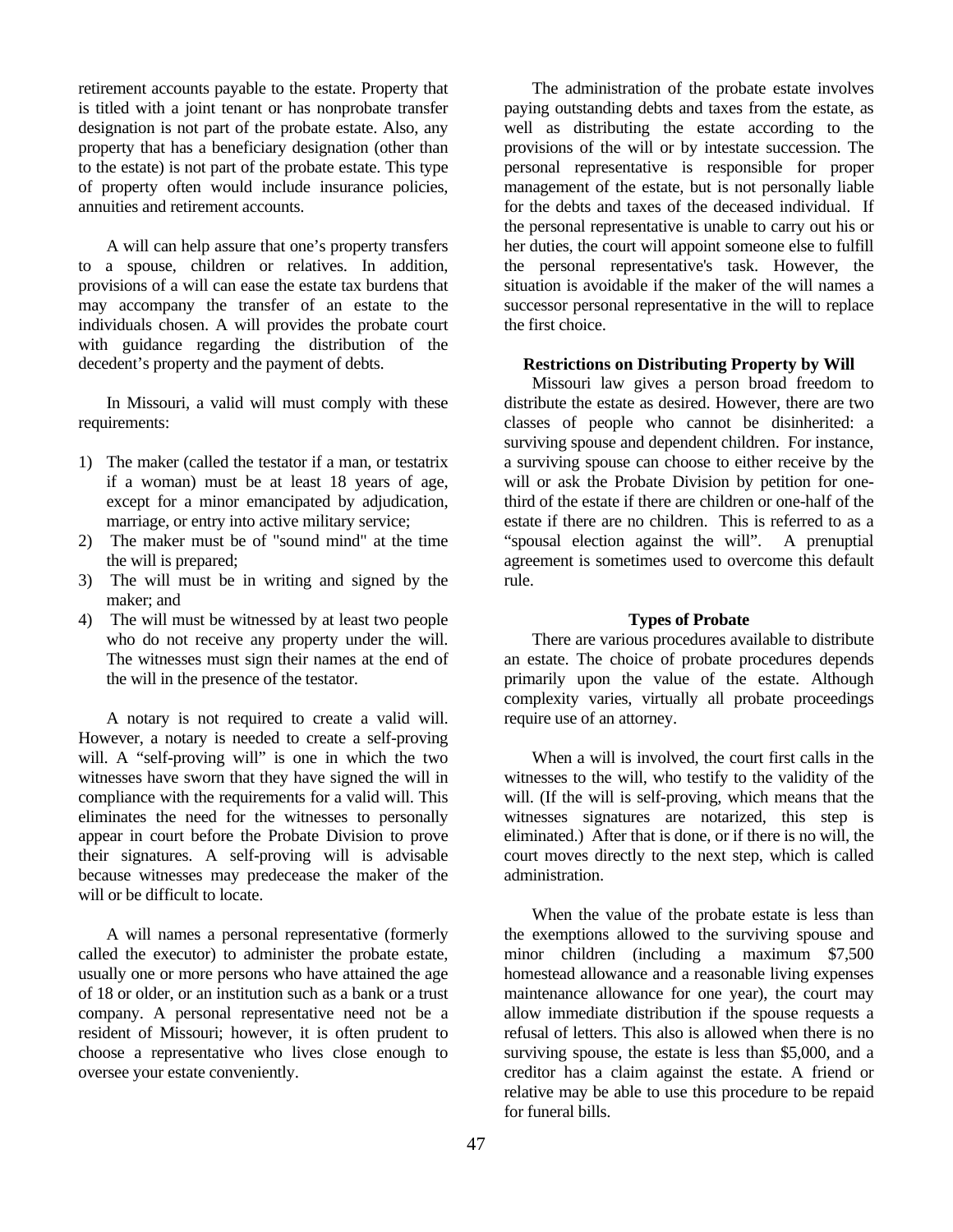retirement accounts payable to the estate. Property that is titled with a joint tenant or has nonprobate transfer designation is not part of the probate estate. Also, any property that has a beneficiary designation (other than to the estate) is not part of the probate estate. This type of property often would include insurance policies, annuities and retirement accounts.

A will can help assure that one's property transfers to a spouse, children or relatives. In addition, provisions of a will can ease the estate tax burdens that may accompany the transfer of an estate to the individuals chosen. A will provides the probate court with guidance regarding the distribution of the decedent's property and the payment of debts.

In Missouri, a valid will must comply with these requirements:

1) The maker (called the testator if a man, or testatrix if a woman) must be at least 18 years of age, except for a minor emancipated by adjudication, marriage, or entry into active military service;
2) The maker must be of "sound mind" at the time the will is prepared;
3) The will must be in writing and signed by the maker; and
4) The will must be witnessed by at least two people who do not receive any property under the will. The witnesses must sign their names at the end of the will in the presence of the testator.

A notary is not required to create a valid will. However, a notary is needed to create a self-proving will. A "self-proving will" is one in which the two witnesses have sworn that they have signed the will in compliance with the requirements for a valid will. This eliminates the need for the witnesses to personally appear in court before the Probate Division to prove their signatures. A self-proving will is advisable because witnesses may predecease the maker of the will or be difficult to locate.

A will names a personal representative (formerly called the executor) to administer the probate estate, usually one or more persons who have attained the age of 18 or older, or an institution such as a bank or a trust company. A personal representative need not be a resident of Missouri; however, it is often prudent to choose a representative who lives close enough to oversee your estate conveniently.

The administration of the probate estate involves paying outstanding debts and taxes from the estate, as well as distributing the estate according to the provisions of the will or by intestate succession. The personal representative is responsible for proper management of the estate, but is not personally liable for the debts and taxes of the deceased individual. If the personal representative is unable to carry out his or her duties, the court will appoint someone else to fulfill the personal representative's task. However, the situation is avoidable if the maker of the will names a successor personal representative in the will to replace the first choice.

### Restrictions on Distributing Property by Will

Missouri law gives a person broad freedom to distribute the estate as desired. However, there are two classes of people who cannot be disinherited: a surviving spouse and dependent children. For instance, a surviving spouse can choose to either receive by the will or ask the Probate Division by petition for one-third of the estate if there are children or one-half of the estate if there are no children. This is referred to as a "spousal election against the will". A prenuptial agreement is sometimes used to overcome this default rule.

### Types of Probate

There are various procedures available to distribute an estate. The choice of probate procedures depends primarily upon the value of the estate. Although complexity varies, virtually all probate proceedings require use of an attorney.

When a will is involved, the court first calls in the witnesses to the will, who testify to the validity of the will. (If the will is self-proving, which means that the witnesses signatures are notarized, this step is eliminated.) After that is done, or if there is no will, the court moves directly to the next step, which is called administration.

When the value of the probate estate is less than the exemptions allowed to the surviving spouse and minor children (including a maximum $7,500 homestead allowance and a reasonable living expenses maintenance allowance for one year), the court may allow immediate distribution if the spouse requests a refusal of letters. This also is allowed when there is no surviving spouse, the estate is less than $5,000, and a creditor has a claim against the estate. A friend or relative may be able to use this procedure to be repaid for funeral bills.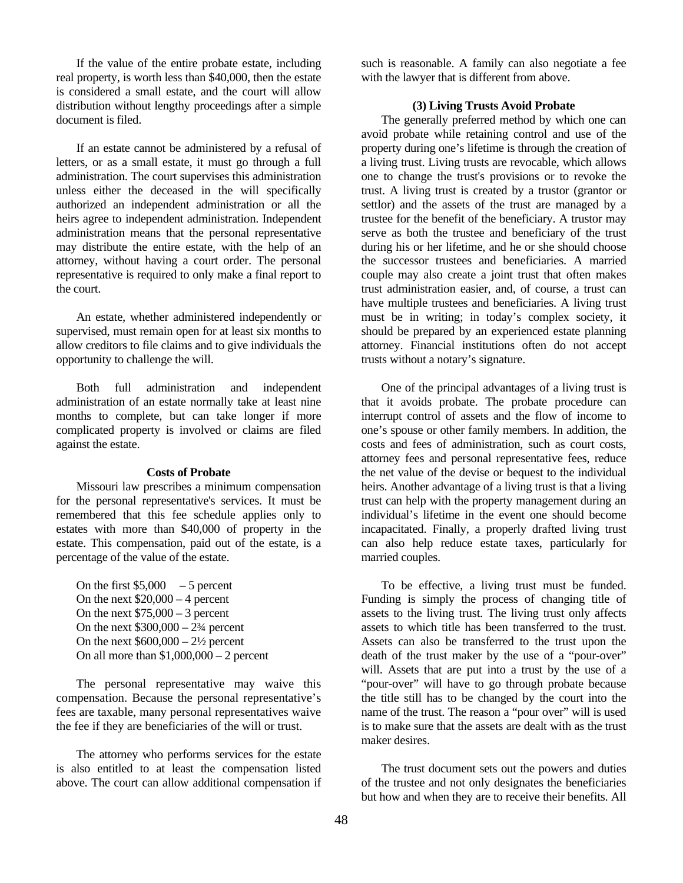If the value of the entire probate estate, including real property, is worth less than $40,000, then the estate is considered a small estate, and the court will allow distribution without lengthy proceedings after a simple document is filed.

If an estate cannot be administered by a refusal of letters, or as a small estate, it must go through a full administration. The court supervises this administration unless either the deceased in the will specifically authorized an independent administration or all the heirs agree to independent administration. Independent administration means that the personal representative may distribute the entire estate, with the help of an attorney, without having a court order. The personal representative is required to only make a final report to the court.

An estate, whether administered independently or supervised, must remain open for at least six months to allow creditors to file claims and to give individuals the opportunity to challenge the will.

Both full administration and independent administration of an estate normally take at least nine months to complete, but can take longer if more complicated property is involved or claims are filed against the estate.

**Costs of Probate**

Missouri law prescribes a minimum compensation for the personal representative's services. It must be remembered that this fee schedule applies only to estates with more than $40,000 of property in the estate. This compensation, paid out of the estate, is a percentage of the value of the estate.

On the first $5,000 – 5 percent
On the next $20,000 – 4 percent
On the next $75,000 – 3 percent
On the next $300,000 – 2¾ percent
On the next $600,000 – 2½ percent
On all more than $1,000,000 – 2 percent

The personal representative may waive this compensation. Because the personal representative's fees are taxable, many personal representatives waive the fee if they are beneficiaries of the will or trust.

The attorney who performs services for the estate is also entitled to at least the compensation listed above. The court can allow additional compensation if such is reasonable. A family can also negotiate a fee with the lawyer that is different from above.

**(3) Living Trusts Avoid Probate**

The generally preferred method by which one can avoid probate while retaining control and use of the property during one's lifetime is through the creation of a living trust. Living trusts are revocable, which allows one to change the trust's provisions or to revoke the trust. A living trust is created by a trustor (grantor or settlor) and the assets of the trust are managed by a trustee for the benefit of the beneficiary. A trustor may serve as both the trustee and beneficiary of the trust during his or her lifetime, and he or she should choose the successor trustees and beneficiaries. A married couple may also create a joint trust that often makes trust administration easier, and, of course, a trust can have multiple trustees and beneficiaries. A living trust must be in writing; in today's complex society, it should be prepared by an experienced estate planning attorney. Financial institutions often do not accept trusts without a notary's signature.

One of the principal advantages of a living trust is that it avoids probate. The probate procedure can interrupt control of assets and the flow of income to one's spouse or other family members. In addition, the costs and fees of administration, such as court costs, attorney fees and personal representative fees, reduce the net value of the devise or bequest to the individual heirs. Another advantage of a living trust is that a living trust can help with the property management during an individual's lifetime in the event one should become incapacitated. Finally, a properly drafted living trust can also help reduce estate taxes, particularly for married couples.

To be effective, a living trust must be funded. Funding is simply the process of changing title of assets to the living trust. The living trust only affects assets to which title has been transferred to the trust. Assets can also be transferred to the trust upon the death of the trust maker by the use of a "pour-over" will. Assets that are put into a trust by the use of a "pour-over" will have to go through probate because the title still has to be changed by the court into the name of the trust. The reason a "pour over" will is used is to make sure that the assets are dealt with as the trust maker desires.

The trust document sets out the powers and duties of the trustee and not only designates the beneficiaries but how and when they are to receive their benefits. All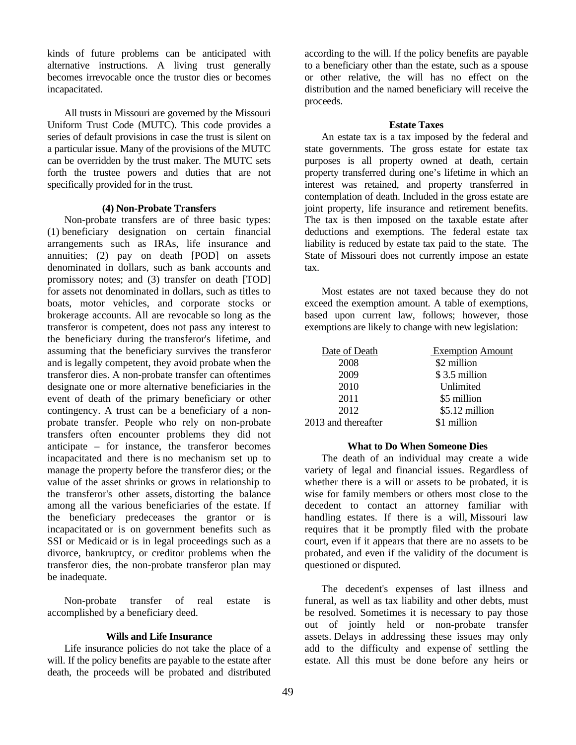kinds of future problems can be anticipated with alternative instructions. A living trust generally becomes irrevocable once the trustor dies or becomes incapacitated.

All trusts in Missouri are governed by the Missouri Uniform Trust Code (MUTC). This code provides a series of default provisions in case the trust is silent on a particular issue. Many of the provisions of the MUTC can be overridden by the trust maker. The MUTC sets forth the trustee powers and duties that are not specifically provided for in the trust.

### (4) Non-Probate Transfers

Non-probate transfers are of three basic types: (1) beneficiary designation on certain financial arrangements such as IRAs, life insurance and annuities; (2) pay on death [POD] on assets denominated in dollars, such as bank accounts and promissory notes; and (3) transfer on death [TOD] for assets not denominated in dollars, such as titles to boats, motor vehicles, and corporate stocks or brokerage accounts. All are revocable so long as the transferor is competent, does not pass any interest to the beneficiary during the transferor's lifetime, and assuming that the beneficiary survives the transferor and is legally competent, they avoid probate when the transferor dies. A non-probate transfer can oftentimes designate one or more alternative beneficiaries in the event of death of the primary beneficiary or other contingency. A trust can be a beneficiary of a non-probate transfer. People who rely on non-probate transfers often encounter problems they did not anticipate – for instance, the transferor becomes incapacitated and there is no mechanism set up to manage the property before the transferor dies; or the value of the asset shrinks or grows in relationship to the transferor's other assets, distorting the balance among all the various beneficiaries of the estate. If the beneficiary predeceases the grantor or is incapacitated or is on government benefits such as SSI or Medicaid or is in legal proceedings such as a divorce, bankruptcy, or creditor problems when the transferor dies, the non-probate transferor plan may be inadequate.

Non-probate transfer of real estate is accomplished by a beneficiary deed.

### Wills and Life Insurance

Life insurance policies do not take the place of a will. If the policy benefits are payable to the estate after death, the proceeds will be probated and distributed according to the will. If the policy benefits are payable to a beneficiary other than the estate, such as a spouse or other relative, the will has no effect on the distribution and the named beneficiary will receive the proceeds.

### Estate Taxes

An estate tax is a tax imposed by the federal and state governments. The gross estate for estate tax purposes is all property owned at death, certain property transferred during one's lifetime in which an interest was retained, and property transferred in contemplation of death. Included in the gross estate are joint property, life insurance and retirement benefits. The tax is then imposed on the taxable estate after deductions and exemptions. The federal estate tax liability is reduced by estate tax paid to the state. The State of Missouri does not currently impose an estate tax.

Most estates are not taxed because they do not exceed the exemption amount. A table of exemptions, based upon current law, follows; however, those exemptions are likely to change with new legislation:

| Date of Death | Exemption Amount |
|---|---|
| 2008 | $2 million |
| 2009 | $ 3.5 million |
| 2010 | Unlimited |
| 2011 | $5 million |
| 2012 | $5.12 million |
| 2013 and thereafter | $1 million |

### What to Do When Someone Dies

The death of an individual may create a wide variety of legal and financial issues. Regardless of whether there is a will or assets to be probated, it is wise for family members or others most close to the decedent to contact an attorney familiar with handling estates. If there is a will, Missouri law requires that it be promptly filed with the probate court, even if it appears that there are no assets to be probated, and even if the validity of the document is questioned or disputed.

The decedent's expenses of last illness and funeral, as well as tax liability and other debts, must be resolved. Sometimes it is necessary to pay those out of jointly held or non-probate transfer assets. Delays in addressing these issues may only add to the difficulty and expense of settling the estate. All this must be done before any heirs or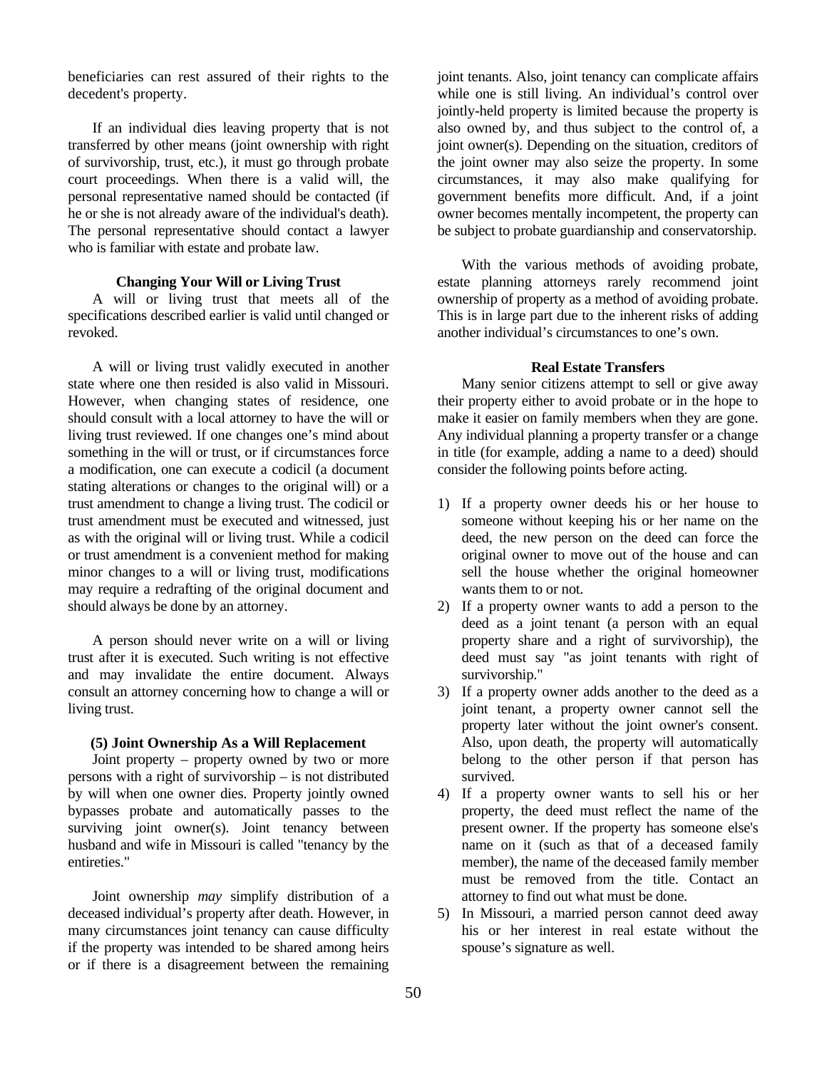beneficiaries can rest assured of their rights to the decedent's property.

If an individual dies leaving property that is not transferred by other means (joint ownership with right of survivorship, trust, etc.), it must go through probate court proceedings. When there is a valid will, the personal representative named should be contacted (if he or she is not already aware of the individual's death). The personal representative should contact a lawyer who is familiar with estate and probate law.

### Changing Your Will or Living Trust

A will or living trust that meets all of the specifications described earlier is valid until changed or revoked.

A will or living trust validly executed in another state where one then resided is also valid in Missouri. However, when changing states of residence, one should consult with a local attorney to have the will or living trust reviewed. If one changes one's mind about something in the will or trust, or if circumstances force a modification, one can execute a codicil (a document stating alterations or changes to the original will) or a trust amendment to change a living trust. The codicil or trust amendment must be executed and witnessed, just as with the original will or living trust. While a codicil or trust amendment is a convenient method for making minor changes to a will or living trust, modifications may require a redrafting of the original document and should always be done by an attorney.

A person should never write on a will or living trust after it is executed. Such writing is not effective and may invalidate the entire document. Always consult an attorney concerning how to change a will or living trust.

### (5) Joint Ownership As a Will Replacement

Joint property – property owned by two or more persons with a right of survivorship – is not distributed by will when one owner dies. Property jointly owned bypasses probate and automatically passes to the surviving joint owner(s). Joint tenancy between husband and wife in Missouri is called "tenancy by the entireties."

Joint ownership *may* simplify distribution of a deceased individual's property after death. However, in many circumstances joint tenancy can cause difficulty if the property was intended to be shared among heirs or if there is a disagreement between the remaining joint tenants. Also, joint tenancy can complicate affairs while one is still living. An individual's control over jointly-held property is limited because the property is also owned by, and thus subject to the control of, a joint owner(s). Depending on the situation, creditors of the joint owner may also seize the property. In some circumstances, it may also make qualifying for government benefits more difficult. And, if a joint owner becomes mentally incompetent, the property can be subject to probate guardianship and conservatorship.

With the various methods of avoiding probate, estate planning attorneys rarely recommend joint ownership of property as a method of avoiding probate. This is in large part due to the inherent risks of adding another individual's circumstances to one's own.

### Real Estate Transfers

Many senior citizens attempt to sell or give away their property either to avoid probate or in the hope to make it easier on family members when they are gone. Any individual planning a property transfer or a change in title (for example, adding a name to a deed) should consider the following points before acting.

1) If a property owner deeds his or her house to someone without keeping his or her name on the deed, the new person on the deed can force the original owner to move out of the house and can sell the house whether the original homeowner wants them to or not.
2) If a property owner wants to add a person to the deed as a joint tenant (a person with an equal property share and a right of survivorship), the deed must say "as joint tenants with right of survivorship."
3) If a property owner adds another to the deed as a joint tenant, a property owner cannot sell the property later without the joint owner's consent. Also, upon death, the property will automatically belong to the other person if that person has survived.
4) If a property owner wants to sell his or her property, the deed must reflect the name of the present owner. If the property has someone else's name on it (such as that of a deceased family member), the name of the deceased family member must be removed from the title. Contact an attorney to find out what must be done.
5) In Missouri, a married person cannot deed away his or her interest in real estate without the spouse's signature as well.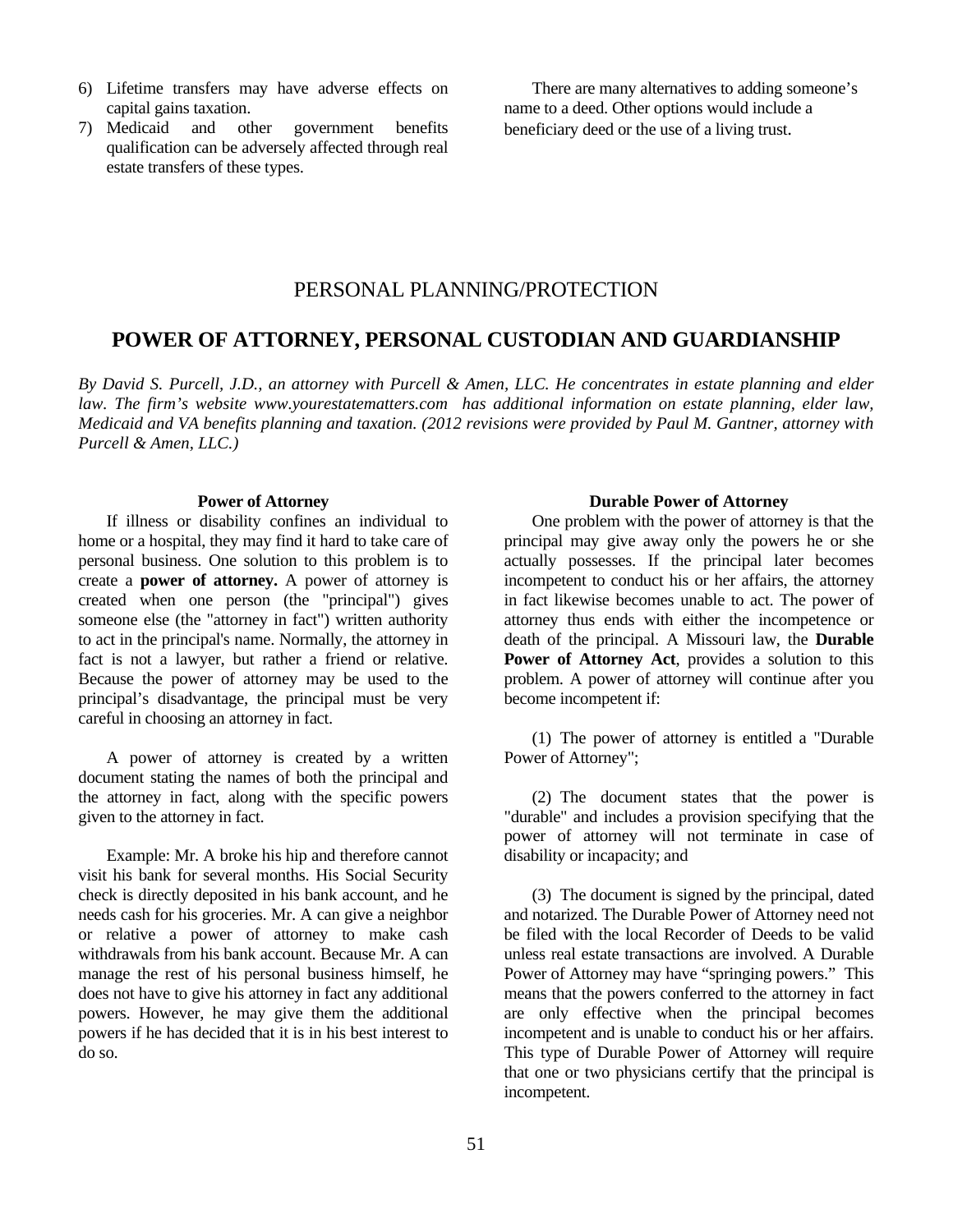6) Lifetime transfers may have adverse effects on capital gains taxation.
7) Medicaid and other government benefits qualification can be adversely affected through real estate transfers of these types.

There are many alternatives to adding someone's name to a deed. Other options would include a beneficiary deed or the use of a living trust.

## PERSONAL PLANNING/PROTECTION

# POWER OF ATTORNEY, PERSONAL CUSTODIAN AND GUARDIANSHIP

*By David S. Purcell, J.D., an attorney with Purcell & Amen, LLC. He concentrates in estate planning and elder law. The firm's website www.yourestatematters.com has additional information on estate planning, elder law, Medicaid and VA benefits planning and taxation. (2012 revisions were provided by Paul M. Gantner, attorney with Purcell & Amen, LLC.)*

### Power of Attorney

If illness or disability confines an individual to home or a hospital, they may find it hard to take care of personal business. One solution to this problem is to create a **power of attorney.** A power of attorney is created when one person (the "principal") gives someone else (the "attorney in fact") written authority to act in the principal's name. Normally, the attorney in fact is not a lawyer, but rather a friend or relative. Because the power of attorney may be used to the principal's disadvantage, the principal must be very careful in choosing an attorney in fact.

A power of attorney is created by a written document stating the names of both the principal and the attorney in fact, along with the specific powers given to the attorney in fact.

Example: Mr. A broke his hip and therefore cannot visit his bank for several months. His Social Security check is directly deposited in his bank account, and he needs cash for his groceries. Mr. A can give a neighbor or relative a power of attorney to make cash withdrawals from his bank account. Because Mr. A can manage the rest of his personal business himself, he does not have to give his attorney in fact any additional powers. However, he may give them the additional powers if he has decided that it is in his best interest to do so.

### Durable Power of Attorney

One problem with the power of attorney is that the principal may give away only the powers he or she actually possesses. If the principal later becomes incompetent to conduct his or her affairs, the attorney in fact likewise becomes unable to act. The power of attorney thus ends with either the incompetence or death of the principal. A Missouri law, the **Durable Power of Attorney Act**, provides a solution to this problem. A power of attorney will continue after you become incompetent if:

(1) The power of attorney is entitled a "Durable Power of Attorney";

(2) The document states that the power is "durable" and includes a provision specifying that the power of attorney will not terminate in case of disability or incapacity; and

(3) The document is signed by the principal, dated and notarized. The Durable Power of Attorney need not be filed with the local Recorder of Deeds to be valid unless real estate transactions are involved. A Durable Power of Attorney may have "springing powers." This means that the powers conferred to the attorney in fact are only effective when the principal becomes incompetent and is unable to conduct his or her affairs. This type of Durable Power of Attorney will require that one or two physicians certify that the principal is incompetent.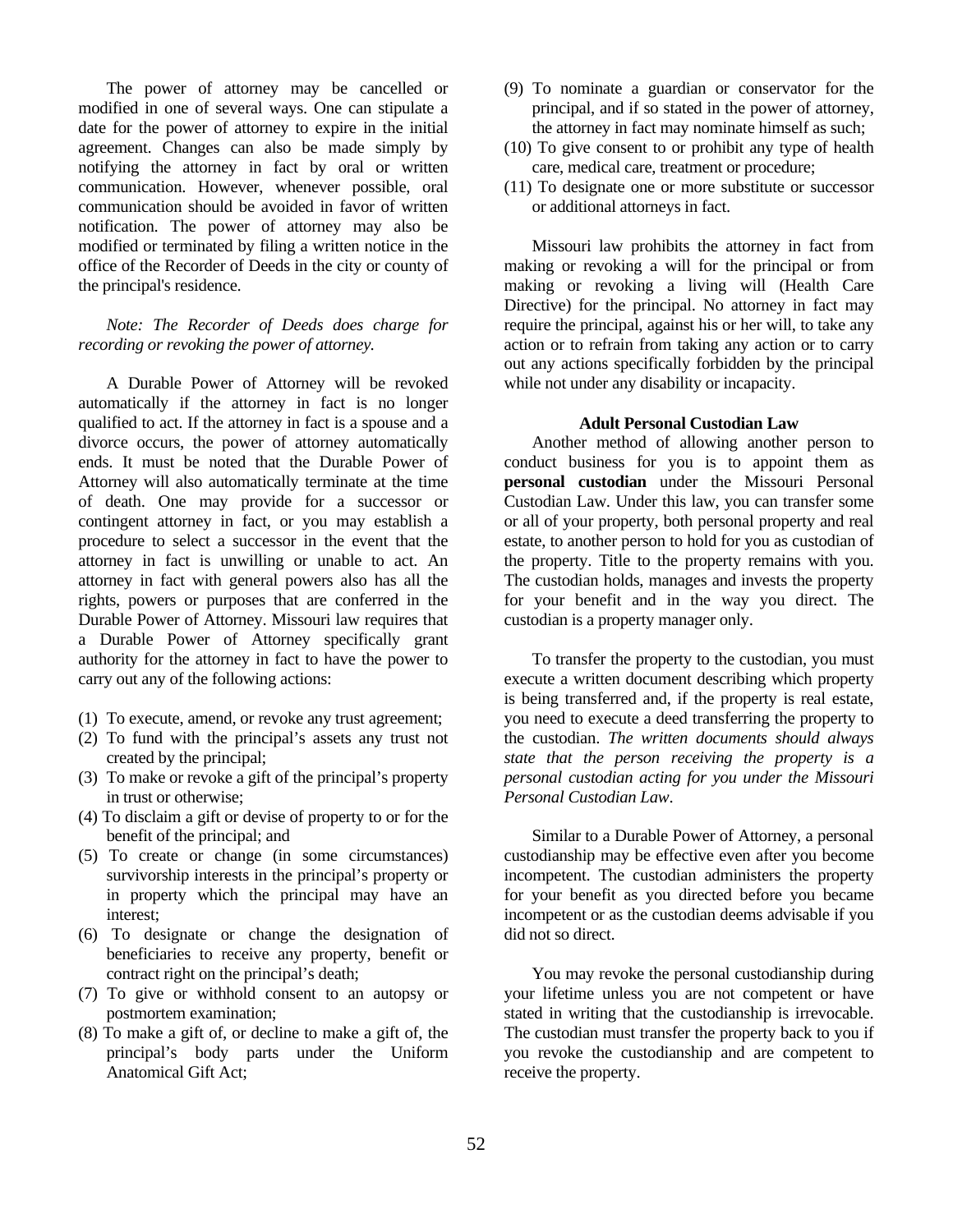The power of attorney may be cancelled or modified in one of several ways. One can stipulate a date for the power of attorney to expire in the initial agreement. Changes can also be made simply by notifying the attorney in fact by oral or written communication. However, whenever possible, oral communication should be avoided in favor of written notification. The power of attorney may also be modified or terminated by filing a written notice in the office of the Recorder of Deeds in the city or county of the principal's residence.

*Note: The Recorder of Deeds does charge for recording or revoking the power of attorney.*

A Durable Power of Attorney will be revoked automatically if the attorney in fact is no longer qualified to act. If the attorney in fact is a spouse and a divorce occurs, the power of attorney automatically ends. It must be noted that the Durable Power of Attorney will also automatically terminate at the time of death. One may provide for a successor or contingent attorney in fact, or you may establish a procedure to select a successor in the event that the attorney in fact is unwilling or unable to act. An attorney in fact with general powers also has all the rights, powers or purposes that are conferred in the Durable Power of Attorney. Missouri law requires that a Durable Power of Attorney specifically grant authority for the attorney in fact to have the power to carry out any of the following actions:

(1) To execute, amend, or revoke any trust agreement;
(2) To fund with the principal's assets any trust not created by the principal;
(3) To make or revoke a gift of the principal's property in trust or otherwise;
(4) To disclaim a gift or devise of property to or for the benefit of the principal; and
(5) To create or change (in some circumstances) survivorship interests in the principal's property or in property which the principal may have an interest;
(6) To designate or change the designation of beneficiaries to receive any property, benefit or contract right on the principal's death;
(7) To give or withhold consent to an autopsy or postmortem examination;
(8) To make a gift of, or decline to make a gift of, the principal's body parts under the Uniform Anatomical Gift Act;
(9) To nominate a guardian or conservator for the principal, and if so stated in the power of attorney, the attorney in fact may nominate himself as such;
(10) To give consent to or prohibit any type of health care, medical care, treatment or procedure;
(11) To designate one or more substitute or successor or additional attorneys in fact.

Missouri law prohibits the attorney in fact from making or revoking a will for the principal or from making or revoking a living will (Health Care Directive) for the principal. No attorney in fact may require the principal, against his or her will, to take any action or to refrain from taking any action or to carry out any actions specifically forbidden by the principal while not under any disability or incapacity.

### Adult Personal Custodian Law

Another method of allowing another person to conduct business for you is to appoint them as **personal custodian** under the Missouri Personal Custodian Law. Under this law, you can transfer some or all of your property, both personal property and real estate, to another person to hold for you as custodian of the property. Title to the property remains with you. The custodian holds, manages and invests the property for your benefit and in the way you direct. The custodian is a property manager only.

To transfer the property to the custodian, you must execute a written document describing which property is being transferred and, if the property is real estate, you need to execute a deed transferring the property to the custodian. *The written documents should always state that the person receiving the property is a personal custodian acting for you under the Missouri Personal Custodian Law*.

Similar to a Durable Power of Attorney, a personal custodianship may be effective even after you become incompetent. The custodian administers the property for your benefit as you directed before you became incompetent or as the custodian deems advisable if you did not so direct.

You may revoke the personal custodianship during your lifetime unless you are not competent or have stated in writing that the custodianship is irrevocable. The custodian must transfer the property back to you if you revoke the custodianship and are competent to receive the property.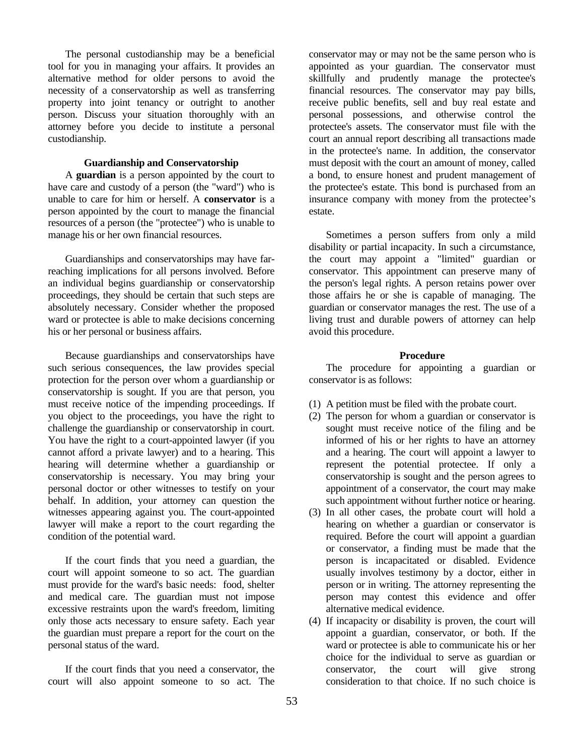The personal custodianship may be a beneficial tool for you in managing your affairs. It provides an alternative method for older persons to avoid the necessity of a conservatorship as well as transferring property into joint tenancy or outright to another person. Discuss your situation thoroughly with an attorney before you decide to institute a personal custodianship.

### Guardianship and Conservatorship

A **guardian** is a person appointed by the court to have care and custody of a person (the "ward") who is unable to care for him or herself. A **conservator** is a person appointed by the court to manage the financial resources of a person (the "protectee") who is unable to manage his or her own financial resources.

Guardianships and conservatorships may have far-reaching implications for all persons involved. Before an individual begins guardianship or conservatorship proceedings, they should be certain that such steps are absolutely necessary. Consider whether the proposed ward or protectee is able to make decisions concerning his or her personal or business affairs.

Because guardianships and conservatorships have such serious consequences, the law provides special protection for the person over whom a guardianship or conservatorship is sought. If you are that person, you must receive notice of the impending proceedings. If you object to the proceedings, you have the right to challenge the guardianship or conservatorship in court. You have the right to a court-appointed lawyer (if you cannot afford a private lawyer) and to a hearing. This hearing will determine whether a guardianship or conservatorship is necessary. You may bring your personal doctor or other witnesses to testify on your behalf. In addition, your attorney can question the witnesses appearing against you. The court-appointed lawyer will make a report to the court regarding the condition of the potential ward.

If the court finds that you need a guardian, the court will appoint someone to so act. The guardian must provide for the ward's basic needs: food, shelter and medical care. The guardian must not impose excessive restraints upon the ward's freedom, limiting only those acts necessary to ensure safety. Each year the guardian must prepare a report for the court on the personal status of the ward.

If the court finds that you need a conservator, the court will also appoint someone to so act. The conservator may or may not be the same person who is appointed as your guardian. The conservator must skillfully and prudently manage the protectee's financial resources. The conservator may pay bills, receive public benefits, sell and buy real estate and personal possessions, and otherwise control the protectee's assets. The conservator must file with the court an annual report describing all transactions made in the protectee's name. In addition, the conservator must deposit with the court an amount of money, called a bond, to ensure honest and prudent management of the protectee's estate. This bond is purchased from an insurance company with money from the protectee's estate.

Sometimes a person suffers from only a mild disability or partial incapacity. In such a circumstance, the court may appoint a "limited" guardian or conservator. This appointment can preserve many of the person's legal rights. A person retains power over those affairs he or she is capable of managing. The guardian or conservator manages the rest. The use of a living trust and durable powers of attorney can help avoid this procedure.

### Procedure

The procedure for appointing a guardian or conservator is as follows:

(1) A petition must be filed with the probate court.

(2) The person for whom a guardian or conservator is sought must receive notice of the filing and be informed of his or her rights to have an attorney and a hearing. The court will appoint a lawyer to represent the potential protectee. If only a conservatorship is sought and the person agrees to appointment of a conservator, the court may make such appointment without further notice or hearing.

(3) In all other cases, the probate court will hold a hearing on whether a guardian or conservator is required. Before the court will appoint a guardian or conservator, a finding must be made that the person is incapacitated or disabled. Evidence usually involves testimony by a doctor, either in person or in writing. The attorney representing the person may contest this evidence and offer alternative medical evidence.

(4) If incapacity or disability is proven, the court will appoint a guardian, conservator, or both. If the ward or protectee is able to communicate his or her choice for the individual to serve as guardian or conservator, the court will give strong consideration to that choice. If no such choice is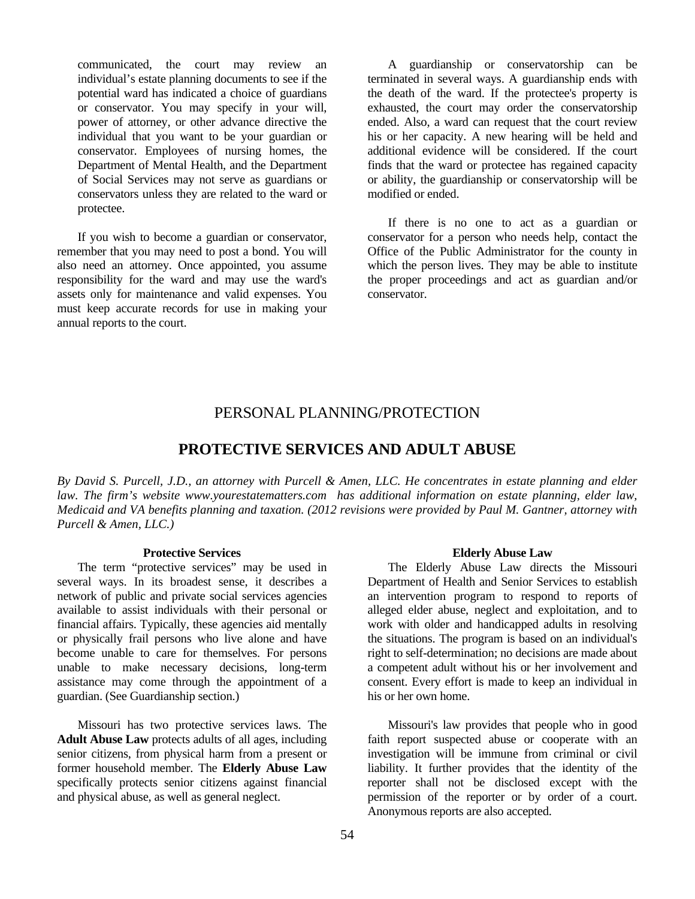communicated, the court may review an individual's estate planning documents to see if the potential ward has indicated a choice of guardians or conservator. You may specify in your will, power of attorney, or other advance directive the individual that you want to be your guardian or conservator. Employees of nursing homes, the Department of Mental Health, and the Department of Social Services may not serve as guardians or conservators unless they are related to the ward or protectee.

If you wish to become a guardian or conservator, remember that you may need to post a bond. You will also need an attorney. Once appointed, you assume responsibility for the ward and may use the ward's assets only for maintenance and valid expenses. You must keep accurate records for use in making your annual reports to the court.

A guardianship or conservatorship can be terminated in several ways. A guardianship ends with the death of the ward. If the protectee's property is exhausted, the court may order the conservatorship ended. Also, a ward can request that the court review his or her capacity. A new hearing will be held and additional evidence will be considered. If the court finds that the ward or protectee has regained capacity or ability, the guardianship or conservatorship will be modified or ended.

If there is no one to act as a guardian or conservator for a person who needs help, contact the Office of the Public Administrator for the county in which the person lives. They may be able to institute the proper proceedings and act as guardian and/or conservator.

## PERSONAL PLANNING/PROTECTION

# PROTECTIVE SERVICES AND ADULT ABUSE

*By David S. Purcell, J.D., an attorney with Purcell & Amen, LLC. He concentrates in estate planning and elder law. The firm's website www.yourestatematters.com has additional information on estate planning, elder law, Medicaid and VA benefits planning and taxation. (2012 revisions were provided by Paul M. Gantner, attorney with Purcell & Amen, LLC.)*

### Protective Services

The term "protective services" may be used in several ways. In its broadest sense, it describes a network of public and private social services agencies available to assist individuals with their personal or financial affairs. Typically, these agencies aid mentally or physically frail persons who live alone and have become unable to care for themselves. For persons unable to make necessary decisions, long-term assistance may come through the appointment of a guardian. (See Guardianship section.)

Missouri has two protective services laws. The **Adult Abuse Law** protects adults of all ages, including senior citizens, from physical harm from a present or former household member. The **Elderly Abuse Law** specifically protects senior citizens against financial and physical abuse, as well as general neglect.

### Elderly Abuse Law

The Elderly Abuse Law directs the Missouri Department of Health and Senior Services to establish an intervention program to respond to reports of alleged elder abuse, neglect and exploitation, and to work with older and handicapped adults in resolving the situations. The program is based on an individual's right to self-determination; no decisions are made about a competent adult without his or her involvement and consent. Every effort is made to keep an individual in his or her own home.

Missouri's law provides that people who in good faith report suspected abuse or cooperate with an investigation will be immune from criminal or civil liability. It further provides that the identity of the reporter shall not be disclosed except with the permission of the reporter or by order of a court. Anonymous reports are also accepted.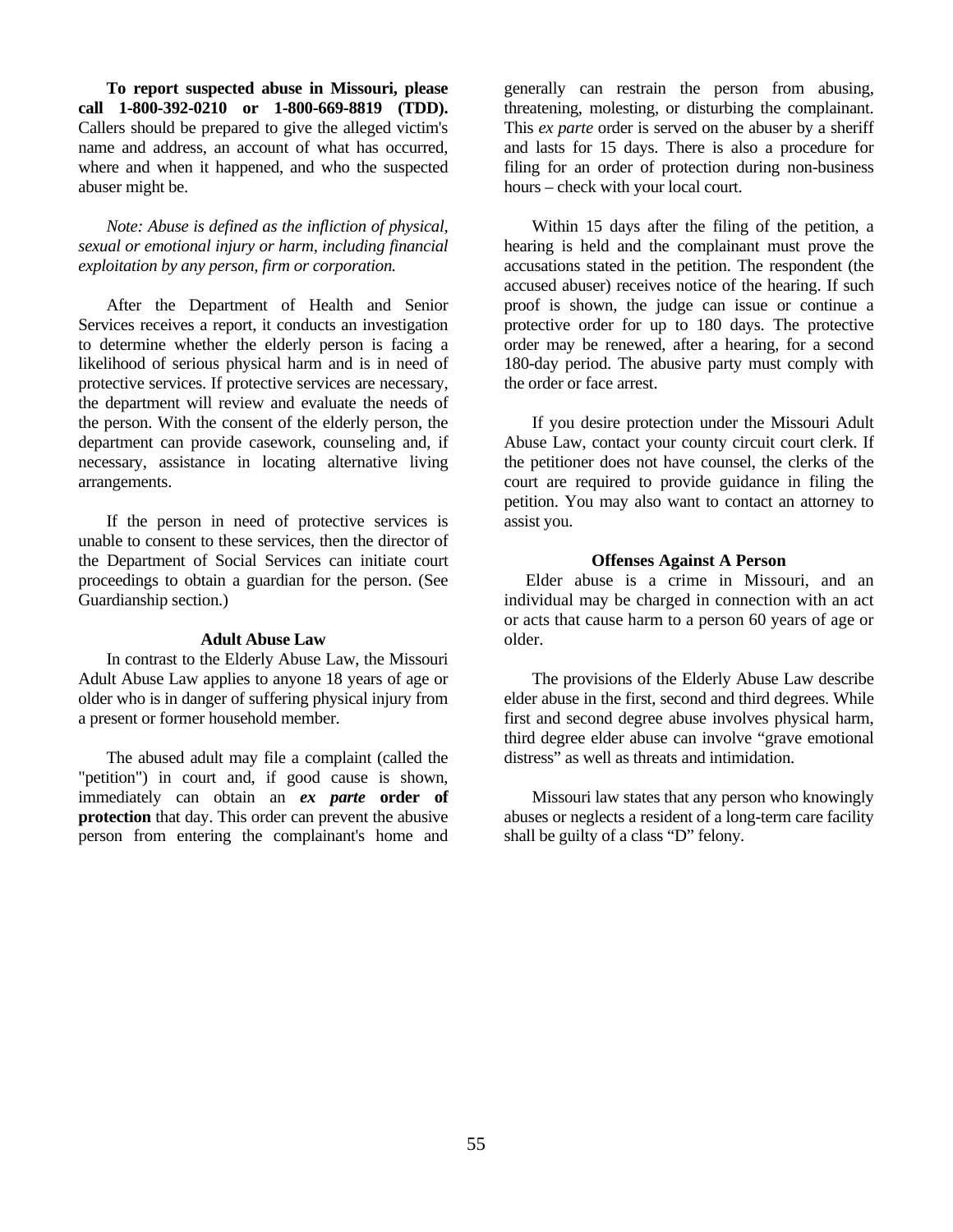**To report suspected abuse in Missouri, please call 1-800-392-0210 or 1-800-669-8819 (TDD).** Callers should be prepared to give the alleged victim's name and address, an account of what has occurred, where and when it happened, and who the suspected abuser might be.

*Note: Abuse is defined as the infliction of physical, sexual or emotional injury or harm, including financial exploitation by any person, firm or corporation.*

After the Department of Health and Senior Services receives a report, it conducts an investigation to determine whether the elderly person is facing a likelihood of serious physical harm and is in need of protective services. If protective services are necessary, the department will review and evaluate the needs of the person. With the consent of the elderly person, the department can provide casework, counseling and, if necessary, assistance in locating alternative living arrangements.

If the person in need of protective services is unable to consent to these services, then the director of the Department of Social Services can initiate court proceedings to obtain a guardian for the person. (See Guardianship section.)

### Adult Abuse Law

In contrast to the Elderly Abuse Law, the Missouri Adult Abuse Law applies to anyone 18 years of age or older who is in danger of suffering physical injury from a present or former household member.

The abused adult may file a complaint (called the "petition") in court and, if good cause is shown, immediately can obtain an ***ex parte*** **order of protection** that day. This order can prevent the abusive person from entering the complainant's home and generally can restrain the person from abusing, threatening, molesting, or disturbing the complainant. This *ex parte* order is served on the abuser by a sheriff and lasts for 15 days. There is also a procedure for filing for an order of protection during non-business hours – check with your local court.

Within 15 days after the filing of the petition, a hearing is held and the complainant must prove the accusations stated in the petition. The respondent (the accused abuser) receives notice of the hearing. If such proof is shown, the judge can issue or continue a protective order for up to 180 days. The protective order may be renewed, after a hearing, for a second 180-day period. The abusive party must comply with the order or face arrest.

If you desire protection under the Missouri Adult Abuse Law, contact your county circuit court clerk. If the petitioner does not have counsel, the clerks of the court are required to provide guidance in filing the petition. You may also want to contact an attorney to assist you.

### Offenses Against A Person

Elder abuse is a crime in Missouri, and an individual may be charged in connection with an act or acts that cause harm to a person 60 years of age or older.

The provisions of the Elderly Abuse Law describe elder abuse in the first, second and third degrees. While first and second degree abuse involves physical harm, third degree elder abuse can involve "grave emotional distress" as well as threats and intimidation.

Missouri law states that any person who knowingly abuses or neglects a resident of a long-term care facility shall be guilty of a class "D" felony.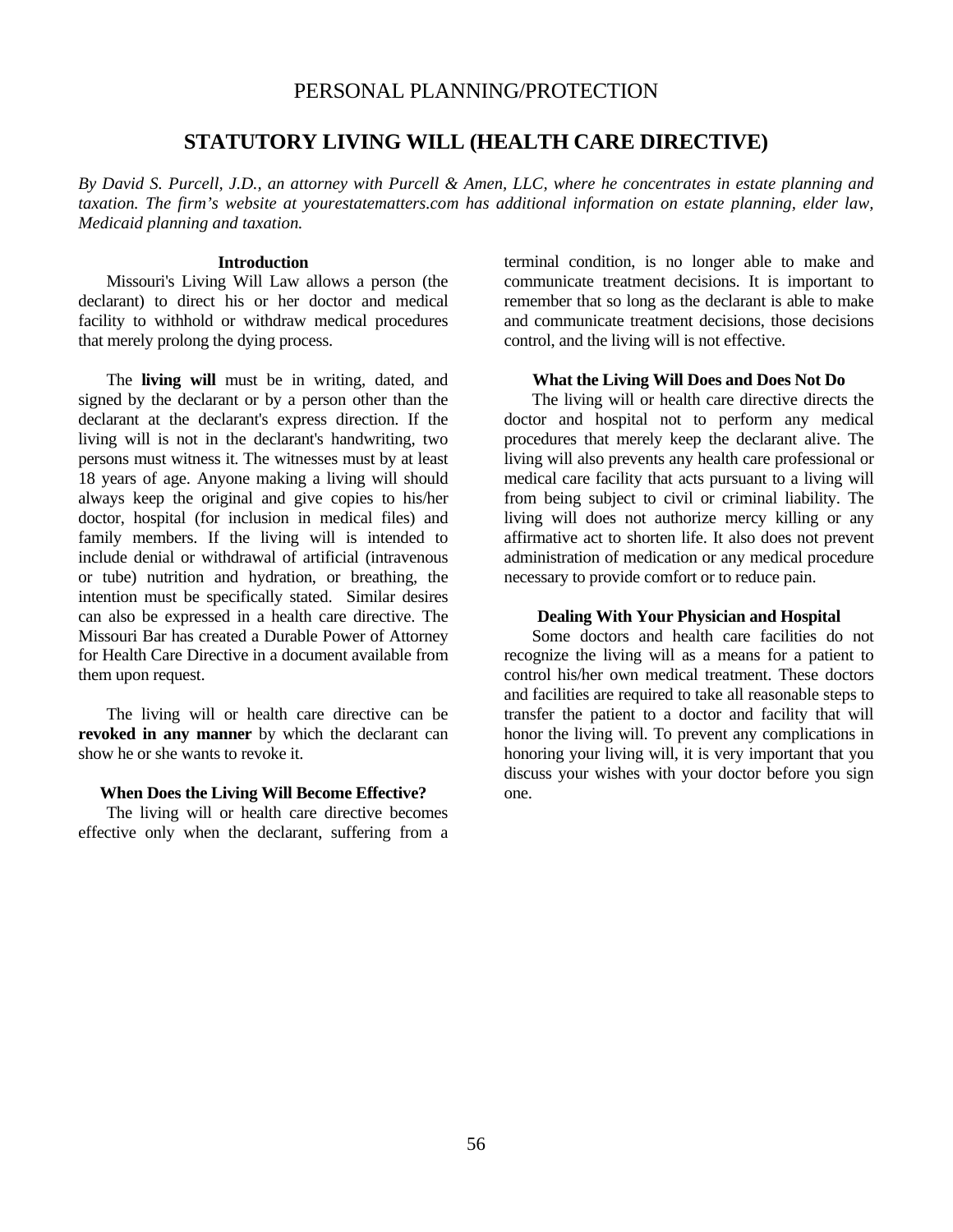PERSONAL PLANNING/PROTECTION

# STATUTORY LIVING WILL (HEALTH CARE DIRECTIVE)

*By David S. Purcell, J.D., an attorney with Purcell & Amen, LLC, where he concentrates in estate planning and taxation. The firm's website at yourestatematters.com has additional information on estate planning, elder law, Medicaid planning and taxation.*

### Introduction

Missouri's Living Will Law allows a person (the declarant) to direct his or her doctor and medical facility to withhold or withdraw medical procedures that merely prolong the dying process.

The **living will** must be in writing, dated, and signed by the declarant or by a person other than the declarant at the declarant's express direction. If the living will is not in the declarant's handwriting, two persons must witness it. The witnesses must by at least 18 years of age. Anyone making a living will should always keep the original and give copies to his/her doctor, hospital (for inclusion in medical files) and family members. If the living will is intended to include denial or withdrawal of artificial (intravenous or tube) nutrition and hydration, or breathing, the intention must be specifically stated. Similar desires can also be expressed in a health care directive. The Missouri Bar has created a Durable Power of Attorney for Health Care Directive in a document available from them upon request.

The living will or health care directive can be **revoked in any manner** by which the declarant can show he or she wants to revoke it.

### When Does the Living Will Become Effective?

The living will or health care directive becomes effective only when the declarant, suffering from a terminal condition, is no longer able to make and communicate treatment decisions. It is important to remember that so long as the declarant is able to make and communicate treatment decisions, those decisions control, and the living will is not effective.

### What the Living Will Does and Does Not Do

The living will or health care directive directs the doctor and hospital not to perform any medical procedures that merely keep the declarant alive. The living will also prevents any health care professional or medical care facility that acts pursuant to a living will from being subject to civil or criminal liability. The living will does not authorize mercy killing or any affirmative act to shorten life. It also does not prevent administration of medication or any medical procedure necessary to provide comfort or to reduce pain.

### Dealing With Your Physician and Hospital

Some doctors and health care facilities do not recognize the living will as a means for a patient to control his/her own medical treatment. These doctors and facilities are required to take all reasonable steps to transfer the patient to a doctor and facility that will honor the living will. To prevent any complications in honoring your living will, it is very important that you discuss your wishes with your doctor before you sign one.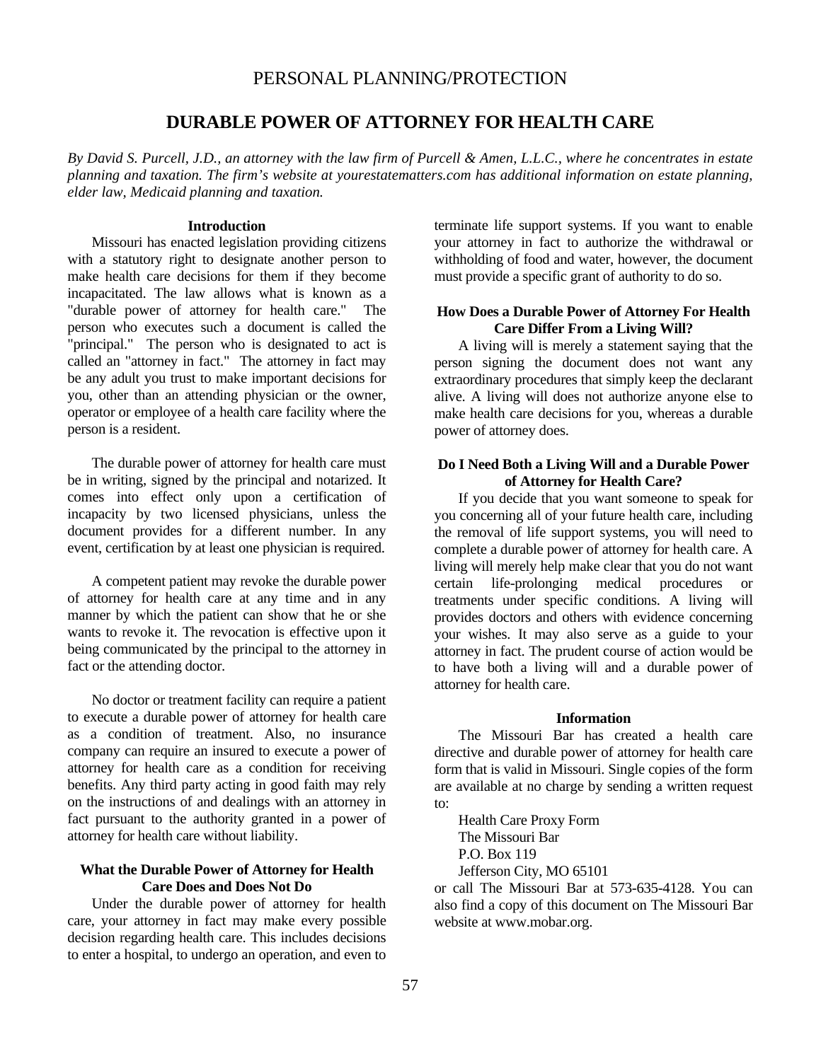PERSONAL PLANNING/PROTECTION

# DURABLE POWER OF ATTORNEY FOR HEALTH CARE

*By David S. Purcell, J.D., an attorney with the law firm of Purcell & Amen, L.L.C., where he concentrates in estate planning and taxation. The firm's website at yourestatematters.com has additional information on estate planning, elder law, Medicaid planning and taxation.*

### Introduction

Missouri has enacted legislation providing citizens with a statutory right to designate another person to make health care decisions for them if they become incapacitated. The law allows what is known as a "durable power of attorney for health care." The person who executes such a document is called the "principal." The person who is designated to act is called an "attorney in fact." The attorney in fact may be any adult you trust to make important decisions for you, other than an attending physician or the owner, operator or employee of a health care facility where the person is a resident.

The durable power of attorney for health care must be in writing, signed by the principal and notarized. It comes into effect only upon a certification of incapacity by two licensed physicians, unless the document provides for a different number. In any event, certification by at least one physician is required.

A competent patient may revoke the durable power of attorney for health care at any time and in any manner by which the patient can show that he or she wants to revoke it. The revocation is effective upon it being communicated by the principal to the attorney in fact or the attending doctor.

No doctor or treatment facility can require a patient to execute a durable power of attorney for health care as a condition of treatment. Also, no insurance company can require an insured to execute a power of attorney for health care as a condition for receiving benefits. Any third party acting in good faith may rely on the instructions of and dealings with an attorney in fact pursuant to the authority granted in a power of attorney for health care without liability.

### What the Durable Power of Attorney for Health Care Does and Does Not Do

Under the durable power of attorney for health care, your attorney in fact may make every possible decision regarding health care. This includes decisions to enter a hospital, to undergo an operation, and even to terminate life support systems. If you want to enable your attorney in fact to authorize the withdrawal or withholding of food and water, however, the document must provide a specific grant of authority to do so.

### How Does a Durable Power of Attorney For Health Care Differ From a Living Will?

A living will is merely a statement saying that the person signing the document does not want any extraordinary procedures that simply keep the declarant alive. A living will does not authorize anyone else to make health care decisions for you, whereas a durable power of attorney does.

### Do I Need Both a Living Will and a Durable Power of Attorney for Health Care?

If you decide that you want someone to speak for you concerning all of your future health care, including the removal of life support systems, you will need to complete a durable power of attorney for health care. A living will merely help make clear that you do not want certain life-prolonging medical procedures or treatments under specific conditions. A living will provides doctors and others with evidence concerning your wishes. It may also serve as a guide to your attorney in fact. The prudent course of action would be to have both a living will and a durable power of attorney for health care.

### Information

The Missouri Bar has created a health care directive and durable power of attorney for health care form that is valid in Missouri. Single copies of the form are available at no charge by sending a written request to:

Health Care Proxy Form
The Missouri Bar
P.O. Box 119
Jefferson City, MO 65101

or call The Missouri Bar at 573-635-4128. You can also find a copy of this document on The Missouri Bar website at www.mobar.org.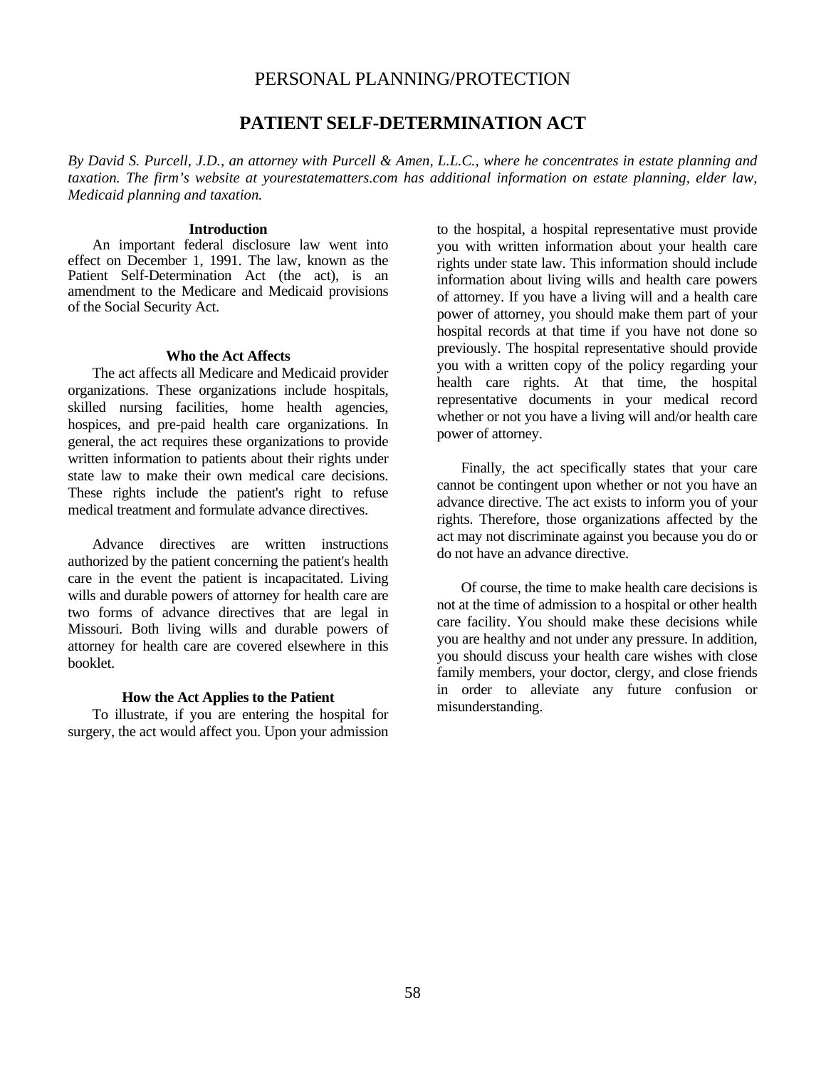PERSONAL PLANNING/PROTECTION

# PATIENT SELF-DETERMINATION ACT

*By David S. Purcell, J.D., an attorney with Purcell & Amen, L.L.C., where he concentrates in estate planning and taxation. The firm's website at yourestatematters.com has additional information on estate planning, elder law, Medicaid planning and taxation.*

### Introduction

An important federal disclosure law went into effect on December 1, 1991. The law, known as the Patient Self-Determination Act (the act), is an amendment to the Medicare and Medicaid provisions of the Social Security Act.

### Who the Act Affects

The act affects all Medicare and Medicaid provider organizations. These organizations include hospitals, skilled nursing facilities, home health agencies, hospices, and pre-paid health care organizations. In general, the act requires these organizations to provide written information to patients about their rights under state law to make their own medical care decisions. These rights include the patient's right to refuse medical treatment and formulate advance directives.

Advance directives are written instructions authorized by the patient concerning the patient's health care in the event the patient is incapacitated. Living wills and durable powers of attorney for health care are two forms of advance directives that are legal in Missouri. Both living wills and durable powers of attorney for health care are covered elsewhere in this booklet.

### How the Act Applies to the Patient

To illustrate, if you are entering the hospital for surgery, the act would affect you. Upon your admission to the hospital, a hospital representative must provide you with written information about your health care rights under state law. This information should include information about living wills and health care powers of attorney. If you have a living will and a health care power of attorney, you should make them part of your hospital records at that time if you have not done so previously. The hospital representative should provide you with a written copy of the policy regarding your health care rights. At that time, the hospital representative documents in your medical record whether or not you have a living will and/or health care power of attorney.

Finally, the act specifically states that your care cannot be contingent upon whether or not you have an advance directive. The act exists to inform you of your rights. Therefore, those organizations affected by the act may not discriminate against you because you do or do not have an advance directive.

Of course, the time to make health care decisions is not at the time of admission to a hospital or other health care facility. You should make these decisions while you are healthy and not under any pressure. In addition, you should discuss your health care wishes with close family members, your doctor, clergy, and close friends in order to alleviate any future confusion or misunderstanding.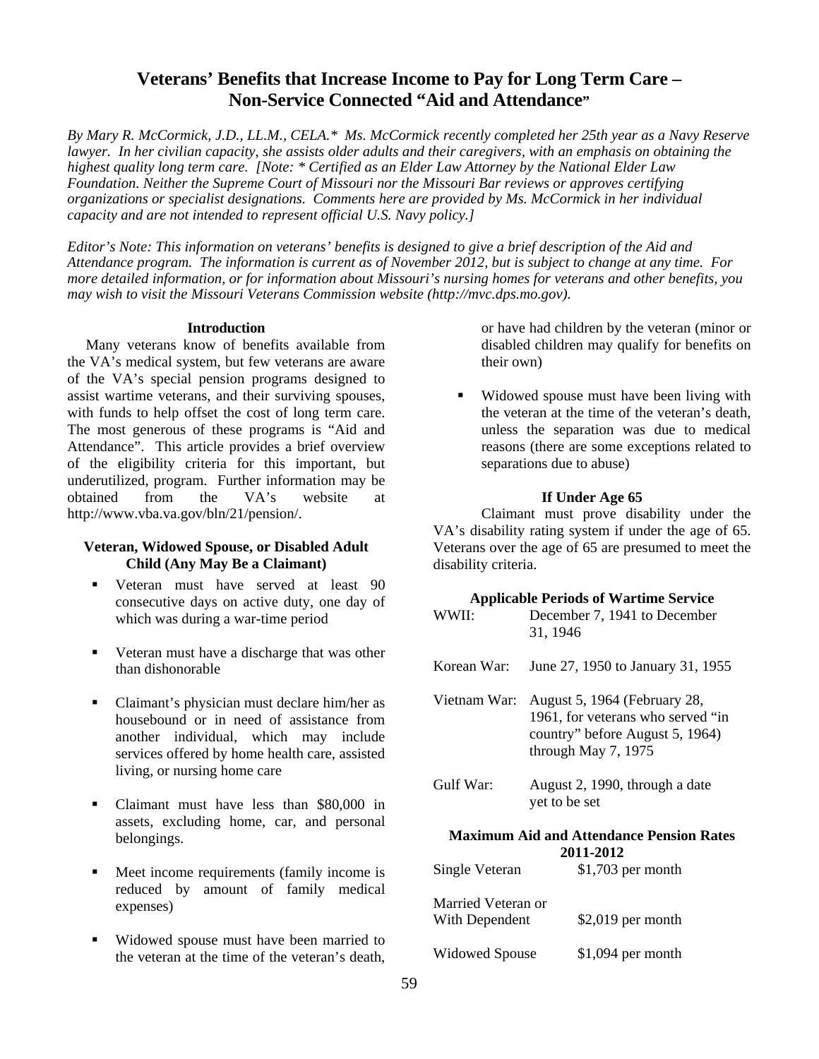# Veterans' Benefits that Increase Income to Pay for Long Term Care – Non-Service Connected "Aid and Attendance"

*By Mary R. McCormick, J.D., LL.M., CELA.\* Ms. McCormick recently completed her 25th year as a Navy Reserve lawyer. In her civilian capacity, she assists older adults and their caregivers, with an emphasis on obtaining the highest quality long term care. [Note: \* Certified as an Elder Law Attorney by the National Elder Law Foundation. Neither the Supreme Court of Missouri nor the Missouri Bar reviews or approves certifying organizations or specialist designations. Comments here are provided by Ms. McCormick in her individual capacity and are not intended to represent official U.S. Navy policy.]*

*Editor's Note: This information on veterans' benefits is designed to give a brief description of the Aid and Attendance program. The information is current as of November 2012, but is subject to change at any time. For more detailed information, or for information about Missouri's nursing homes for veterans and other benefits, you may wish to visit the Missouri Veterans Commission website (http://mvc.dps.mo.gov).*

### Introduction

Many veterans know of benefits available from the VA's medical system, but few veterans are aware of the VA's special pension programs designed to assist wartime veterans, and their surviving spouses, with funds to help offset the cost of long term care. The most generous of these programs is "Aid and Attendance". This article provides a brief overview of the eligibility criteria for this important, but underutilized, program. Further information may be obtained from the VA's website at http://www.vba.va.gov/bln/21/pension/.

### Veteran, Widowed Spouse, or Disabled Adult Child (Any May Be a Claimant)

- Veteran must have served at least 90 consecutive days on active duty, one day of which was during a war-time period
- Veteran must have a discharge that was other than dishonorable
- Claimant's physician must declare him/her as housebound or in need of assistance from another individual, which may include services offered by home health care, assisted living, or nursing home care
- Claimant must have less than $80,000 in assets, excluding home, car, and personal belongings.
- Meet income requirements (family income is reduced by amount of family medical expenses)
- Widowed spouse must have been married to the veteran at the time of the veteran's death, or have had children by the veteran (minor or disabled children may qualify for benefits on their own)
- Widowed spouse must have been living with the veteran at the time of the veteran's death, unless the separation was due to medical reasons (there are some exceptions related to separations due to abuse)

### If Under Age 65

Claimant must prove disability under the VA's disability rating system if under the age of 65. Veterans over the age of 65 are presumed to meet the disability criteria.

### Applicable Periods of Wartime Service

| | |
|---|---|
| WWII: | December 7, 1941 to December 31, 1946 |
| Korean War: | June 27, 1950 to January 31, 1955 |
| Vietnam War: | August 5, 1964 (February 28, 1961, for veterans who served "in country" before August 5, 1964) through May 7, 1975 |
| Gulf War: | August 2, 1990, through a date yet to be set |

### Maximum Aid and Attendance Pension Rates 2011-2012

| | |
|---|---|
| Single Veteran | $1,703 per month |
| Married Veteran or With Dependent | $2,019 per month |
| Widowed Spouse | $1,094 per month |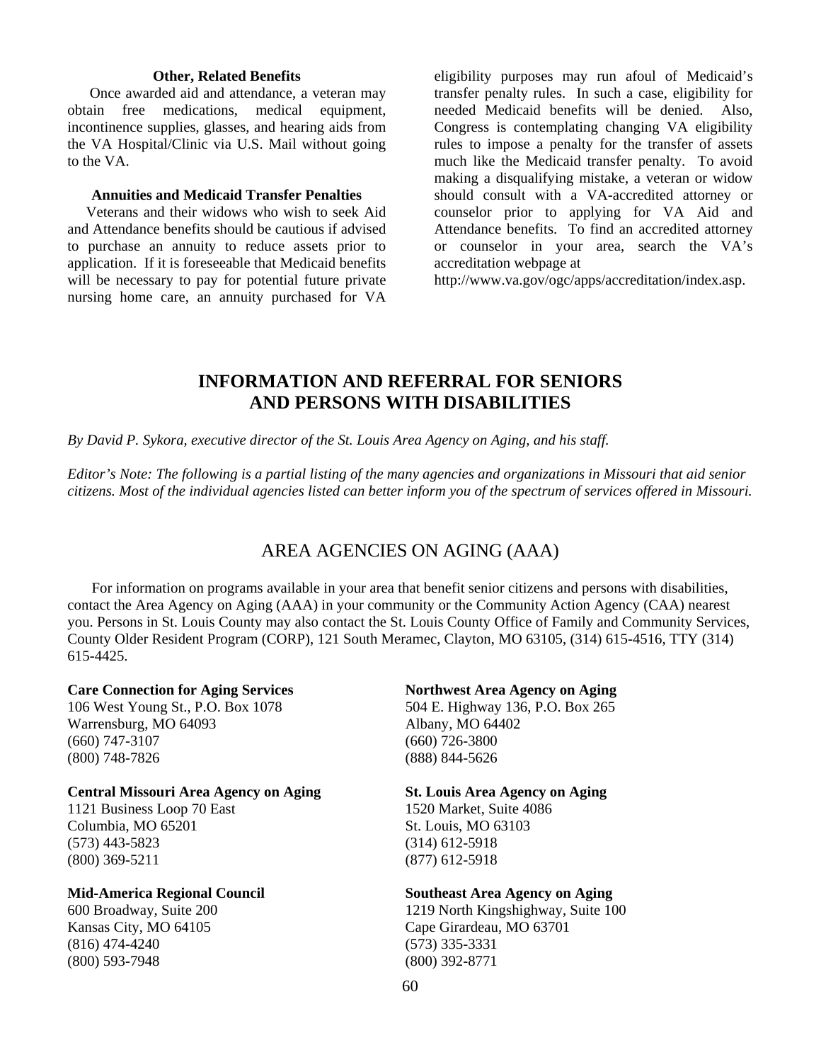### Other, Related Benefits

Once awarded aid and attendance, a veteran may obtain free medications, medical equipment, incontinence supplies, glasses, and hearing aids from the VA Hospital/Clinic via U.S. Mail without going to the VA.

### Annuities and Medicaid Transfer Penalties

Veterans and their widows who wish to seek Aid and Attendance benefits should be cautious if advised to purchase an annuity to reduce assets prior to application. If it is foreseeable that Medicaid benefits will be necessary to pay for potential future private nursing home care, an annuity purchased for VA eligibility purposes may run afoul of Medicaid's transfer penalty rules. In such a case, eligibility for needed Medicaid benefits will be denied. Also, Congress is contemplating changing VA eligibility rules to impose a penalty for the transfer of assets much like the Medicaid transfer penalty. To avoid making a disqualifying mistake, a veteran or widow should consult with a VA-accredited attorney or counselor prior to applying for VA Aid and Attendance benefits. To find an accredited attorney or counselor in your area, search the VA's accreditation webpage at http://www.va.gov/ogc/apps/accreditation/index.asp.

# INFORMATION AND REFERRAL FOR SENIORS AND PERSONS WITH DISABILITIES

*By David P. Sykora, executive director of the St. Louis Area Agency on Aging, and his staff.*

*Editor's Note: The following is a partial listing of the many agencies and organizations in Missouri that aid senior citizens. Most of the individual agencies listed can better inform you of the spectrum of services offered in Missouri.*

## AREA AGENCIES ON AGING (AAA)

For information on programs available in your area that benefit senior citizens and persons with disabilities, contact the Area Agency on Aging (AAA) in your community or the Community Action Agency (CAA) nearest you. Persons in St. Louis County may also contact the St. Louis County Office of Family and Community Services, County Older Resident Program (CORP), 121 South Meramec, Clayton, MO 63105, (314) 615-4516, TTY (314) 615-4425.

**Care Connection for Aging Services**
106 West Young St., P.O. Box 1078
Warrensburg, MO 64093
(660) 747-3107
(800) 748-7826

**Central Missouri Area Agency on Aging**
1121 Business Loop 70 East
Columbia, MO 65201
(573) 443-5823
(800) 369-5211

**Mid-America Regional Council**
600 Broadway, Suite 200
Kansas City, MO 64105
(816) 474-4240
(800) 593-7948

**Northwest Area Agency on Aging**
504 E. Highway 136, P.O. Box 265
Albany, MO 64402
(660) 726-3800
(888) 844-5626

**St. Louis Area Agency on Aging**
1520 Market, Suite 4086
St. Louis, MO 63103
(314) 612-5918
(877) 612-5918

**Southeast Area Agency on Aging**
1219 North Kingshighway, Suite 100
Cape Girardeau, MO 63701
(573) 335-3331
(800) 392-8771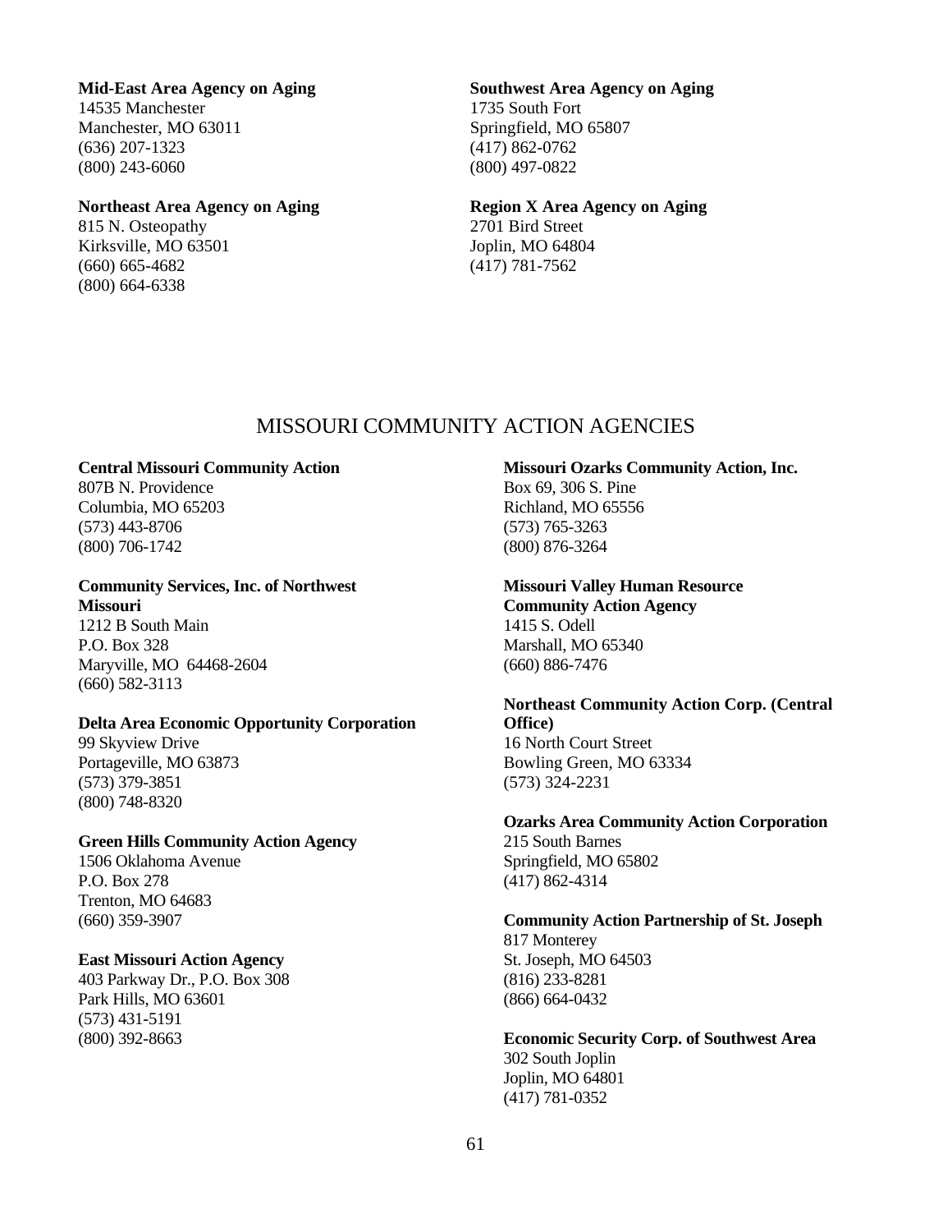**Mid-East Area Agency on Aging**
14535 Manchester
Manchester, MO 63011
(636) 207-1323
(800) 243-6060

**Northeast Area Agency on Aging**
815 N. Osteopathy
Kirksville, MO 63501
(660) 665-4682
(800) 664-6338

**Southwest Area Agency on Aging**
1735 South Fort
Springfield, MO 65807
(417) 862-0762
(800) 497-0822

**Region X Area Agency on Aging**
2701 Bird Street
Joplin, MO 64804
(417) 781-7562

## MISSOURI COMMUNITY ACTION AGENCIES

**Central Missouri Community Action**
807B N. Providence
Columbia, MO 65203
(573) 443-8706
(800) 706-1742

**Community Services, Inc. of Northwest Missouri**
1212 B South Main
P.O. Box 328
Maryville, MO 64468-2604
(660) 582-3113

**Delta Area Economic Opportunity Corporation**
99 Skyview Drive
Portageville, MO 63873
(573) 379-3851
(800) 748-8320

**Green Hills Community Action Agency**
1506 Oklahoma Avenue
P.O. Box 278
Trenton, MO 64683
(660) 359-3907

**East Missouri Action Agency**
403 Parkway Dr., P.O. Box 308
Park Hills, MO 63601
(573) 431-5191
(800) 392-8663

**Missouri Ozarks Community Action, Inc.**
Box 69, 306 S. Pine
Richland, MO 65556
(573) 765-3263
(800) 876-3264

**Missouri Valley Human Resource Community Action Agency**
1415 S. Odell
Marshall, MO 65340
(660) 886-7476

**Northeast Community Action Corp. (Central Office)**
16 North Court Street
Bowling Green, MO 63334
(573) 324-2231

**Ozarks Area Community Action Corporation**
215 South Barnes
Springfield, MO 65802
(417) 862-4314

**Community Action Partnership of St. Joseph**
817 Monterey
St. Joseph, MO 64503
(816) 233-8281
(866) 664-0432

**Economic Security Corp. of Southwest Area**
302 South Joplin
Joplin, MO 64801
(417) 781-0352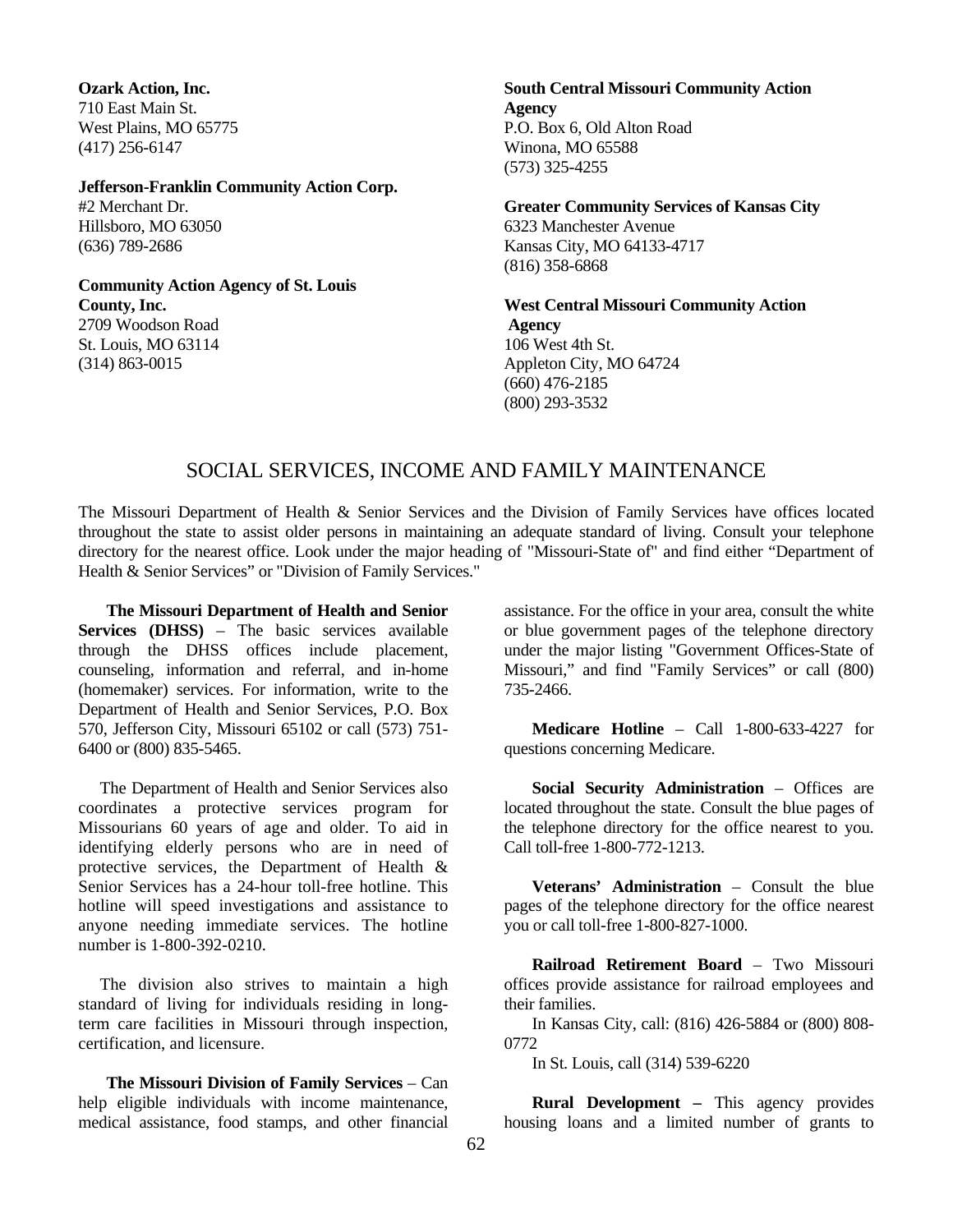**Ozark Action, Inc.**
710 East Main St.
West Plains, MO 65775
(417) 256-6147

**Jefferson-Franklin Community Action Corp.**
#2 Merchant Dr.
Hillsboro, MO 63050
(636) 789-2686

**Community Action Agency of St. Louis County, Inc.**
2709 Woodson Road
St. Louis, MO 63114
(314) 863-0015

**South Central Missouri Community Action Agency**
P.O. Box 6, Old Alton Road
Winona, MO 65588
(573) 325-4255

**Greater Community Services of Kansas City**
6323 Manchester Avenue
Kansas City, MO 64133-4717
(816) 358-6868

**West Central Missouri Community Action Agency**
106 West 4th St.
Appleton City, MO 64724
(660) 476-2185
(800) 293-3532

## SOCIAL SERVICES, INCOME AND FAMILY MAINTENANCE

The Missouri Department of Health & Senior Services and the Division of Family Services have offices located throughout the state to assist older persons in maintaining an adequate standard of living. Consult your telephone directory for the nearest office. Look under the major heading of "Missouri-State of" and find either "Department of Health & Senior Services" or "Division of Family Services."

**The Missouri Department of Health and Senior Services (DHSS)** – The basic services available through the DHSS offices include placement, counseling, information and referral, and in-home (homemaker) services. For information, write to the Department of Health and Senior Services, P.O. Box 570, Jefferson City, Missouri 65102 or call (573) 751-6400 or (800) 835-5465.

The Department of Health and Senior Services also coordinates a protective services program for Missourians 60 years of age and older. To aid in identifying elderly persons who are in need of protective services, the Department of Health & Senior Services has a 24-hour toll-free hotline. This hotline will speed investigations and assistance to anyone needing immediate services. The hotline number is 1-800-392-0210.

The division also strives to maintain a high standard of living for individuals residing in long-term care facilities in Missouri through inspection, certification, and licensure.

**The Missouri Division of Family Services** – Can help eligible individuals with income maintenance, medical assistance, food stamps, and other financial assistance. For the office in your area, consult the white or blue government pages of the telephone directory under the major listing "Government Offices-State of Missouri," and find "Family Services" or call (800) 735-2466.

**Medicare Hotline** – Call 1-800-633-4227 for questions concerning Medicare.

**Social Security Administration** – Offices are located throughout the state. Consult the blue pages of the telephone directory for the office nearest to you. Call toll-free 1-800-772-1213.

**Veterans' Administration** – Consult the blue pages of the telephone directory for the office nearest you or call toll-free 1-800-827-1000.

**Railroad Retirement Board** – Two Missouri offices provide assistance for railroad employees and their families.

In Kansas City, call: (816) 426-5884 or (800) 808-0772

In St. Louis, call (314) 539-6220

**Rural Development –** This agency provides housing loans and a limited number of grants to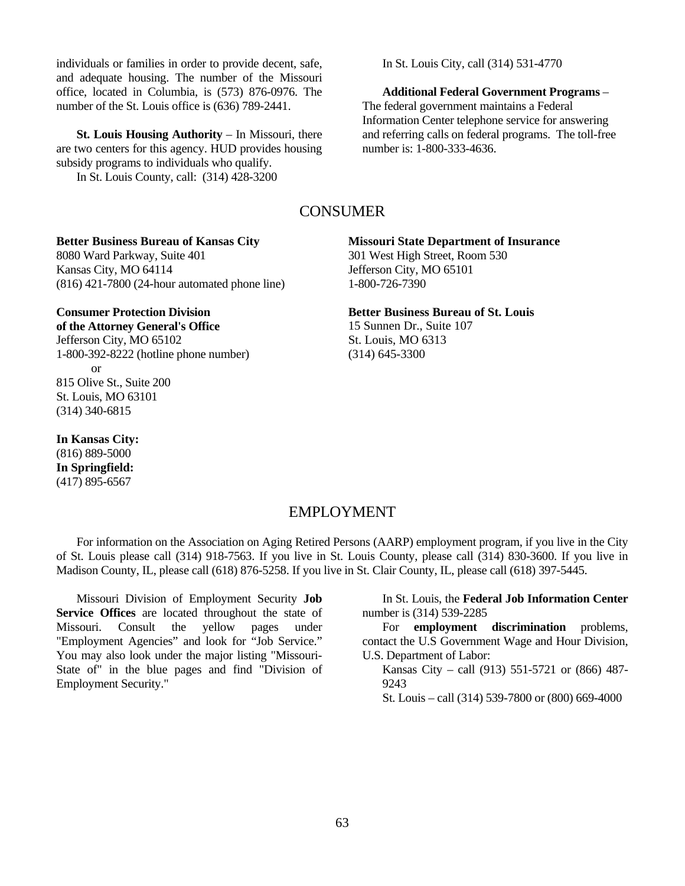individuals or families in order to provide decent, safe, and adequate housing. The number of the Missouri office, located in Columbia, is (573) 876-0976. The number of the St. Louis office is (636) 789-2441.

**St. Louis Housing Authority** – In Missouri, there are two centers for this agency. HUD provides housing subsidy programs to individuals who qualify.

In St. Louis County, call: (314) 428-3200

In St. Louis City, call (314) 531-4770

**Additional Federal Government Programs** – The federal government maintains a Federal Information Center telephone service for answering and referring calls on federal programs. The toll-free number is: 1-800-333-4636.

## CONSUMER

**Better Business Bureau of Kansas City**
8080 Ward Parkway, Suite 401
Kansas City, MO 64114
(816) 421-7800 (24-hour automated phone line)

**Consumer Protection Division of the Attorney General's Office**
Jefferson City, MO 65102
1-800-392-8222 (hotline phone number)
or
815 Olive St., Suite 200
St. Louis, MO 63101
(314) 340-6815

**In Kansas City:**
(816) 889-5000
**In Springfield:**
(417) 895-6567

**Missouri State Department of Insurance**
301 West High Street, Room 530
Jefferson City, MO 65101
1-800-726-7390

**Better Business Bureau of St. Louis**
15 Sunnen Dr., Suite 107
St. Louis, MO 6313
(314) 645-3300

## EMPLOYMENT

For information on the Association on Aging Retired Persons (AARP) employment program, if you live in the City of St. Louis please call (314) 918-7563. If you live in St. Louis County, please call (314) 830-3600. If you live in Madison County, IL, please call (618) 876-5258. If you live in St. Clair County, IL, please call (618) 397-5445.

Missouri Division of Employment Security **Job Service Offices** are located throughout the state of Missouri. Consult the yellow pages under "Employment Agencies" and look for "Job Service." You may also look under the major listing "Missouri-State of" in the blue pages and find "Division of Employment Security."

In St. Louis, the **Federal Job Information Center** number is (314) 539-2285

For **employment discrimination** problems, contact the U.S Government Wage and Hour Division, U.S. Department of Labor:

Kansas City – call (913) 551-5721 or (866) 487-9243

St. Louis – call (314) 539-7800 or (800) 669-4000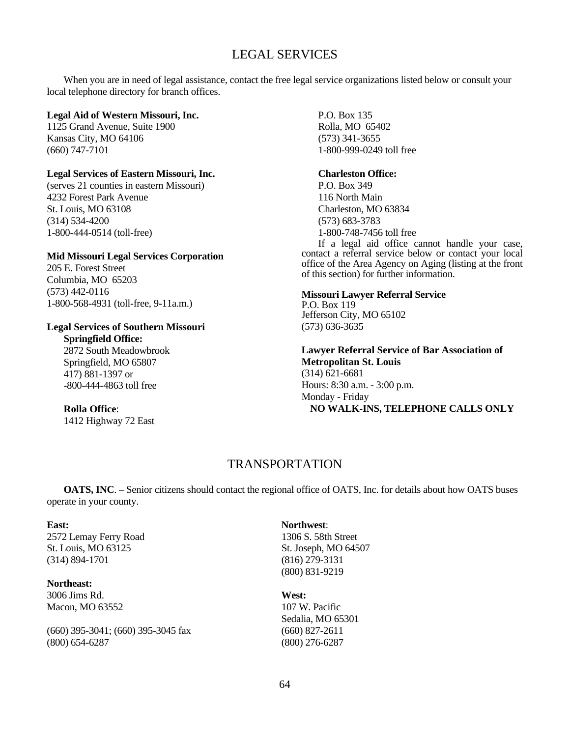# LEGAL SERVICES

When you are in need of legal assistance, contact the free legal service organizations listed below or consult your local telephone directory for branch offices.

**Legal Aid of Western Missouri, Inc.**
1125 Grand Avenue, Suite 1900
Kansas City, MO 64106
(660) 747-7101

**Legal Services of Eastern Missouri, Inc.**
(serves 21 counties in eastern Missouri)
4232 Forest Park Avenue
St. Louis, MO 63108
(314) 534-4200
1-800-444-0514 (toll-free)

**Mid Missouri Legal Services Corporation**
205 E. Forest Street
Columbia, MO 65203
(573) 442-0116
1-800-568-4931 (toll-free, 9-11a.m.)

**Legal Services of Southern Missouri**

**Springfield Office:**
2872 South Meadowbrook
Springfield, MO 65807
417) 881-1397 or
-800-444-4863 toll free

**Rolla Office**:
1412 Highway 72 East
P.O. Box 135
Rolla, MO 65402
(573) 341-3655
1-800-999-0249 toll free

**Charleston Office:**
P.O. Box 349
116 North Main
Charleston, MO 63834
(573) 683-3783
1-800-748-7456 toll free

If a legal aid office cannot handle your case, contact a referral service below or contact your local office of the Area Agency on Aging (listing at the front of this section) for further information.

**Missouri Lawyer Referral Service**
P.O. Box 119
Jefferson City, MO 65102
(573) 636-3635

**Lawyer Referral Service of Bar Association of Metropolitan St. Louis**
(314) 621-6681
Hours: 8:30 a.m. - 3:00 p.m.
Monday - Friday
**NO WALK-INS, TELEPHONE CALLS ONLY**

# TRANSPORTATION

**OATS, INC**. – Senior citizens should contact the regional office of OATS, Inc. for details about how OATS buses operate in your county.

**East:**
2572 Lemay Ferry Road
St. Louis, MO 63125
(314) 894-1701

**Northeast:**
3006 Jims Rd.
Macon, MO 63552

(660) 395-3041; (660) 395-3045 fax
(800) 654-6287

**Northwest**:
1306 S. 58th Street
St. Joseph, MO 64507
(816) 279-3131
(800) 831-9219

**West:**
107 W. Pacific
Sedalia, MO 65301
(660) 827-2611
(800) 276-6287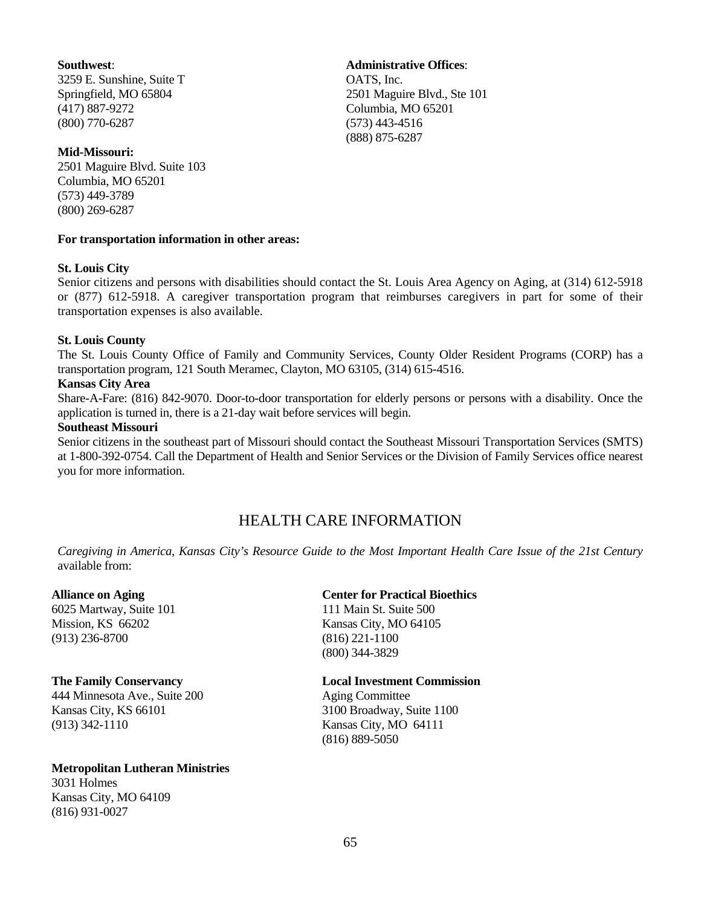**Southwest**:
3259 E. Sunshine, Suite T
Springfield, MO 65804
(417) 887-9272
(800) 770-6287

**Mid-Missouri:**
2501 Maguire Blvd. Suite 103
Columbia, MO 65201
(573) 449-3789
(800) 269-6287

**Administrative Offices**:
OATS, Inc.
2501 Maguire Blvd., Ste 101
Columbia, MO 65201
(573) 443-4516
(888) 875-6287

**For transportation information in other areas:**

**St. Louis City**
Senior citizens and persons with disabilities should contact the St. Louis Area Agency on Aging, at (314) 612-5918 or (877) 612-5918. A caregiver transportation program that reimburses caregivers in part for some of their transportation expenses is also available.

**St. Louis County**
The St. Louis County Office of Family and Community Services, County Older Resident Programs (CORP) has a transportation program, 121 South Meramec, Clayton, MO 63105, (314) 615-4516.

**Kansas City Area**
Share-A-Fare: (816) 842-9070. Door-to-door transportation for elderly persons or persons with a disability. Once the application is turned in, there is a 21-day wait before services will begin.

**Southeast Missouri**
Senior citizens in the southeast part of Missouri should contact the Southeast Missouri Transportation Services (SMTS) at 1-800-392-0754. Call the Department of Health and Senior Services or the Division of Family Services office nearest you for more information.

## HEALTH CARE INFORMATION

*Caregiving in America, Kansas City's Resource Guide to the Most Important Health Care Issue of the 21st Century* available from:

**Alliance on Aging**
6025 Martway, Suite 101
Mission, KS 66202
(913) 236-8700

**The Family Conservancy**
444 Minnesota Ave., Suite 200
Kansas City, KS 66101
(913) 342-1110

**Metropolitan Lutheran Ministries**
3031 Holmes
Kansas City, MO 64109
(816) 931-0027

**Center for Practical Bioethics**
111 Main St. Suite 500
Kansas City, MO 64105
(816) 221-1100
(800) 344-3829

**Local Investment Commission**
Aging Committee
3100 Broadway, Suite 1100
Kansas City, MO 64111
(816) 889-5050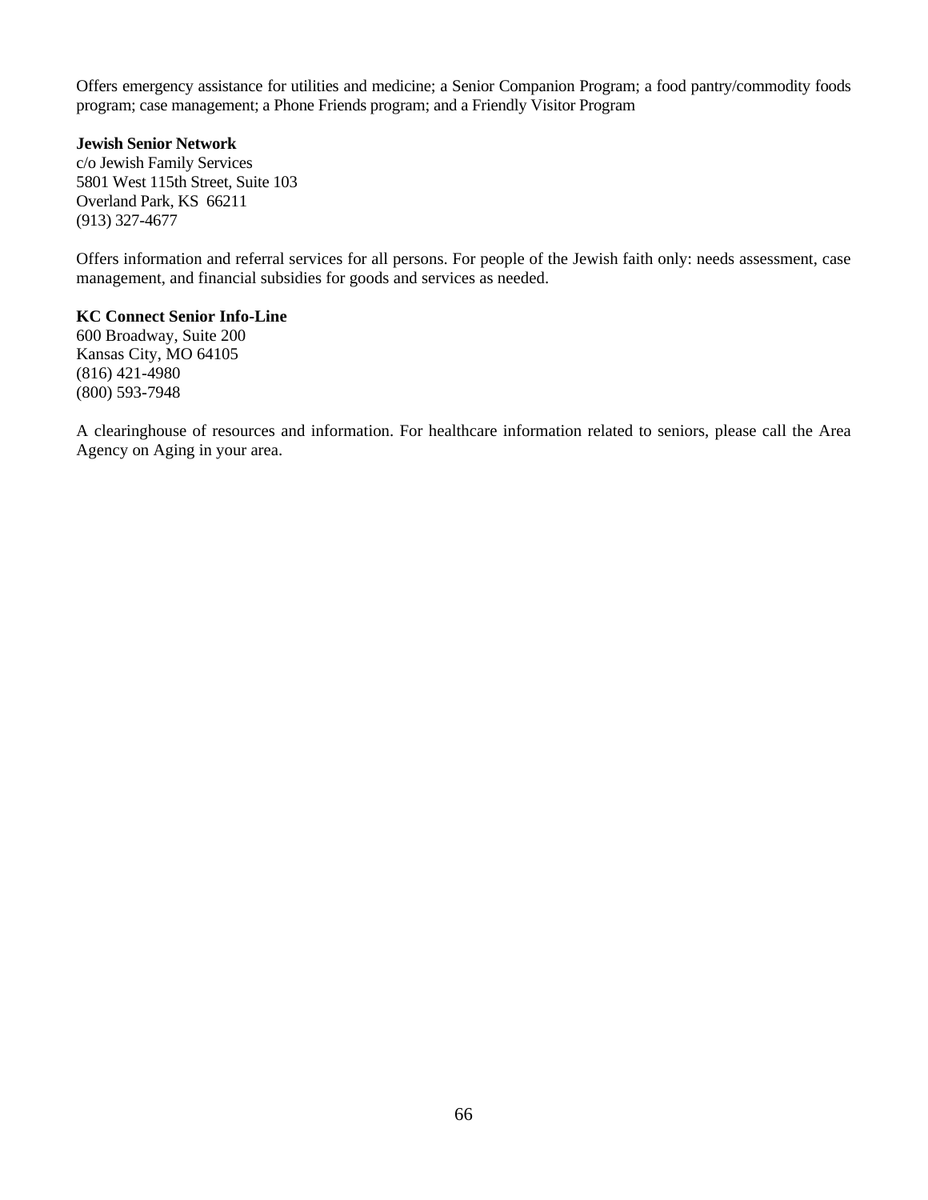Offers emergency assistance for utilities and medicine; a Senior Companion Program; a food pantry/commodity foods program; case management; a Phone Friends program; and a Friendly Visitor Program

**Jewish Senior Network**
c/o Jewish Family Services
5801 West 115th Street, Suite 103
Overland Park, KS 66211
(913) 327-4677

Offers information and referral services for all persons. For people of the Jewish faith only: needs assessment, case management, and financial subsidies for goods and services as needed.

**KC Connect Senior Info-Line**
600 Broadway, Suite 200
Kansas City, MO 64105
(816) 421-4980
(800) 593-7948

A clearinghouse of resources and information. For healthcare information related to seniors, please call the Area Agency on Aging in your area.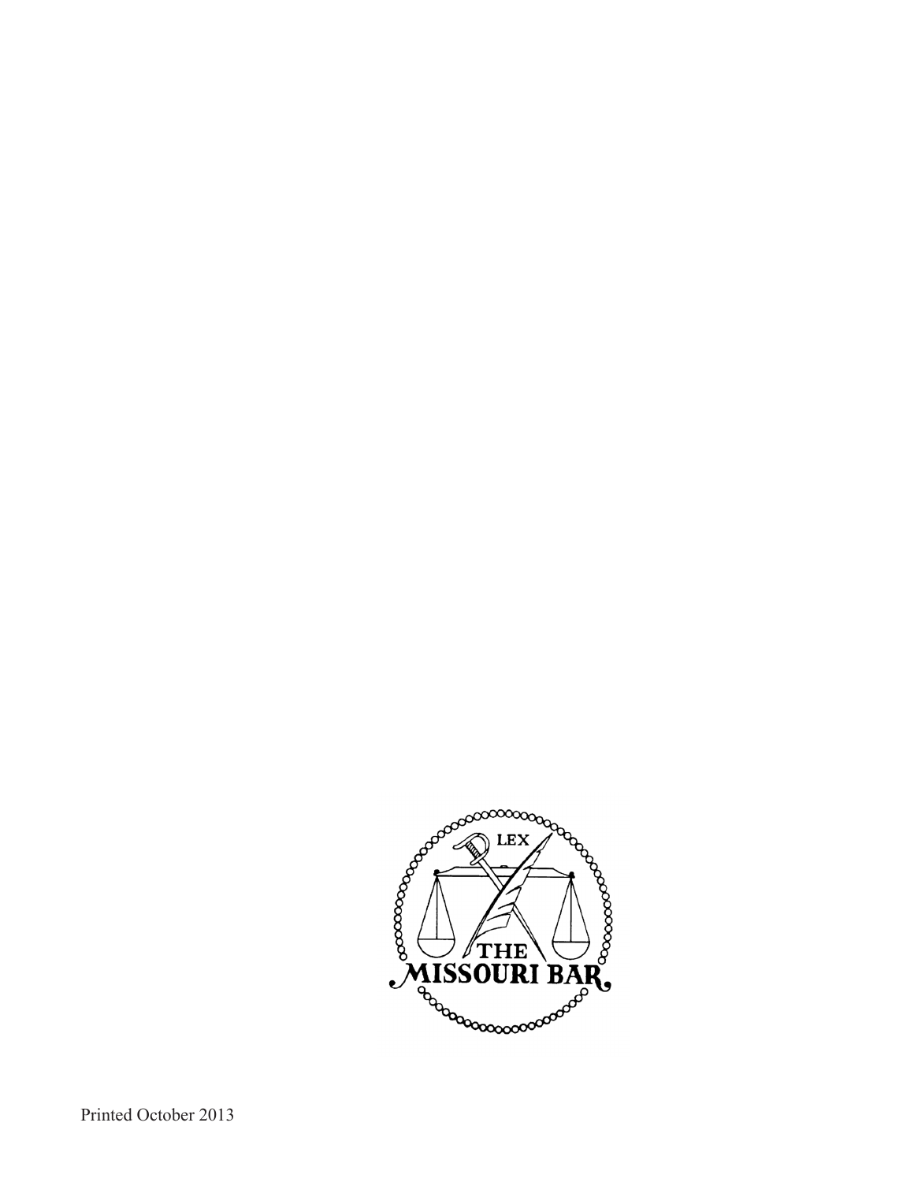LEX

THE MISSOURI BAR

Printed October 2013